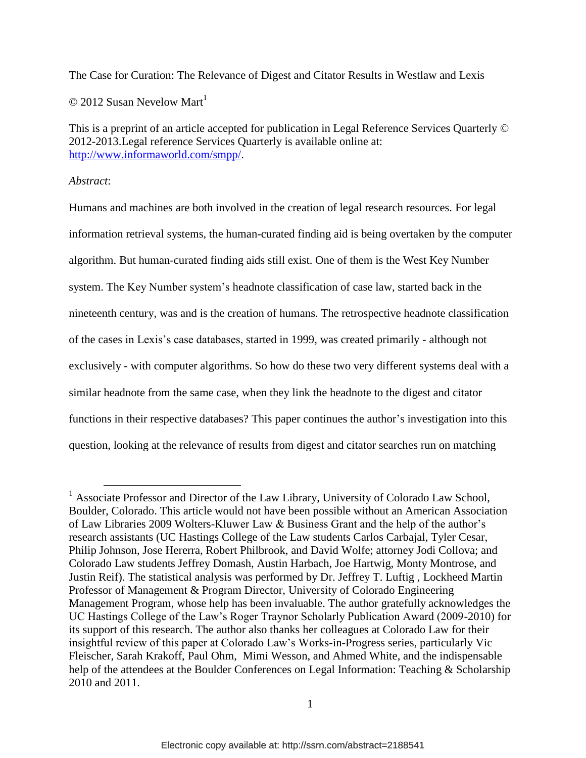The Case for Curation: The Relevance of Digest and Citator Results in Westlaw and Lexis

© 2012 Susan Nevelow Mart[1]

This is a preprint of an article accepted for publication in Legal Reference Services Quarterly © 2012-2013.Legal reference Services Quarterly is available online at: http://www.informaworld.com/smpp/.

*Abstract*:

Humans and machines are both involved in the creation of legal research resources. For legal information retrieval systems, the human-curated finding aid is being overtaken by the computer algorithm. But human-curated finding aids still exist. One of them is the West Key Number system. The Key Number system's headnote classification of case law, started back in the nineteenth century, was and is the creation of humans. The retrospective headnote classification of the cases in Lexis's case databases, started in 1999, was created primarily - although not exclusively - with computer algorithms. So how do these two very different systems deal with a similar headnote from the same case, when they link the headnote to the digest and citator functions in their respective databases? This paper continues the author's investigation into this question, looking at the relevance of results from digest and citator searches run on matching

[1] Associate Professor and Director of the Law Library, University of Colorado Law School, Boulder, Colorado. This article would not have been possible without an American Association of Law Libraries 2009 Wolters-Kluwer Law & Business Grant and the help of the author's research assistants (UC Hastings College of the Law students Carlos Carbajal, Tyler Cesar, Philip Johnson, Jose Hererra, Robert Philbrook, and David Wolfe; attorney Jodi Collova; and Colorado Law students Jeffrey Domash, Austin Harbach, Joe Hartwig, Monty Montrose, and Justin Reif). The statistical analysis was performed by Dr. Jeffrey T. Luftig , Lockheed Martin Professor of Management & Program Director, University of Colorado Engineering Management Program, whose help has been invaluable. The author gratefully acknowledges the UC Hastings College of the Law's Roger Traynor Scholarly Publication Award (2009-2010) for its support of this research. The author also thanks her colleagues at Colorado Law for their insightful review of this paper at Colorado Law's Works-in-Progress series, particularly Vic Fleischer, Sarah Krakoff, Paul Ohm, Mimi Wesson, and Ahmed White, and the indispensable help of the attendees at the Boulder Conferences on Legal Information: Teaching & Scholarship 2010 and 2011.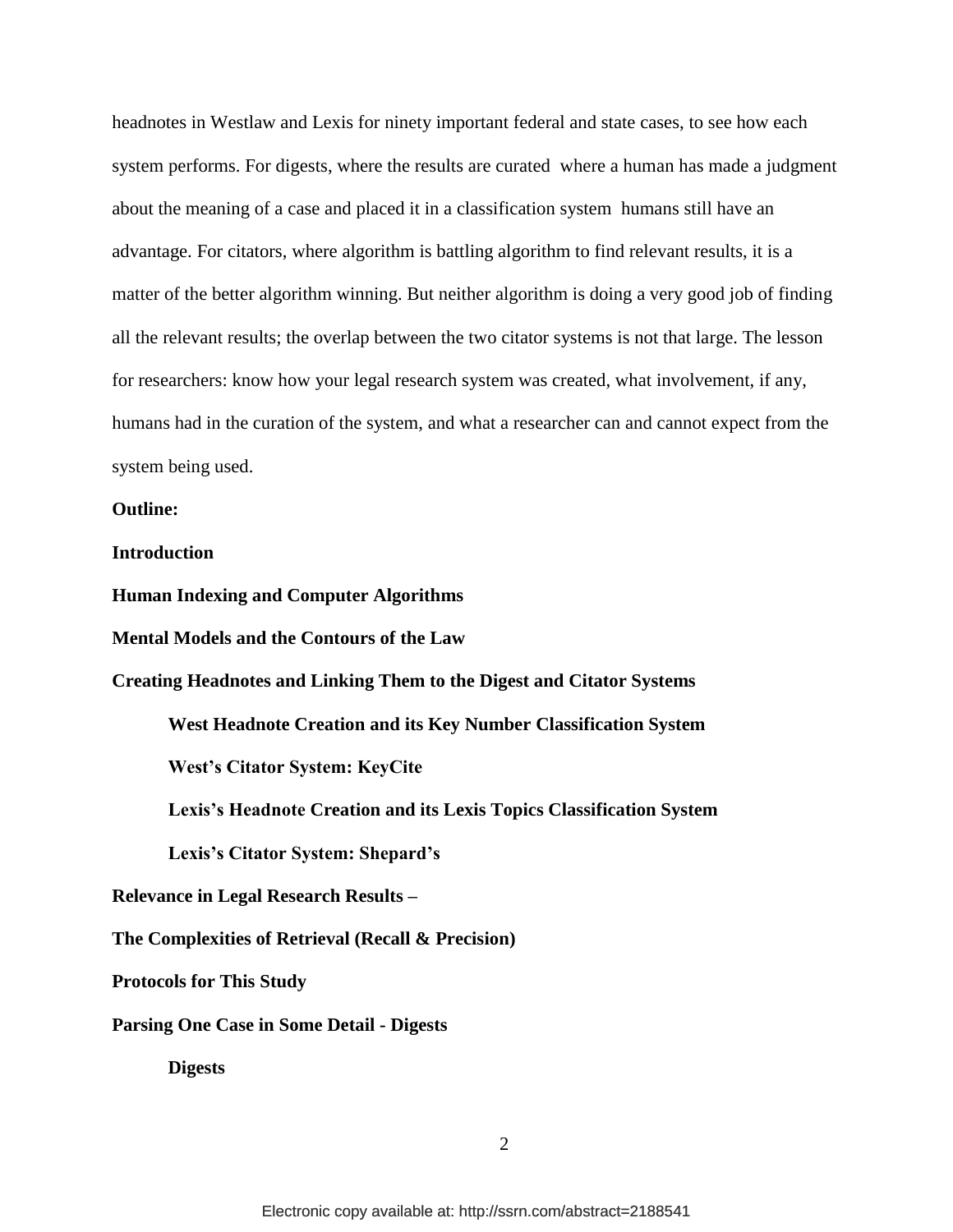headnotes in Westlaw and Lexis for ninety important federal and state cases, to see how each system performs. For digests, where the results are curated where a human has made a judgment about the meaning of a case and placed it in a classification system humans still have an advantage. For citators, where algorithm is battling algorithm to find relevant results, it is a matter of the better algorithm winning. But neither algorithm is doing a very good job of finding all the relevant results; the overlap between the two citator systems is not that large. The lesson for researchers: know how your legal research system was created, what involvement, if any, humans had in the curation of the system, and what a researcher can and cannot expect from the system being used.

**Outline:**

**Introduction**

**Human Indexing and Computer Algorithms**

**Mental Models and the Contours of the Law**

**Creating Headnotes and Linking Them to the Digest and Citator Systems**

- **West Headnote Creation and its Key Number Classification System**
- **West's Citator System: KeyCite**
- **Lexis's Headnote Creation and its Lexis Topics Classification System**
- **Lexis's Citator System: Shepard's**

**Relevance in Legal Research Results –**

**The Complexities of Retrieval (Recall & Precision)**

**Protocols for This Study**

**Parsing One Case in Some Detail - Digests**

- **Digests**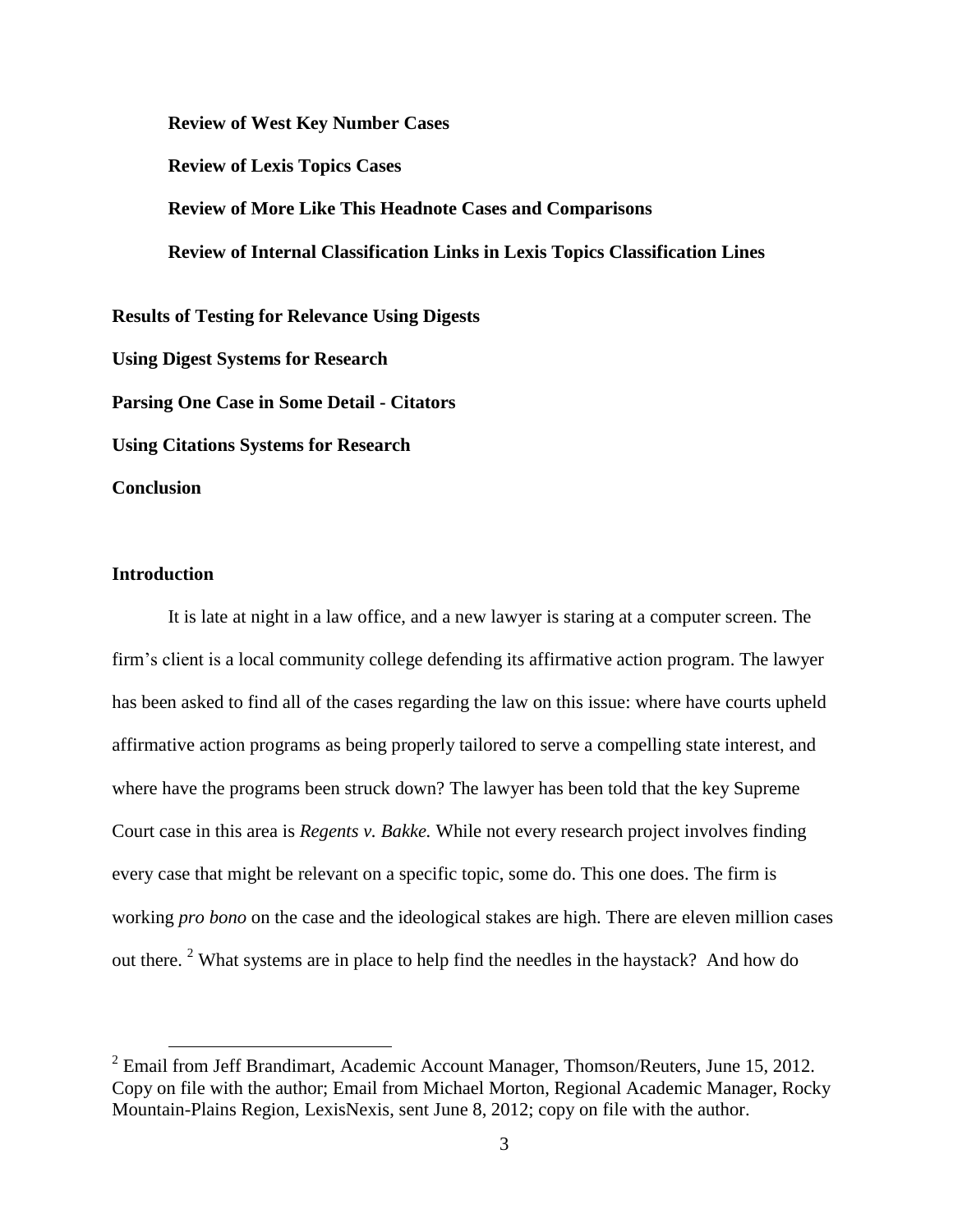**Review of West Key Number Cases**

**Review of Lexis Topics Cases**

**Review of More Like This Headnote Cases and Comparisons**

**Review of Internal Classification Links in Lexis Topics Classification Lines**

**Results of Testing for Relevance Using Digests**

**Using Digest Systems for Research**

**Parsing One Case in Some Detail - Citators**

**Using Citations Systems for Research**

**Conclusion**

## Introduction

It is late at night in a law office, and a new lawyer is staring at a computer screen. The firm's client is a local community college defending its affirmative action program. The lawyer has been asked to find all of the cases regarding the law on this issue: where have courts upheld affirmative action programs as being properly tailored to serve a compelling state interest, and where have the programs been struck down? The lawyer has been told that the key Supreme Court case in this area is *Regents v. Bakke.* While not every research project involves finding every case that might be relevant on a specific topic, some do. This one does. The firm is working *pro bono* on the case and the ideological stakes are high. There are eleven million cases out there. [2] What systems are in place to help find the needles in the haystack? And how do

---

[2] Email from Jeff Brandimart, Academic Account Manager, Thomson/Reuters, June 15, 2012. Copy on file with the author; Email from Michael Morton, Regional Academic Manager, Rocky Mountain-Plains Region, LexisNexis, sent June 8, 2012; copy on file with the author.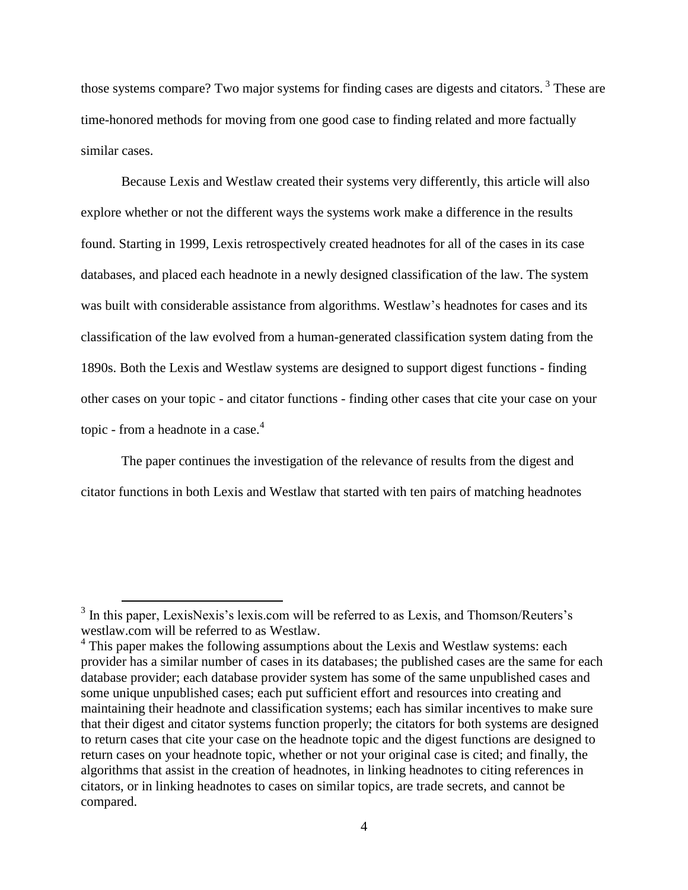those systems compare? Two major systems for finding cases are digests and citators. [3] These are time-honored methods for moving from one good case to finding related and more factually similar cases.

Because Lexis and Westlaw created their systems very differently, this article will also explore whether or not the different ways the systems work make a difference in the results found. Starting in 1999, Lexis retrospectively created headnotes for all of the cases in its case databases, and placed each headnote in a newly designed classification of the law. The system was built with considerable assistance from algorithms. Westlaw's headnotes for cases and its classification of the law evolved from a human-generated classification system dating from the 1890s. Both the Lexis and Westlaw systems are designed to support digest functions - finding other cases on your topic - and citator functions - finding other cases that cite your case on your topic - from a headnote in a case.[4]

The paper continues the investigation of the relevance of results from the digest and citator functions in both Lexis and Westlaw that started with ten pairs of matching headnotes

---

[3] In this paper, LexisNexis's lexis.com will be referred to as Lexis, and Thomson/Reuters's westlaw.com will be referred to as Westlaw.

[4] This paper makes the following assumptions about the Lexis and Westlaw systems: each provider has a similar number of cases in its databases; the published cases are the same for each database provider; each database provider system has some of the same unpublished cases and some unique unpublished cases; each put sufficient effort and resources into creating and maintaining their headnote and classification systems; each has similar incentives to make sure that their digest and citator systems function properly; the citators for both systems are designed to return cases that cite your case on the headnote topic and the digest functions are designed to return cases on your headnote topic, whether or not your original case is cited; and finally, the algorithms that assist in the creation of headnotes, in linking headnotes to citing references in citators, or in linking headnotes to cases on similar topics, are trade secrets, and cannot be compared.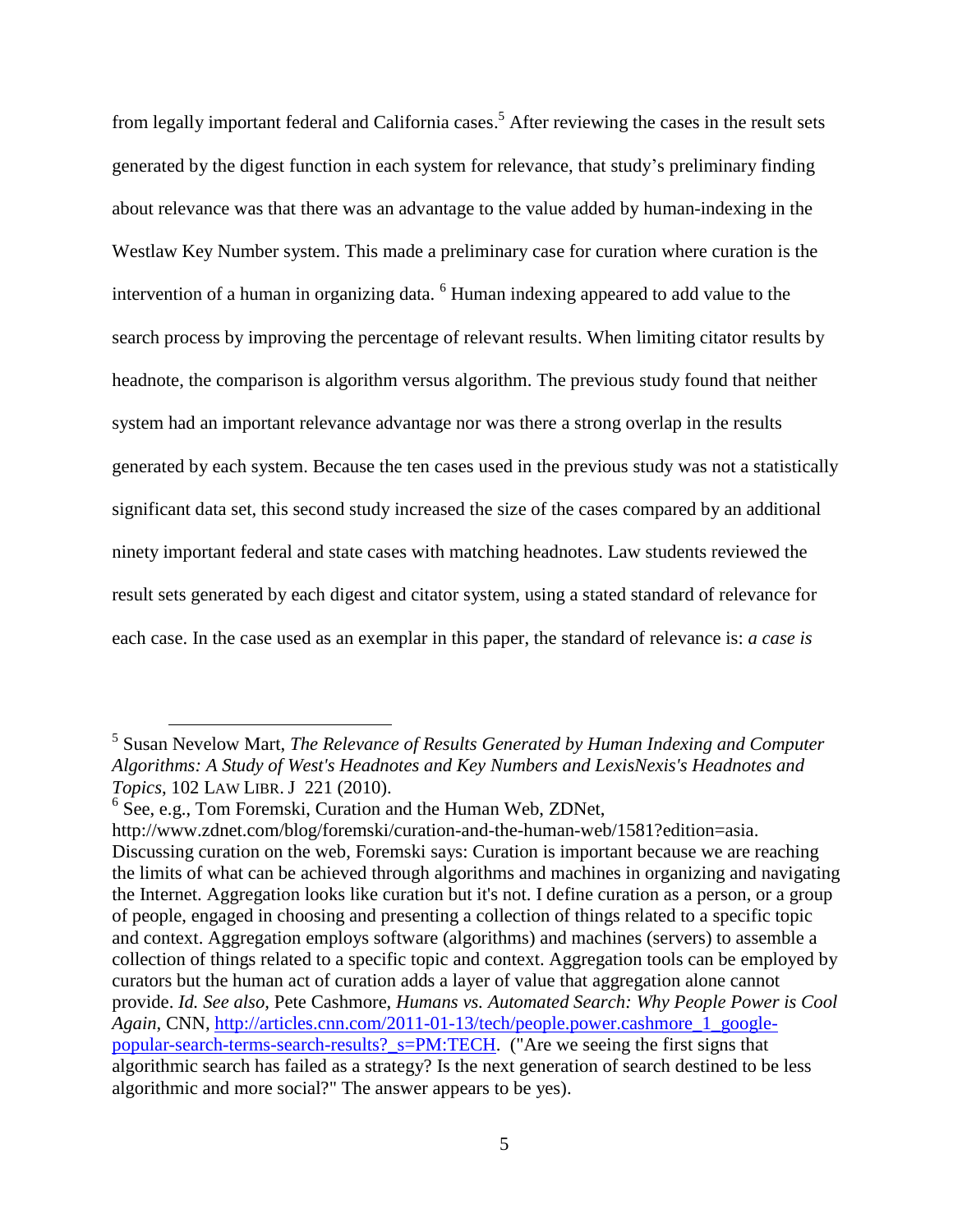from legally important federal and California cases.[5] After reviewing the cases in the result sets generated by the digest function in each system for relevance, that study's preliminary finding about relevance was that there was an advantage to the value added by human-indexing in the Westlaw Key Number system. This made a preliminary case for curation where curation is the intervention of a human in organizing data. [6] Human indexing appeared to add value to the search process by improving the percentage of relevant results. When limiting citator results by headnote, the comparison is algorithm versus algorithm. The previous study found that neither system had an important relevance advantage nor was there a strong overlap in the results generated by each system. Because the ten cases used in the previous study was not a statistically significant data set, this second study increased the size of the cases compared by an additional ninety important federal and state cases with matching headnotes. Law students reviewed the result sets generated by each digest and citator system, using a stated standard of relevance for each case. In the case used as an exemplar in this paper, the standard of relevance is: *a case is*

---

[5] Susan Nevelow Mart, *The Relevance of Results Generated by Human Indexing and Computer Algorithms: A Study of West's Headnotes and Key Numbers and LexisNexis's Headnotes and Topics*, 102 LAW LIBR. J 221 (2010).

[6] See, e.g., Tom Foremski, Curation and the Human Web, ZDNet, http://www.zdnet.com/blog/foremski/curation-and-the-human-web/1581?edition=asia. Discussing curation on the web, Foremski says: Curation is important because we are reaching the limits of what can be achieved through algorithms and machines in organizing and navigating the Internet. Aggregation looks like curation but it's not. I define curation as a person, or a group of people, engaged in choosing and presenting a collection of things related to a specific topic and context. Aggregation employs software (algorithms) and machines (servers) to assemble a collection of things related to a specific topic and context. Aggregation tools can be employed by curators but the human act of curation adds a layer of value that aggregation alone cannot provide. *Id. See also*, Pete Cashmore, *Humans vs. Automated Search: Why People Power is Cool Again*, CNN, http://articles.cnn.com/2011-01-13/tech/people.power.cashmore_1_google-popular-search-terms-search-results?_s=PM:TECH. ("Are we seeing the first signs that algorithmic search has failed as a strategy? Is the next generation of search destined to be less algorithmic and more social?" The answer appears to be yes).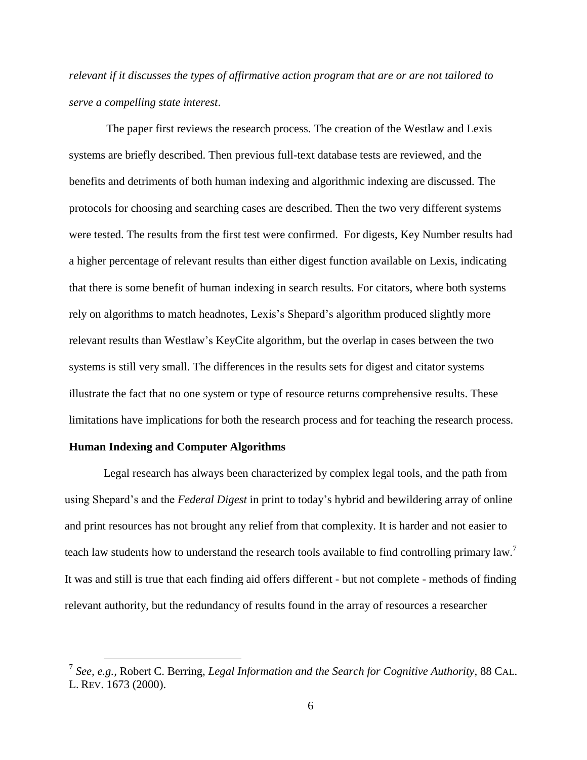*relevant if it discusses the types of affirmative action program that are or are not tailored to serve a compelling state interest*.

The paper first reviews the research process. The creation of the Westlaw and Lexis systems are briefly described. Then previous full-text database tests are reviewed, and the benefits and detriments of both human indexing and algorithmic indexing are discussed. The protocols for choosing and searching cases are described. Then the two very different systems were tested. The results from the first test were confirmed. For digests, Key Number results had a higher percentage of relevant results than either digest function available on Lexis, indicating that there is some benefit of human indexing in search results. For citators, where both systems rely on algorithms to match headnotes, Lexis's Shepard's algorithm produced slightly more relevant results than Westlaw's KeyCite algorithm, but the overlap in cases between the two systems is still very small. The differences in the results sets for digest and citator systems illustrate the fact that no one system or type of resource returns comprehensive results. These limitations have implications for both the research process and for teaching the research process.

## Human Indexing and Computer Algorithms

Legal research has always been characterized by complex legal tools, and the path from using Shepard's and the *Federal Digest* in print to today's hybrid and bewildering array of online and print resources has not brought any relief from that complexity. It is harder and not easier to teach law students how to understand the research tools available to find controlling primary law.[7] It was and still is true that each finding aid offers different - but not complete - methods of finding relevant authority, but the redundancy of results found in the array of resources a researcher

---

[7] *See, e.g.*, Robert C. Berring, *Legal Information and the Search for Cognitive Authority*, 88 CAL. L. REV. 1673 (2000).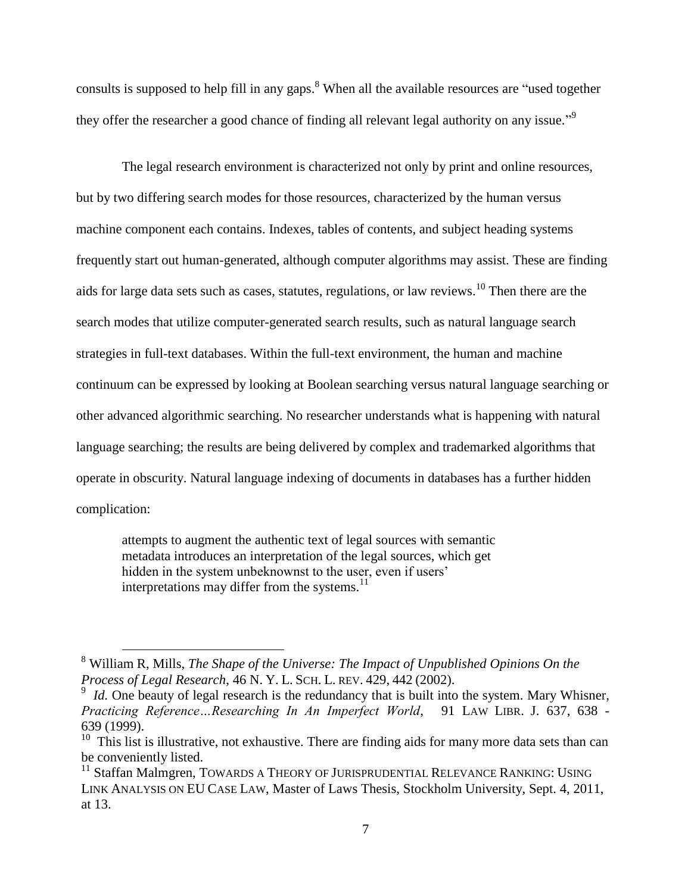consults is supposed to help fill in any gaps.[8] When all the available resources are "used together they offer the researcher a good chance of finding all relevant legal authority on any issue."[9]

The legal research environment is characterized not only by print and online resources, but by two differing search modes for those resources, characterized by the human versus machine component each contains. Indexes, tables of contents, and subject heading systems frequently start out human-generated, although computer algorithms may assist. These are finding aids for large data sets such as cases, statutes, regulations, or law reviews.[10] Then there are the search modes that utilize computer-generated search results, such as natural language search strategies in full-text databases. Within the full-text environment, the human and machine continuum can be expressed by looking at Boolean searching versus natural language searching or other advanced algorithmic searching. No researcher understands what is happening with natural language searching; the results are being delivered by complex and trademarked algorithms that operate in obscurity. Natural language indexing of documents in databases has a further hidden complication:

> attempts to augment the authentic text of legal sources with semantic metadata introduces an interpretation of the legal sources, which get hidden in the system unbeknownst to the user, even if users' interpretations may differ from the systems.[11]

---

[8] William R, Mills, *The Shape of the Universe: The Impact of Unpublished Opinions On the Process of Legal Research*, 46 N. Y. L. SCH. L. REV. 429, 442 (2002).

[9] *Id.* One beauty of legal research is the redundancy that is built into the system. Mary Whisner, *Practicing Reference…Researching In An Imperfect World*, 91 LAW LIBR. J. 637, 638 - 639 (1999).

[10] This list is illustrative, not exhaustive. There are finding aids for many more data sets than can be conveniently listed.

[11] Staffan Malmgren, TOWARDS A THEORY OF JURISPRUDENTIAL RELEVANCE RANKING: USING LINK ANALYSIS ON EU CASE LAW, Master of Laws Thesis, Stockholm University, Sept. 4, 2011, at 13.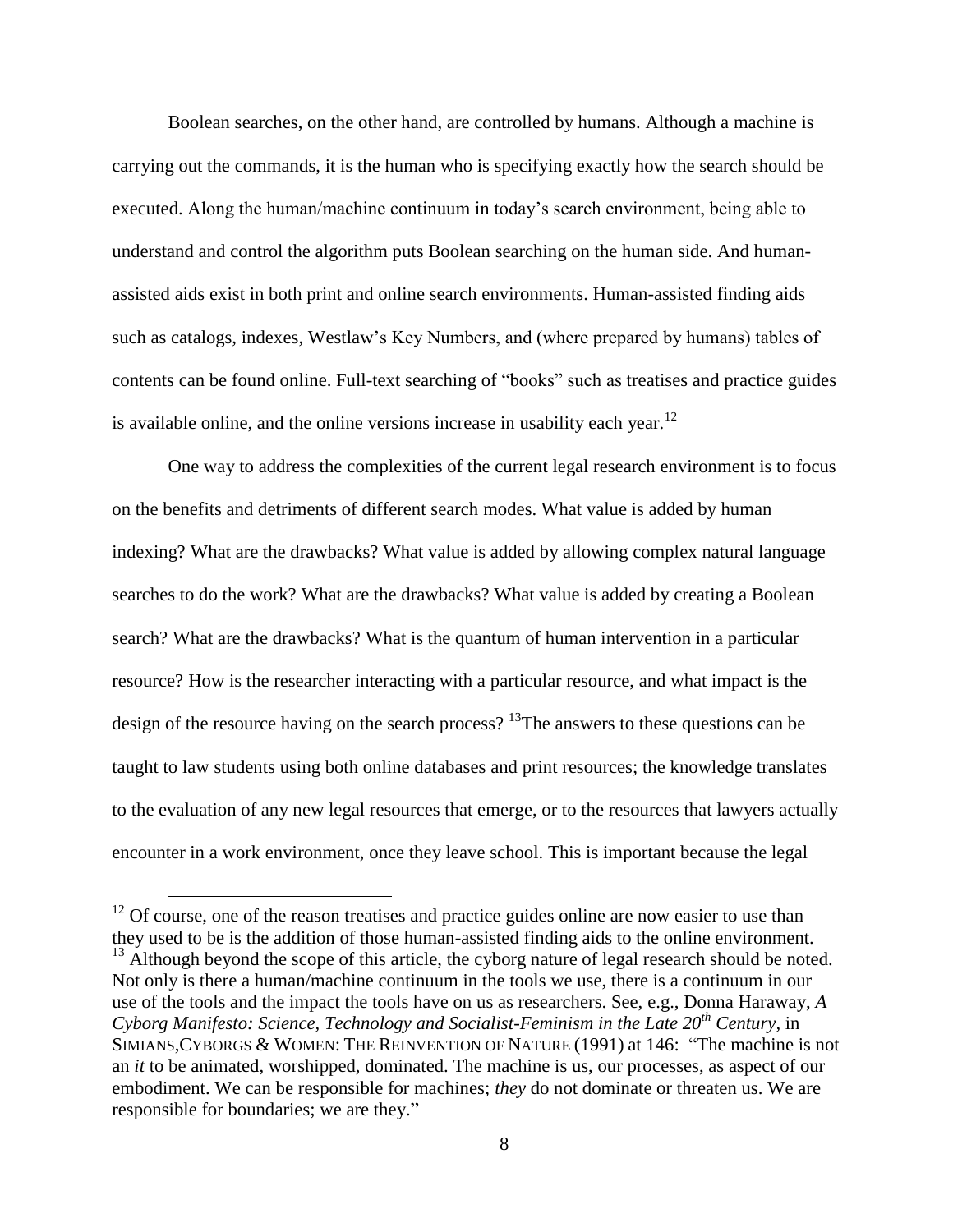Boolean searches, on the other hand, are controlled by humans. Although a machine is carrying out the commands, it is the human who is specifying exactly how the search should be executed. Along the human/machine continuum in today's search environment, being able to understand and control the algorithm puts Boolean searching on the human side. And human-assisted aids exist in both print and online search environments. Human-assisted finding aids such as catalogs, indexes, Westlaw's Key Numbers, and (where prepared by humans) tables of contents can be found online. Full-text searching of "books" such as treatises and practice guides is available online, and the online versions increase in usability each year.[12]

One way to address the complexities of the current legal research environment is to focus on the benefits and detriments of different search modes. What value is added by human indexing? What are the drawbacks? What value is added by allowing complex natural language searches to do the work? What are the drawbacks? What value is added by creating a Boolean search? What are the drawbacks? What is the quantum of human intervention in a particular resource? How is the researcher interacting with a particular resource, and what impact is the design of the resource having on the search process? [13]The answers to these questions can be taught to law students using both online databases and print resources; the knowledge translates to the evaluation of any new legal resources that emerge, or to the resources that lawyers actually encounter in a work environment, once they leave school. This is important because the legal

---

[12] Of course, one of the reason treatises and practice guides online are now easier to use than they used to be is the addition of those human-assisted finding aids to the online environment.

[13] Although beyond the scope of this article, the cyborg nature of legal research should be noted. Not only is there a human/machine continuum in the tools we use, there is a continuum in our use of the tools and the impact the tools have on us as researchers. See, e.g., Donna Haraway, *A Cyborg Manifesto: Science, Technology and Socialist-Feminism in the Late 20th Century*, in SIMIANS,CYBORGS & WOMEN: THE REINVENTION OF NATURE (1991) at 146: "The machine is not an *it* to be animated, worshipped, dominated. The machine is us, our processes, as aspect of our embodiment. We can be responsible for machines; *they* do not dominate or threaten us. We are responsible for boundaries; we are they."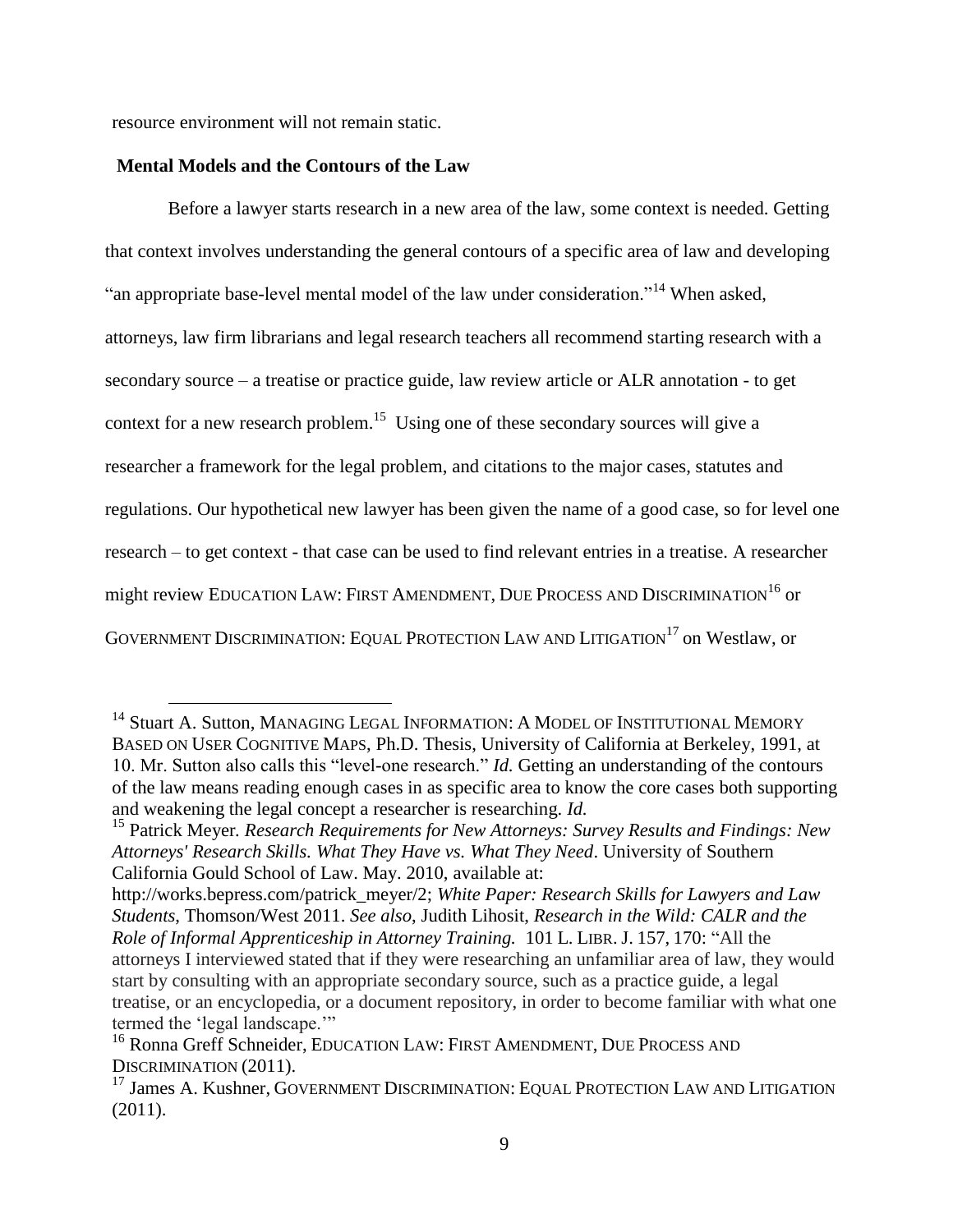resource environment will not remain static.

**Mental Models and the Contours of the Law**

Before a lawyer starts research in a new area of the law, some context is needed. Getting that context involves understanding the general contours of a specific area of law and developing "an appropriate base-level mental model of the law under consideration."[14] When asked, attorneys, law firm librarians and legal research teachers all recommend starting research with a secondary source – a treatise or practice guide, law review article or ALR annotation - to get context for a new research problem.[15] Using one of these secondary sources will give a researcher a framework for the legal problem, and citations to the major cases, statutes and regulations. Our hypothetical new lawyer has been given the name of a good case, so for level one research – to get context - that case can be used to find relevant entries in a treatise. A researcher might review EDUCATION LAW: FIRST AMENDMENT, DUE PROCESS AND DISCRIMINATION[16] or GOVERNMENT DISCRIMINATION: EQUAL PROTECTION LAW AND LITIGATION[17] on Westlaw, or

---

[14] Stuart A. Sutton, MANAGING LEGAL INFORMATION: A MODEL OF INSTITUTIONAL MEMORY BASED ON USER COGNITIVE MAPS, Ph.D. Thesis, University of California at Berkeley, 1991, at 10. Mr. Sutton also calls this "level-one research." *Id.* Getting an understanding of the contours of the law means reading enough cases in as specific area to know the core cases both supporting and weakening the legal concept a researcher is researching. *Id.*

[15] Patrick Meyer. *Research Requirements for New Attorneys: Survey Results and Findings: New Attorneys' Research Skills. What They Have vs. What They Need*. University of Southern California Gould School of Law. May. 2010, available at: http://works.bepress.com/patrick_meyer/2; *White Paper: Research Skills for Lawyers and Law Students*, Thomson/West 2011. *See also*, Judith Lihosit, *Research in the Wild: CALR and the Role of Informal Apprenticeship in Attorney Training.* 101 L. LIBR. J. 157, 170: "All the attorneys I interviewed stated that if they were researching an unfamiliar area of law, they would start by consulting with an appropriate secondary source, such as a practice guide, a legal treatise, or an encyclopedia, or a document repository, in order to become familiar with what one termed the 'legal landscape.'"

[16] Ronna Greff Schneider, EDUCATION LAW: FIRST AMENDMENT, DUE PROCESS AND DISCRIMINATION (2011).

[17] James A. Kushner, GOVERNMENT DISCRIMINATION: EQUAL PROTECTION LAW AND LITIGATION (2011).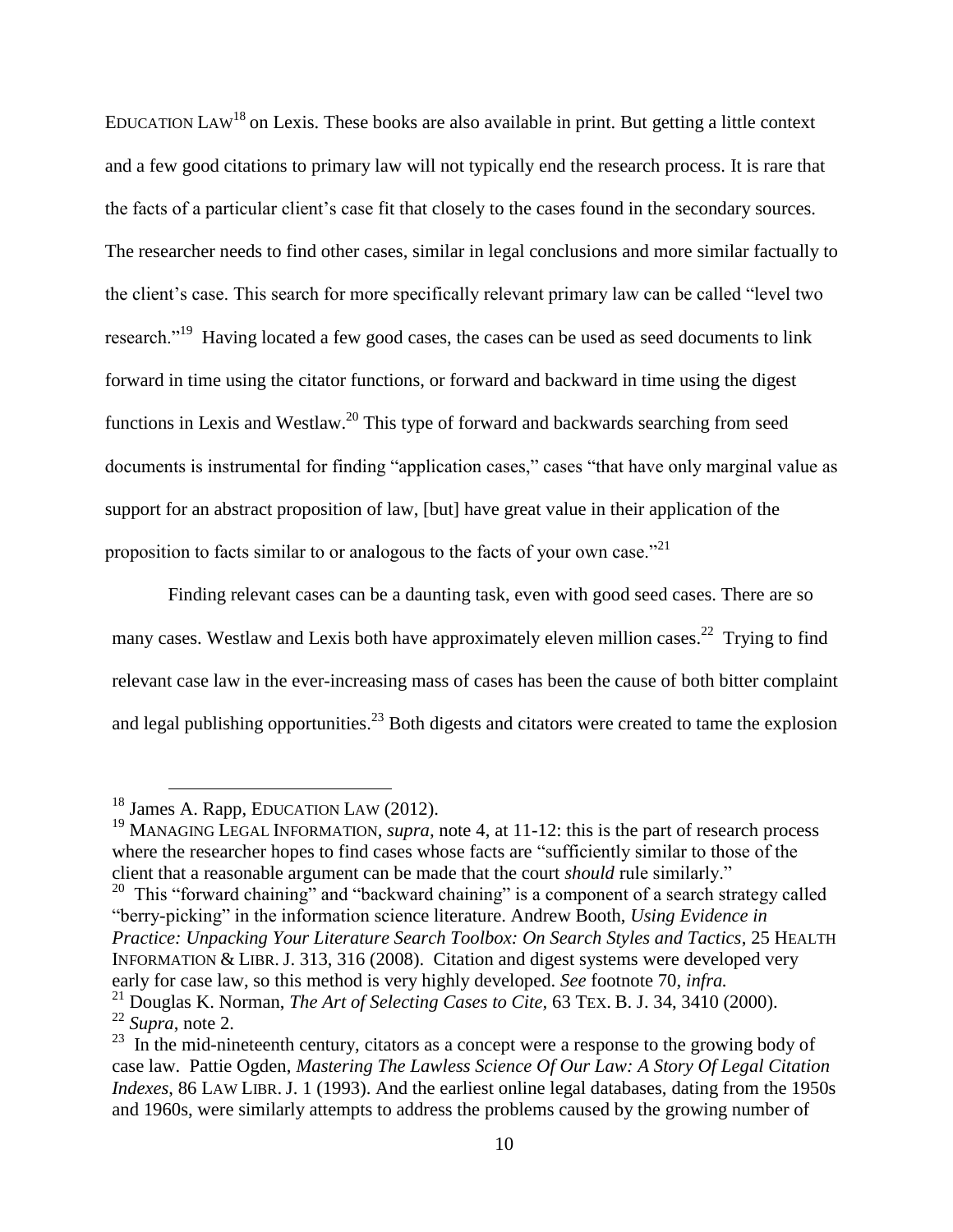EDUCATION LAW[18] on Lexis. These books are also available in print. But getting a little context and a few good citations to primary law will not typically end the research process. It is rare that the facts of a particular client's case fit that closely to the cases found in the secondary sources. The researcher needs to find other cases, similar in legal conclusions and more similar factually to the client's case. This search for more specifically relevant primary law can be called "level two research."[19] Having located a few good cases, the cases can be used as seed documents to link forward in time using the citator functions, or forward and backward in time using the digest functions in Lexis and Westlaw.[20] This type of forward and backwards searching from seed documents is instrumental for finding "application cases," cases "that have only marginal value as support for an abstract proposition of law, [but] have great value in their application of the proposition to facts similar to or analogous to the facts of your own case."[21]

Finding relevant cases can be a daunting task, even with good seed cases. There are so many cases. Westlaw and Lexis both have approximately eleven million cases.[22] Trying to find relevant case law in the ever-increasing mass of cases has been the cause of both bitter complaint and legal publishing opportunities.[23] Both digests and citators were created to tame the explosion

---

[18] James A. Rapp, EDUCATION LAW (2012).

[19] MANAGING LEGAL INFORMATION, *supra,* note 4, at 11-12: this is the part of research process where the researcher hopes to find cases whose facts are "sufficiently similar to those of the client that a reasonable argument can be made that the court *should* rule similarly."

[20] This "forward chaining" and "backward chaining" is a component of a search strategy called "berry-picking" in the information science literature. Andrew Booth, *Using Evidence in Practice: Unpacking Your Literature Search Toolbox: On Search Styles and Tactics*, 25 HEALTH INFORMATION & LIBR. J. 313, 316 (2008). Citation and digest systems were developed very early for case law, so this method is very highly developed. *See* footnote 70, *infra.*

[21] Douglas K. Norman, *The Art of Selecting Cases to Cite,* 63 TEX. B. J. 34, 3410 (2000).

[22] *Supra*, note 2.

[23] In the mid-nineteenth century, citators as a concept were a response to the growing body of case law. Pattie Ogden, *Mastering The Lawless Science Of Our Law: A Story Of Legal Citation Indexes*, 86 LAW LIBR. J. 1 (1993). And the earliest online legal databases, dating from the 1950s and 1960s, were similarly attempts to address the problems caused by the growing number of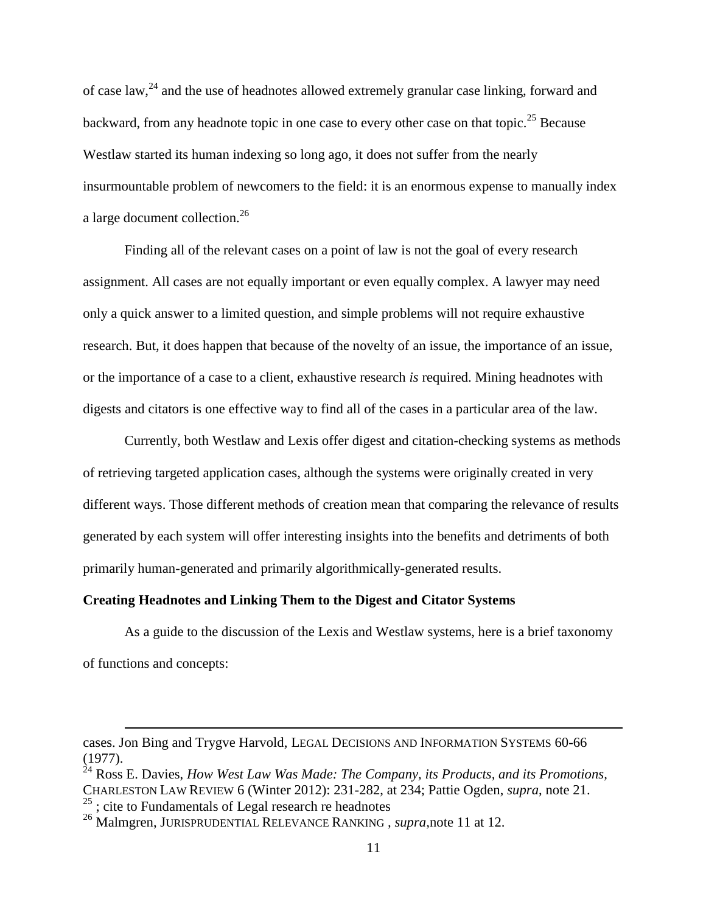of case law,[24] and the use of headnotes allowed extremely granular case linking, forward and backward, from any headnote topic in one case to every other case on that topic.[25] Because Westlaw started its human indexing so long ago, it does not suffer from the nearly insurmountable problem of newcomers to the field: it is an enormous expense to manually index a large document collection.[26]

Finding all of the relevant cases on a point of law is not the goal of every research assignment. All cases are not equally important or even equally complex. A lawyer may need only a quick answer to a limited question, and simple problems will not require exhaustive research. But, it does happen that because of the novelty of an issue, the importance of an issue, or the importance of a case to a client, exhaustive research *is* required. Mining headnotes with digests and citators is one effective way to find all of the cases in a particular area of the law.

Currently, both Westlaw and Lexis offer digest and citation-checking systems as methods of retrieving targeted application cases, although the systems were originally created in very different ways. Those different methods of creation mean that comparing the relevance of results generated by each system will offer interesting insights into the benefits and detriments of both primarily human-generated and primarily algorithmically-generated results.

**Creating Headnotes and Linking Them to the Digest and Citator Systems**

As a guide to the discussion of the Lexis and Westlaw systems, here is a brief taxonomy of functions and concepts:

---

cases. Jon Bing and Trygve Harvold, LEGAL DECISIONS AND INFORMATION SYSTEMS 60-66 (1977).

[24] Ross E. Davies, *How West Law Was Made: The Company, its Products, and its Promotions*, CHARLESTON LAW REVIEW 6 (Winter 2012): 231-282, at 234; Pattie Ogden, *supra*, note 21.

[25] ; cite to Fundamentals of Legal research re headnotes

[26] Malmgren, JURISPRUDENTIAL RELEVANCE RANKING , *supra*,note 11 at 12.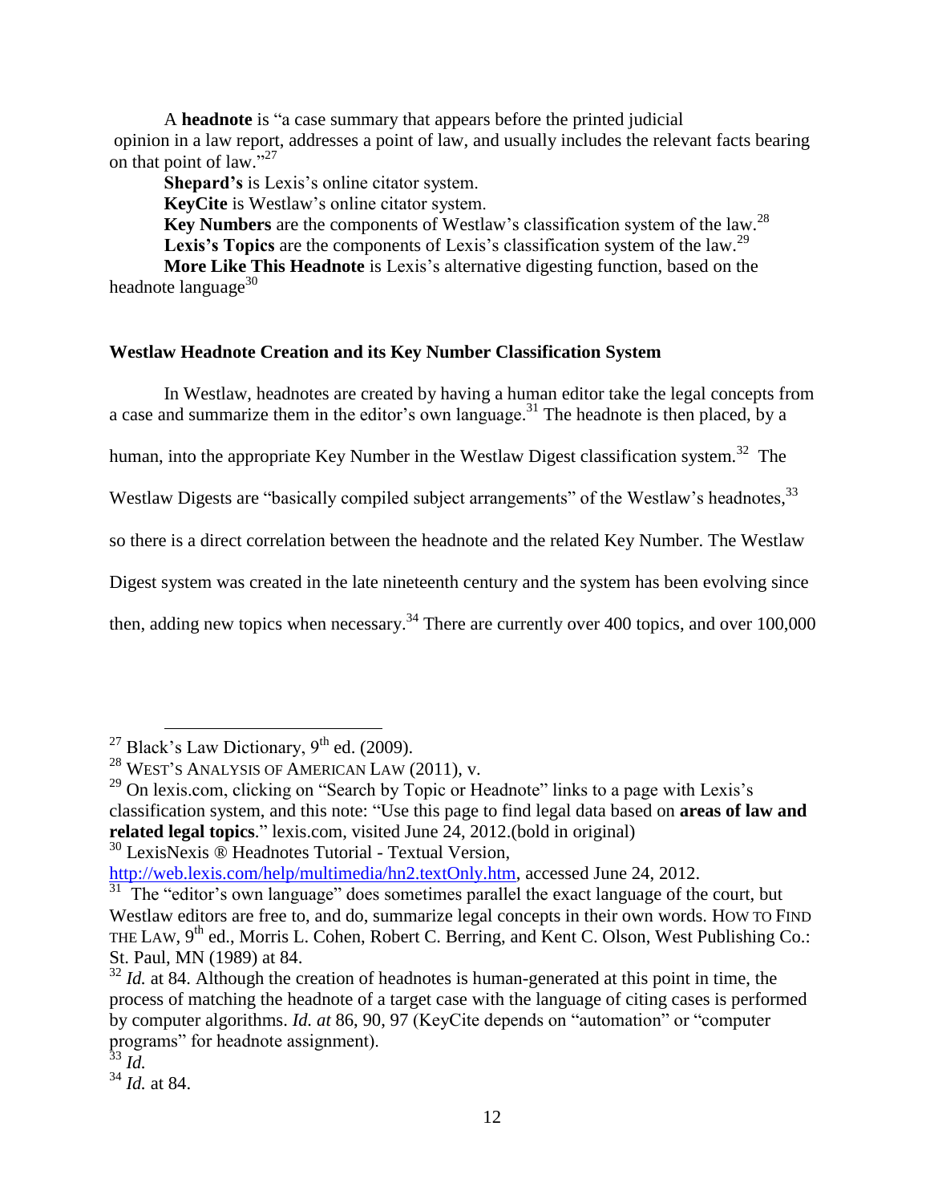A **headnote** is "a case summary that appears before the printed judicial opinion in a law report, addresses a point of law, and usually includes the relevant facts bearing on that point of law."[27]

**Shepard's** is Lexis's online citator system.

**KeyCite** is Westlaw's online citator system.

**Key Numbers** are the components of Westlaw's classification system of the law.[28]

**Lexis's Topics** are the components of Lexis's classification system of the law.[29]

**More Like This Headnote** is Lexis's alternative digesting function, based on the headnote language[30]

### Westlaw Headnote Creation and its Key Number Classification System

In Westlaw, headnotes are created by having a human editor take the legal concepts from a case and summarize them in the editor's own language.[31] The headnote is then placed, by a human, into the appropriate Key Number in the Westlaw Digest classification system.[32] The Westlaw Digests are "basically compiled subject arrangements" of the Westlaw's headnotes,[33] so there is a direct correlation between the headnote and the related Key Number. The Westlaw Digest system was created in the late nineteenth century and the system has been evolving since then, adding new topics when necessary.[34] There are currently over 400 topics, and over 100,000

---

[27] Black's Law Dictionary, 9th ed. (2009).

[28] WEST'S ANALYSIS OF AMERICAN LAW (2011), v.

[29] On lexis.com, clicking on "Search by Topic or Headnote" links to a page with Lexis's classification system, and this note: "Use this page to find legal data based on **areas of law and related legal topics**." lexis.com, visited June 24, 2012.(bold in original)

[30] LexisNexis ® Headnotes Tutorial - Textual Version, http://web.lexis.com/help/multimedia/hn2.textOnly.htm, accessed June 24, 2012.

[31] The "editor's own language" does sometimes parallel the exact language of the court, but Westlaw editors are free to, and do, summarize legal concepts in their own words. HOW TO FIND THE LAW, 9th ed., Morris L. Cohen, Robert C. Berring, and Kent C. Olson, West Publishing Co.: St. Paul, MN (1989) at 84.

[32] *Id.* at 84. Although the creation of headnotes is human-generated at this point in time, the process of matching the headnote of a target case with the language of citing cases is performed by computer algorithms. *Id. at* 86, 90, 97 (KeyCite depends on "automation" or "computer programs" for headnote assignment).

[33] *Id.*

[34] *Id.* at 84.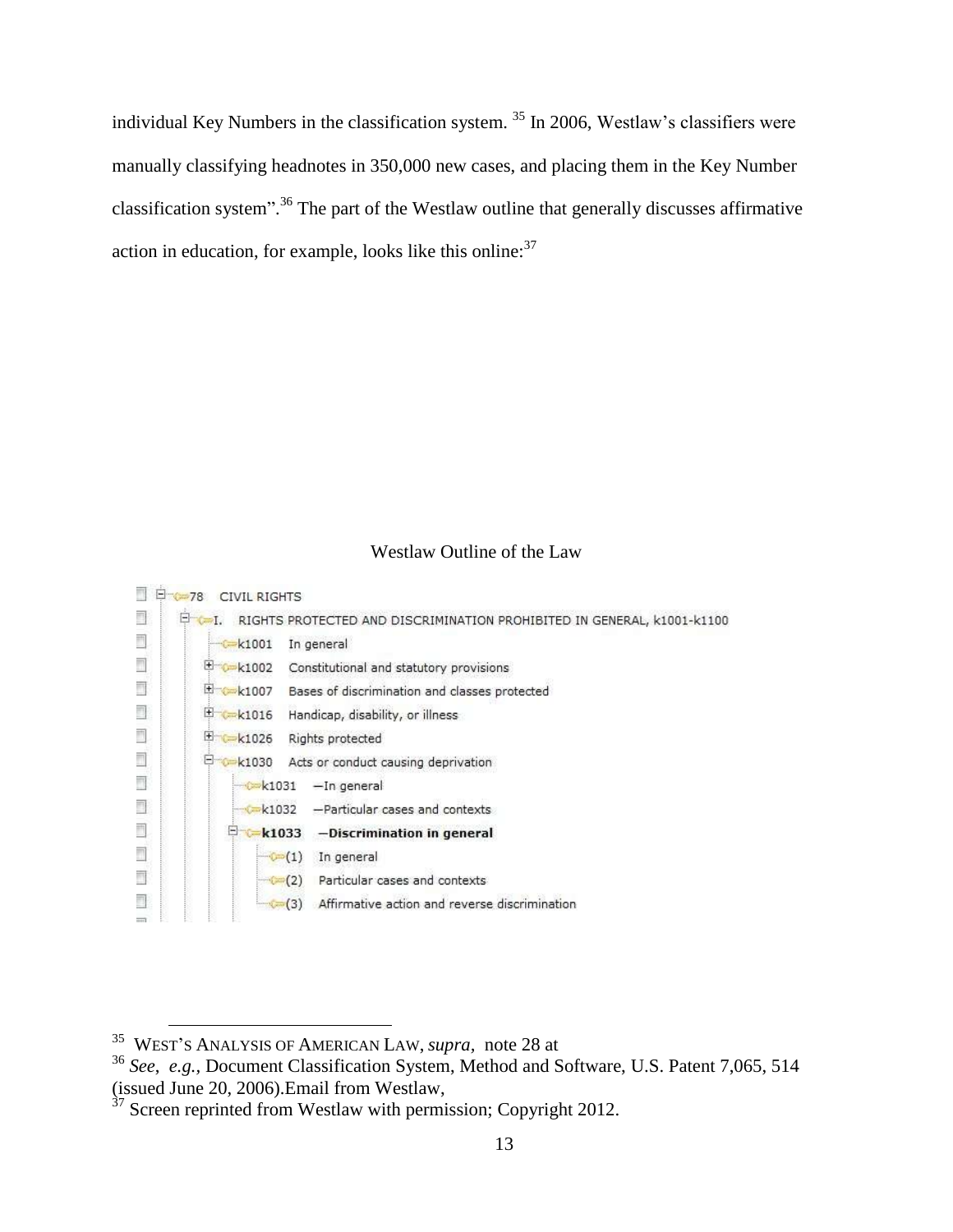individual Key Numbers in the classification system. [35] In 2006, Westlaw's classifiers were manually classifying headnotes in 350,000 new cases, and placing them in the Key Number classification system".[36] The part of the Westlaw outline that generally discusses affirmative action in education, for example, looks like this online:[37]

Westlaw Outline of the Law

- 78 CIVIL RIGHTS
  - I. RIGHTS PROTECTED AND DISCRIMINATION PROHIBITED IN GENERAL, k1001-k1100
    - k1001 In general
    - k1002 Constitutional and statutory provisions
    - k1007 Bases of discrimination and classes protected
    - k1016 Handicap, disability, or illness
    - k1026 Rights protected
    - k1030 Acts or conduct causing deprivation
      - k1031 —In general
      - k1032 —Particular cases and contexts
      - **k1033 —Discrimination in general**
        - (1) In general
        - (2) Particular cases and contexts
        - (3) Affirmative action and reverse discrimination

---

[35] WEST'S ANALYSIS OF AMERICAN LAW, *supra*, note 28 at

[36] *See*, *e.g.*, Document Classification System, Method and Software, U.S. Patent 7,065, 514 (issued June 20, 2006).Email from Westlaw,

[37] Screen reprinted from Westlaw with permission; Copyright 2012.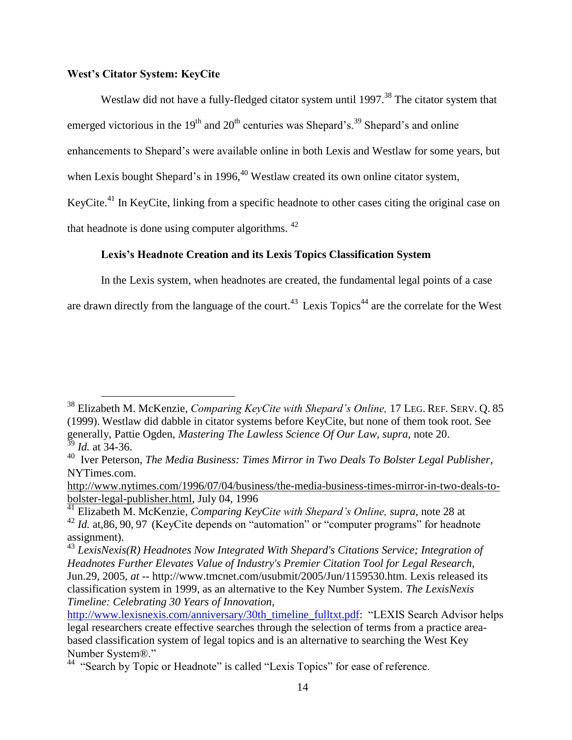**West's Citator System: KeyCite**

Westlaw did not have a fully-fledged citator system until 1997.[38] The citator system that emerged victorious in the 19th and 20th centuries was Shepard's.[39] Shepard's and online enhancements to Shepard's were available online in both Lexis and Westlaw for some years, but when Lexis bought Shepard's in 1996,[40] Westlaw created its own online citator system, KeyCite.[41] In KeyCite, linking from a specific headnote to other cases citing the original case on that headnote is done using computer algorithms. [42]

**Lexis's Headnote Creation and its Lexis Topics Classification System**

In the Lexis system, when headnotes are created, the fundamental legal points of a case are drawn directly from the language of the court.[43] Lexis Topics[44] are the correlate for the West

---

[38] Elizabeth M. McKenzie, *Comparing KeyCite with Shepard's Online,* 17 LEG. REF. SERV. Q. 85 (1999). Westlaw did dabble in citator systems before KeyCite, but none of them took root. See generally, Pattie Ogden, *Mastering The Lawless Science Of Our Law, supra,* note 20.

[39] *Id.* at 34-36.

[40] Iver Peterson, *The Media Business: Times Mirror in Two Deals To Bolster Legal Publisher*, NYTimes.com. http://www.nytimes.com/1996/07/04/business/the-media-business-times-mirror-in-two-deals-to-bolster-legal-publisher.html, July 04, 1996

[41] Elizabeth M. McKenzie, *Comparing KeyCite with Shepard's Online, supra*, note 28 at

[42] *Id.* at,86, 90, 97 (KeyCite depends on "automation" or "computer programs" for headnote assignment).

[43] *LexisNexis(R) Headnotes Now Integrated With Shepard's Citations Service; Integration of Headnotes Further Elevates Value of Industry's Premier Citation Tool for Legal Research*, Jun.29, 2005, *at* -- http://www.tmcnet.com/usubmit/2005/Jun/1159530.htm. Lexis released its classification system in 1999, as an alternative to the Key Number System. *The LexisNexis Timeline: Celebrating 30 Years of Innovation,* http://www.lexisnexis.com/anniversary/30th_timeline_fulltxt.pdf: "LEXIS Search Advisor helps legal researchers create effective searches through the selection of terms from a practice area-based classification system of legal topics and is an alternative to searching the West Key Number System®."

[44] "Search by Topic or Headnote" is called "Lexis Topics" for ease of reference.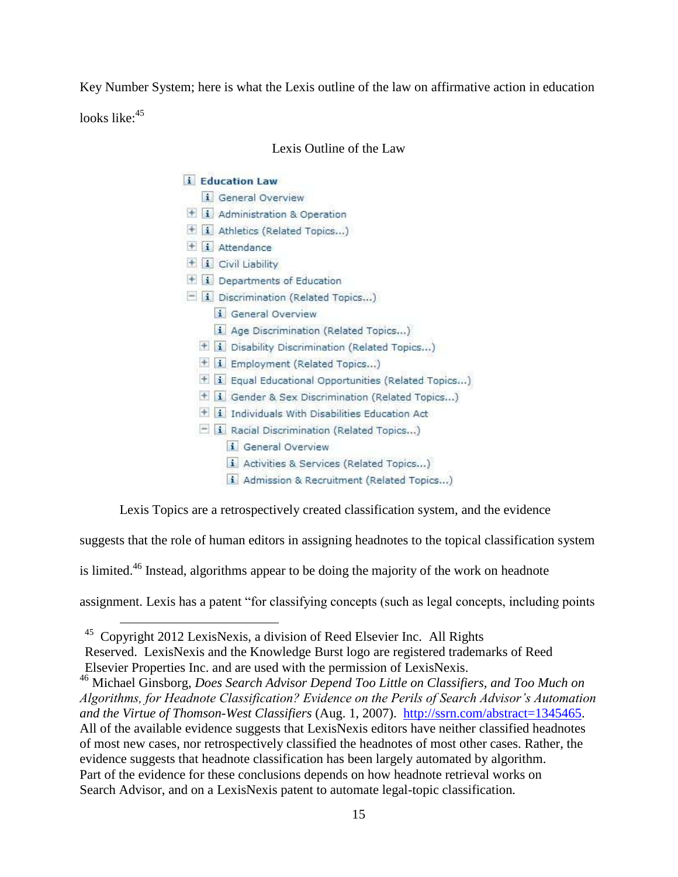Key Number System; here is what the Lexis outline of the law on affirmative action in education looks like:[45]

Lexis Outline of the Law

- **Education Law**
  - General Overview
  - + Administration & Operation
  - + Athletics (Related Topics...)
  - + Attendance
  - + Civil Liability
  - + Departments of Education
  - − Discrimination (Related Topics...)
    - General Overview
    - Age Discrimination (Related Topics...)
    - + Disability Discrimination (Related Topics...)
    - + Employment (Related Topics...)
    - + Equal Educational Opportunities (Related Topics...)
    - + Gender & Sex Discrimination (Related Topics...)
    - + Individuals With Disabilities Education Act
    - − Racial Discrimination (Related Topics...)
      - General Overview
      - Activities & Services (Related Topics...)
      - Admission & Recruitment (Related Topics...)

Lexis Topics are a retrospectively created classification system, and the evidence suggests that the role of human editors in assigning headnotes to the topical classification system is limited.[46] Instead, algorithms appear to be doing the majority of the work on headnote assignment. Lexis has a patent "for classifying concepts (such as legal concepts, including points

---

[45] Copyright 2012 LexisNexis, a division of Reed Elsevier Inc. All Rights Reserved. LexisNexis and the Knowledge Burst logo are registered trademarks of Reed Elsevier Properties Inc. and are used with the permission of LexisNexis.

[46] Michael Ginsborg, *Does Search Advisor Depend Too Little on Classifiers, and Too Much on Algorithms, for Headnote Classification? Evidence on the Perils of Search Advisor's Automation and the Virtue of Thomson-West Classifiers* (Aug. 1, 2007). http://ssrn.com/abstract=1345465. All of the available evidence suggests that LexisNexis editors have neither classified headnotes of most new cases, nor retrospectively classified the headnotes of most other cases. Rather, the evidence suggests that headnote classification has been largely automated by algorithm. Part of the evidence for these conclusions depends on how headnote retrieval works on Search Advisor, and on a LexisNexis patent to automate legal-topic classification.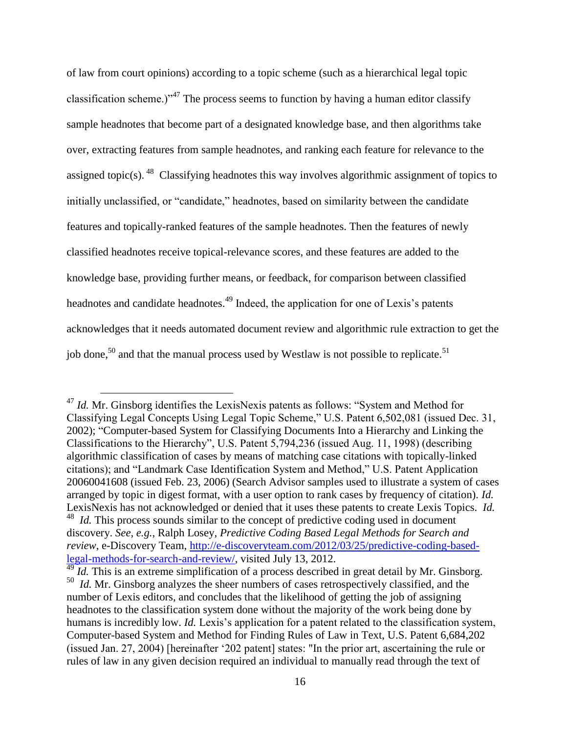of law from court opinions) according to a topic scheme (such as a hierarchical legal topic classification scheme.)"[47] The process seems to function by having a human editor classify sample headnotes that become part of a designated knowledge base, and then algorithms take over, extracting features from sample headnotes, and ranking each feature for relevance to the assigned topic(s).[48] Classifying headnotes this way involves algorithmic assignment of topics to initially unclassified, or "candidate," headnotes, based on similarity between the candidate features and topically-ranked features of the sample headnotes. Then the features of newly classified headnotes receive topical-relevance scores, and these features are added to the knowledge base, providing further means, or feedback, for comparison between classified headnotes and candidate headnotes.[49] Indeed, the application for one of Lexis's patents acknowledges that it needs automated document review and algorithmic rule extraction to get the job done,[50] and that the manual process used by Westlaw is not possible to replicate.[51]

---

[47] *Id.* Mr. Ginsborg identifies the LexisNexis patents as follows: "System and Method for Classifying Legal Concepts Using Legal Topic Scheme," U.S. Patent 6,502,081 (issued Dec. 31, 2002); "Computer-based System for Classifying Documents Into a Hierarchy and Linking the Classifications to the Hierarchy", U.S. Patent 5,794,236 (issued Aug. 11, 1998) (describing algorithmic classification of cases by means of matching case citations with topically-linked citations); and "Landmark Case Identification System and Method," U.S. Patent Application 20060041608 (issued Feb. 23, 2006) (Search Advisor samples used to illustrate a system of cases arranged by topic in digest format, with a user option to rank cases by frequency of citation). *Id.* LexisNexis has not acknowledged or denied that it uses these patents to create Lexis Topics. *Id.*

[48] *Id.* This process sounds similar to the concept of predictive coding used in document discovery. *See, e.g.*, Ralph Losey, *Predictive Coding Based Legal Methods for Search and review*, e-Discovery Team, http://e-discoveryteam.com/2012/03/25/predictive-coding-based-legal-methods-for-search-and-review/, visited July 13, 2012.

[49] *Id.* This is an extreme simplification of a process described in great detail by Mr. Ginsborg.

[50] *Id.* Mr. Ginsborg analyzes the sheer numbers of cases retrospectively classified, and the number of Lexis editors, and concludes that the likelihood of getting the job of assigning headnotes to the classification system done without the majority of the work being done by humans is incredibly low. *Id.* Lexis's application for a patent related to the classification system, Computer-based System and Method for Finding Rules of Law in Text, U.S. Patent 6,684,202 (issued Jan. 27, 2004) [hereinafter '202 patent] states: "In the prior art, ascertaining the rule or rules of law in any given decision required an individual to manually read through the text of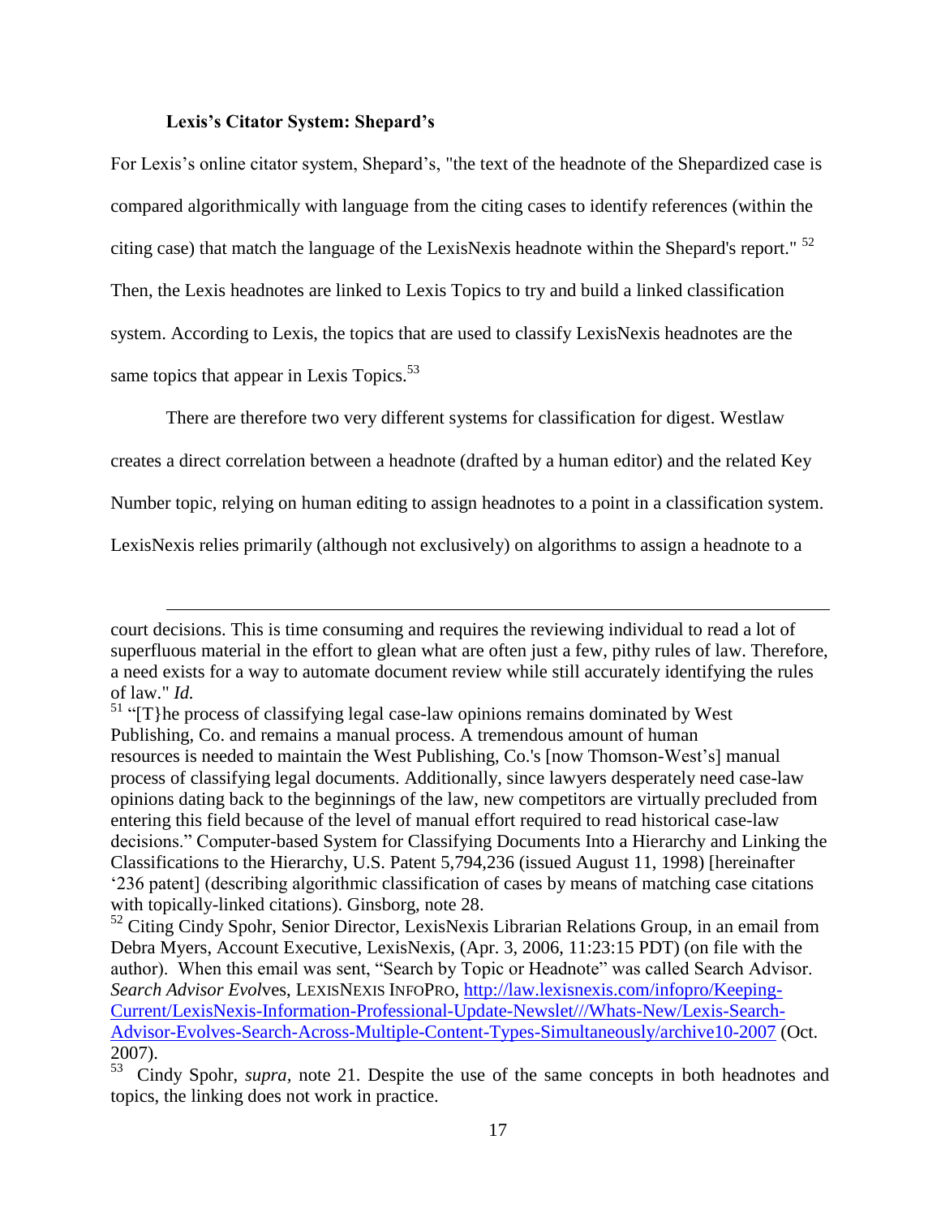**Lexis's Citator System: Shepard's**

For Lexis's online citator system, Shepard's, "the text of the headnote of the Shepardized case is compared algorithmically with language from the citing cases to identify references (within the citing case) that match the language of the LexisNexis headnote within the Shepard's report." [52] Then, the Lexis headnotes are linked to Lexis Topics to try and build a linked classification system. According to Lexis, the topics that are used to classify LexisNexis headnotes are the same topics that appear in Lexis Topics.[53]

There are therefore two very different systems for classification for digest. Westlaw creates a direct correlation between a headnote (drafted by a human editor) and the related Key Number topic, relying on human editing to assign headnotes to a point in a classification system. LexisNexis relies primarily (although not exclusively) on algorithms to assign a headnote to a

---

court decisions. This is time consuming and requires the reviewing individual to read a lot of superfluous material in the effort to glean what are often just a few, pithy rules of law. Therefore, a need exists for a way to automate document review while still accurately identifying the rules of law." *Id.*

[51] "[T}he process of classifying legal case-law opinions remains dominated by West Publishing, Co. and remains a manual process. A tremendous amount of human resources is needed to maintain the West Publishing, Co.'s [now Thomson-West's] manual process of classifying legal documents. Additionally, since lawyers desperately need case-law opinions dating back to the beginnings of the law, new competitors are virtually precluded from entering this field because of the level of manual effort required to read historical case-law decisions." Computer-based System for Classifying Documents Into a Hierarchy and Linking the Classifications to the Hierarchy, U.S. Patent 5,794,236 (issued August 11, 1998) [hereinafter '236 patent] (describing algorithmic classification of cases by means of matching case citations with topically-linked citations). Ginsborg, note 28.

[52] Citing Cindy Spohr, Senior Director, LexisNexis Librarian Relations Group, in an email from Debra Myers, Account Executive, LexisNexis, (Apr. 3, 2006, 11:23:15 PDT) (on file with the author). When this email was sent, "Search by Topic or Headnote" was called Search Advisor. *Search Advisor Evol*ves, LEXISNEXIS INFOPRO, http://law.lexisnexis.com/infopro/Keeping-Current/LexisNexis-Information-Professional-Update-Newslet///Whats-New/Lexis-Search-Advisor-Evolves-Search-Across-Multiple-Content-Types-Simultaneously/archive10-2007 (Oct. 2007).

[53] Cindy Spohr, *supra,* note 21. Despite the use of the same concepts in both headnotes and topics, the linking does not work in practice.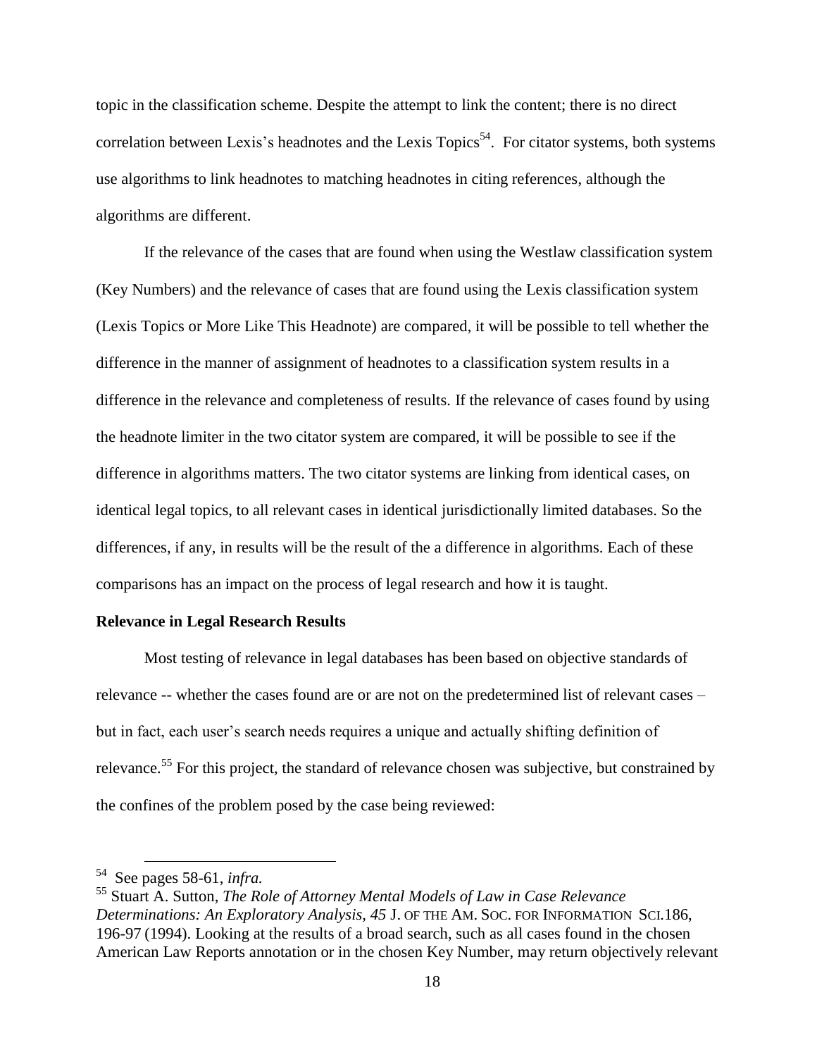topic in the classification scheme. Despite the attempt to link the content; there is no direct correlation between Lexis's headnotes and the Lexis Topics[54]. For citator systems, both systems use algorithms to link headnotes to matching headnotes in citing references, although the algorithms are different.

If the relevance of the cases that are found when using the Westlaw classification system (Key Numbers) and the relevance of cases that are found using the Lexis classification system (Lexis Topics or More Like This Headnote) are compared, it will be possible to tell whether the difference in the manner of assignment of headnotes to a classification system results in a difference in the relevance and completeness of results. If the relevance of cases found by using the headnote limiter in the two citator system are compared, it will be possible to see if the difference in algorithms matters. The two citator systems are linking from identical cases, on identical legal topics, to all relevant cases in identical jurisdictionally limited databases. So the differences, if any, in results will be the result of the a difference in algorithms. Each of these comparisons has an impact on the process of legal research and how it is taught.

**Relevance in Legal Research Results**

Most testing of relevance in legal databases has been based on objective standards of relevance -- whether the cases found are or are not on the predetermined list of relevant cases – but in fact, each user's search needs requires a unique and actually shifting definition of relevance.[55] For this project, the standard of relevance chosen was subjective, but constrained by the confines of the problem posed by the case being reviewed:

---

[54] See pages 58-61, *infra.*

[55] Stuart A. Sutton, *The Role of Attorney Mental Models of Law in Case Relevance Determinations: An Exploratory Analysis*, 45 J. OF THE AM. SOC. FOR INFORMATION SCI.186, 196-97 (1994). Looking at the results of a broad search, such as all cases found in the chosen American Law Reports annotation or in the chosen Key Number, may return objectively relevant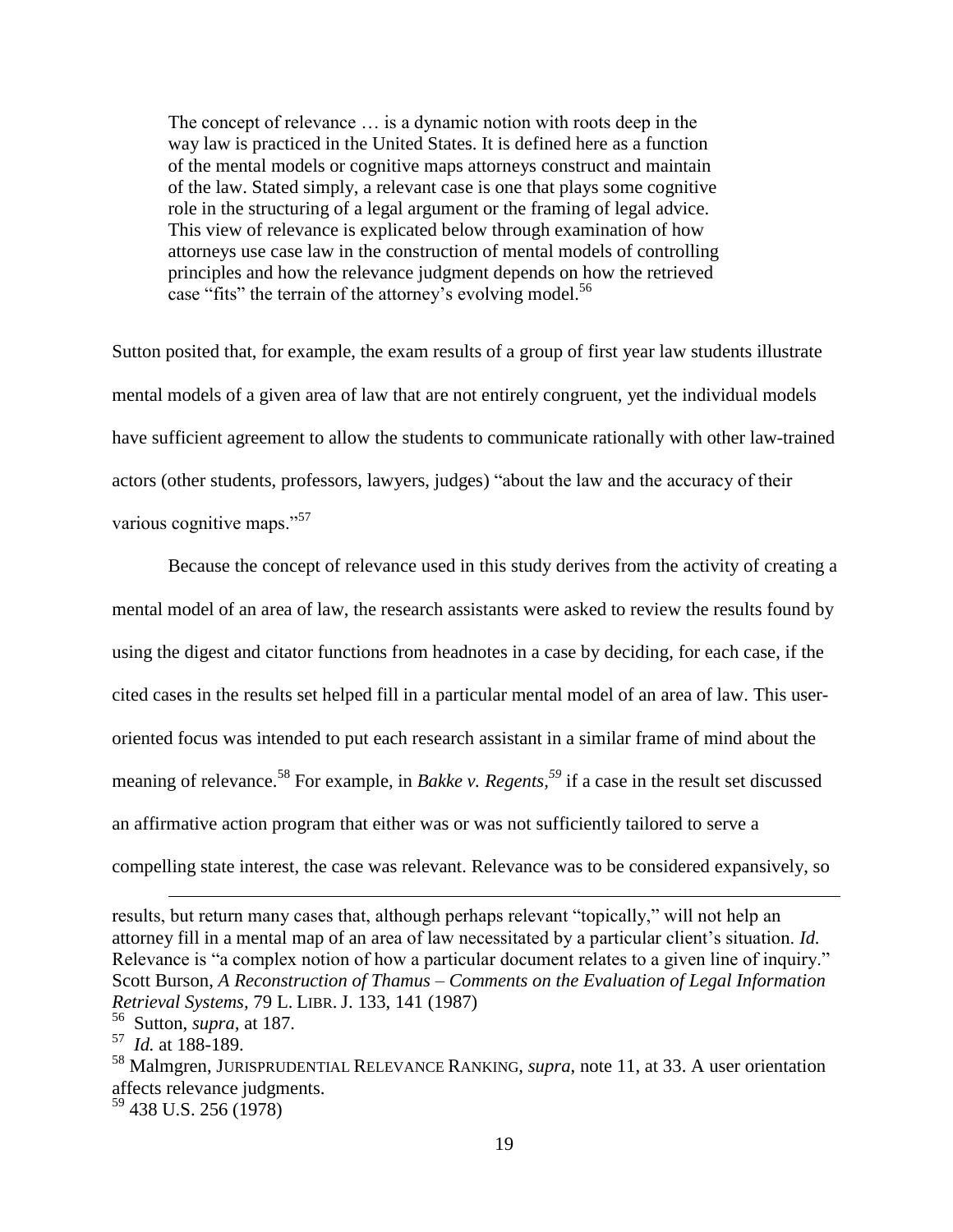> The concept of relevance … is a dynamic notion with roots deep in the way law is practiced in the United States. It is defined here as a function of the mental models or cognitive maps attorneys construct and maintain of the law. Stated simply, a relevant case is one that plays some cognitive role in the structuring of a legal argument or the framing of legal advice. This view of relevance is explicated below through examination of how attorneys use case law in the construction of mental models of controlling principles and how the relevance judgment depends on how the retrieved case "fits" the terrain of the attorney's evolving model.[56]

Sutton posited that, for example, the exam results of a group of first year law students illustrate mental models of a given area of law that are not entirely congruent, yet the individual models have sufficient agreement to allow the students to communicate rationally with other law-trained actors (other students, professors, lawyers, judges) "about the law and the accuracy of their various cognitive maps."[57]

Because the concept of relevance used in this study derives from the activity of creating a mental model of an area of law, the research assistants were asked to review the results found by using the digest and citator functions from headnotes in a case by deciding, for each case, if the cited cases in the results set helped fill in a particular mental model of an area of law. This user-oriented focus was intended to put each research assistant in a similar frame of mind about the meaning of relevance.[58] For example, in *Bakke v. Regents,*[59] if a case in the result set discussed an affirmative action program that either was or was not sufficiently tailored to serve a compelling state interest, the case was relevant. Relevance was to be considered expansively, so

---

results, but return many cases that, although perhaps relevant "topically," will not help an attorney fill in a mental map of an area of law necessitated by a particular client's situation. *Id.* Relevance is "a complex notion of how a particular document relates to a given line of inquiry." Scott Burson, *A Reconstruction of Thamus – Comments on the Evaluation of Legal Information Retrieval Systems*, 79 L. LIBR. J. 133, 141 (1987)

[56] Sutton, *supra*, at 187.

[57] *Id.* at 188-189.

[58] Malmgren, JURISPRUDENTIAL RELEVANCE RANKING, *supra*, note 11, at 33. A user orientation affects relevance judgments.

[59] 438 U.S. 256 (1978)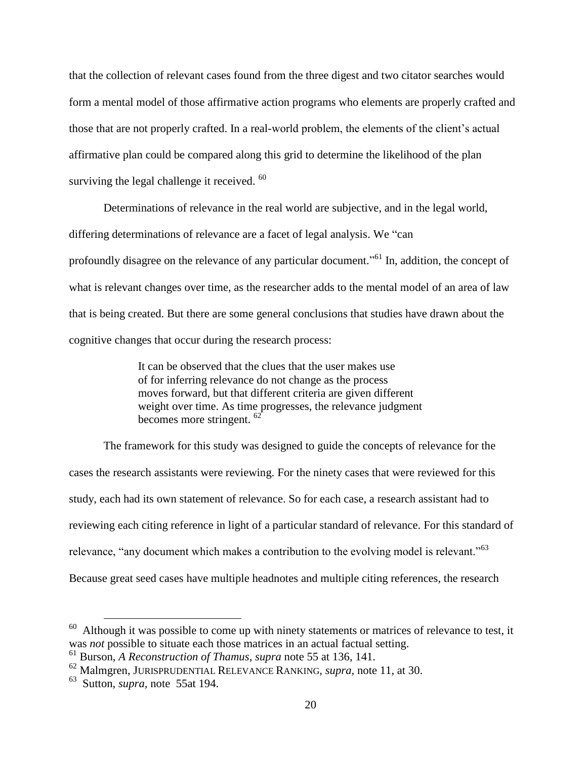that the collection of relevant cases found from the three digest and two citator searches would form a mental model of those affirmative action programs who elements are properly crafted and those that are not properly crafted. In a real-world problem, the elements of the client's actual affirmative plan could be compared along this grid to determine the likelihood of the plan surviving the legal challenge it received. [60]

Determinations of relevance in the real world are subjective, and in the legal world, differing determinations of relevance are a facet of legal analysis. We "can profoundly disagree on the relevance of any particular document."[61] In, addition, the concept of what is relevant changes over time, as the researcher adds to the mental model of an area of law that is being created. But there are some general conclusions that studies have drawn about the cognitive changes that occur during the research process:

> It can be observed that the clues that the user makes use of for inferring relevance do not change as the process moves forward, but that different criteria are given different weight over time. As time progresses, the relevance judgment becomes more stringent. [62]

The framework for this study was designed to guide the concepts of relevance for the cases the research assistants were reviewing. For the ninety cases that were reviewed for this study, each had its own statement of relevance. So for each case, a research assistant had to reviewing each citing reference in light of a particular standard of relevance. For this standard of relevance, "any document which makes a contribution to the evolving model is relevant."[63] Because great seed cases have multiple headnotes and multiple citing references, the research

---

[60] Although it was possible to come up with ninety statements or matrices of relevance to test, it was *not* possible to situate each those matrices in an actual factual setting.

[61] Burson, *A Reconstruction of Thamus, supra* note 55 at 136, 141.

[62] Malmgren, JURISPRUDENTIAL RELEVANCE RANKING, *supra*, note 11, at 30.

[63] Sutton, *supra,* note 55at 194.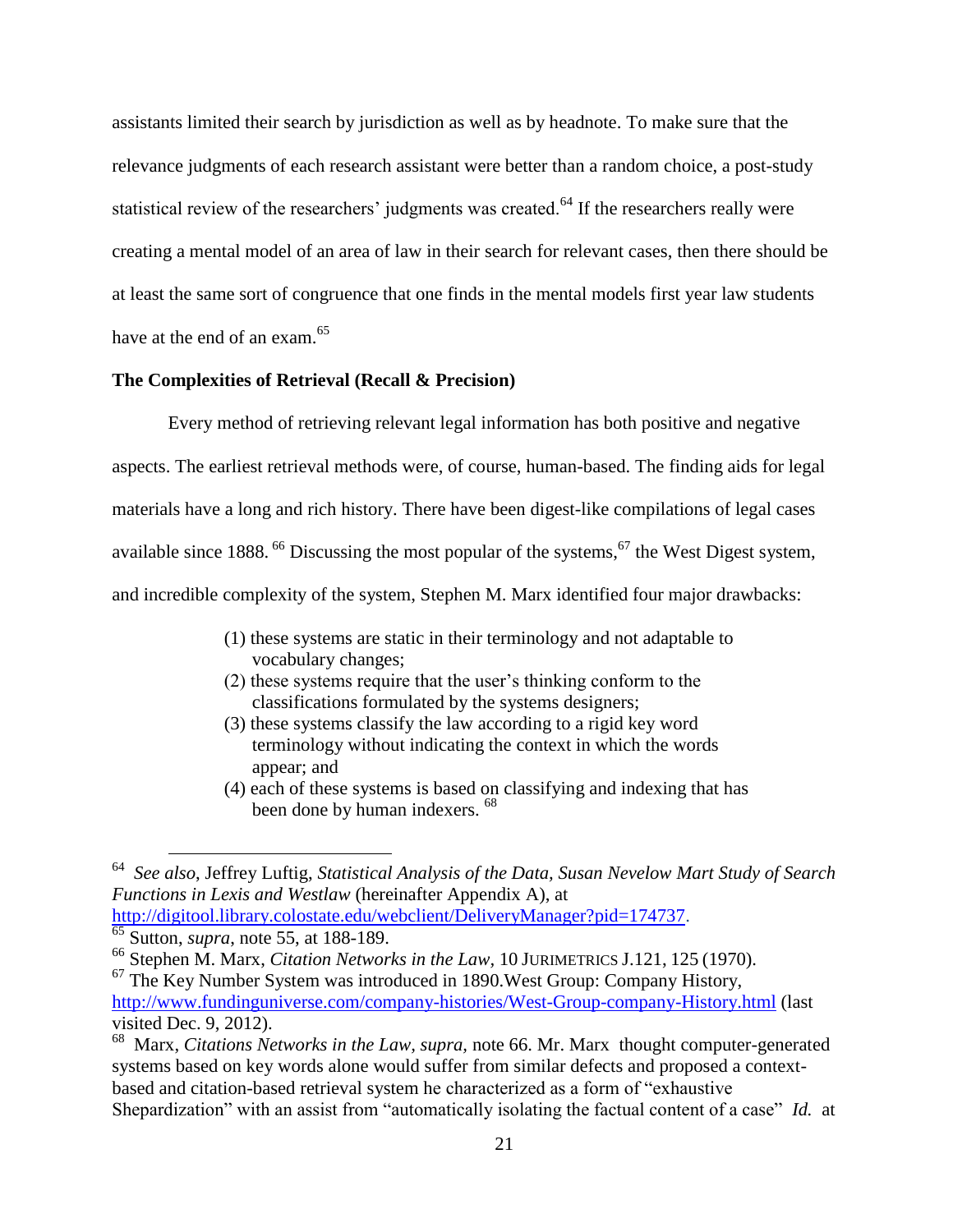assistants limited their search by jurisdiction as well as by headnote. To make sure that the relevance judgments of each research assistant were better than a random choice, a post-study statistical review of the researchers' judgments was created.[64] If the researchers really were creating a mental model of an area of law in their search for relevant cases, then there should be at least the same sort of congruence that one finds in the mental models first year law students have at the end of an exam.[65]

**The Complexities of Retrieval (Recall & Precision)**

Every method of retrieving relevant legal information has both positive and negative aspects. The earliest retrieval methods were, of course, human-based. The finding aids for legal materials have a long and rich history. There have been digest-like compilations of legal cases available since 1888. [66] Discussing the most popular of the systems,[67] the West Digest system, and incredible complexity of the system, Stephen M. Marx identified four major drawbacks:

> (1) these systems are static in their terminology and not adaptable to vocabulary changes;
> (2) these systems require that the user's thinking conform to the classifications formulated by the systems designers;
> (3) these systems classify the law according to a rigid key word terminology without indicating the context in which the words appear; and
> (4) each of these systems is based on classifying and indexing that has been done by human indexers. [68]

---

[64] *See also*, Jeffrey Luftig, *Statistical Analysis of the Data, Susan Nevelow Mart Study of Search Functions in Lexis and Westlaw* (hereinafter Appendix A), at http://digitool.library.colostate.edu/webclient/DeliveryManager?pid=174737.

[65] Sutton, *supra*, note 55, at 188-189.

[66] Stephen M. Marx, *Citation Networks in the Law*, 10 JURIMETRICS J.121, 125 (1970).

[67] The Key Number System was introduced in 1890.West Group: Company History, http://www.fundinguniverse.com/company-histories/West-Group-company-History.html (last visited Dec. 9, 2012).

[68] Marx, *Citations Networks in the Law*, *supra*, note 66. Mr. Marx thought computer-generated systems based on key words alone would suffer from similar defects and proposed a context-based and citation-based retrieval system he characterized as a form of "exhaustive Shepardization" with an assist from "automatically isolating the factual content of a case" *Id.* at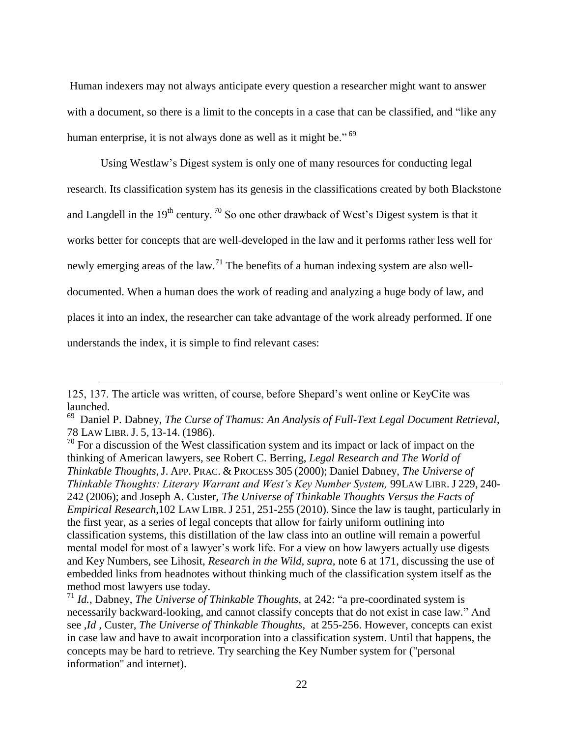Human indexers may not always anticipate every question a researcher might want to answer with a document, so there is a limit to the concepts in a case that can be classified, and "like any human enterprise, it is not always done as well as it might be." [69]

Using Westlaw's Digest system is only one of many resources for conducting legal research. Its classification system has its genesis in the classifications created by both Blackstone and Langdell in the 19th century. [70] So one other drawback of West's Digest system is that it works better for concepts that are well-developed in the law and it performs rather less well for newly emerging areas of the law.[71] The benefits of a human indexing system are also well-documented. When a human does the work of reading and analyzing a huge body of law, and places it into an index, the researcher can take advantage of the work already performed. If one understands the index, it is simple to find relevant cases:

---

125, 137. The article was written, of course, before Shepard's went online or KeyCite was launched.

[69] Daniel P. Dabney, *The Curse of Thamus: An Analysis of Full-Text Legal Document Retrieval*, 78 LAW LIBR. J. 5, 13-14. (1986).

[70] For a discussion of the West classification system and its impact or lack of impact on the thinking of American lawyers, see Robert C. Berring, *Legal Research and The World of Thinkable Thoughts*, J. APP. PRAC. & PROCESS 305 (2000); Daniel Dabney, *The Universe of Thinkable Thoughts: Literary Warrant and West's Key Number System,* 99LAW LIBR. J 229, 240-242 (2006); and Joseph A. Custer, *The Universe of Thinkable Thoughts Versus the Facts of Empirical Research*,102 LAW LIBR. J 251, 251-255 (2010). Since the law is taught, particularly in the first year, as a series of legal concepts that allow for fairly uniform outlining into classification systems, this distillation of the law class into an outline will remain a powerful mental model for most of a lawyer's work life. For a view on how lawyers actually use digests and Key Numbers, see Lihosit, *Research in the Wild*, *supra*, note 6 at 171, discussing the use of embedded links from headnotes without thinking much of the classification system itself as the method most lawyers use today.

[71] *Id.*, Dabney, *The Universe of Thinkable Thoughts,* at 242: "a pre-coordinated system is necessarily backward-looking, and cannot classify concepts that do not exist in case law." And see ,*Id* , Custer, *The Universe of Thinkable Thoughts*, at 255-256. However, concepts can exist in case law and have to await incorporation into a classification system. Until that happens, the concepts may be hard to retrieve. Try searching the Key Number system for ("personal information" and internet).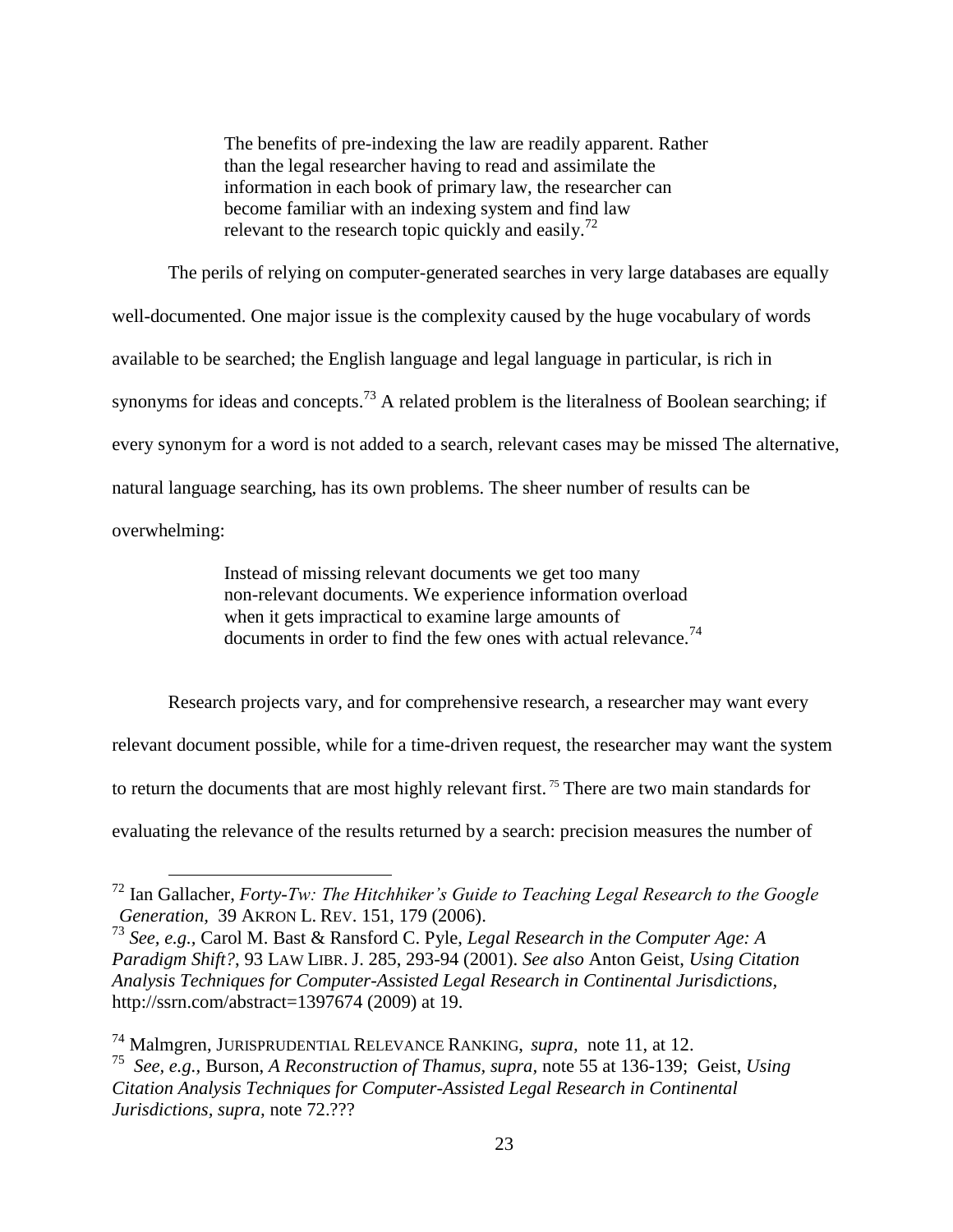> The benefits of pre-indexing the law are readily apparent. Rather than the legal researcher having to read and assimilate the information in each book of primary law, the researcher can become familiar with an indexing system and find law relevant to the research topic quickly and easily.[72]

The perils of relying on computer-generated searches in very large databases are equally well-documented. One major issue is the complexity caused by the huge vocabulary of words available to be searched; the English language and legal language in particular, is rich in synonyms for ideas and concepts.[73] A related problem is the literalness of Boolean searching; if every synonym for a word is not added to a search, relevant cases may be missed The alternative, natural language searching, has its own problems. The sheer number of results can be overwhelming:

> Instead of missing relevant documents we get too many non-relevant documents. We experience information overload when it gets impractical to examine large amounts of documents in order to find the few ones with actual relevance.[74]

Research projects vary, and for comprehensive research, a researcher may want every relevant document possible, while for a time-driven request, the researcher may want the system to return the documents that are most highly relevant first.[75] There are two main standards for evaluating the relevance of the results returned by a search: precision measures the number of

---

[72] Ian Gallacher, *Forty-Tw: The Hitchhiker's Guide to Teaching Legal Research to the Google Generation*, 39 AKRON L. REV. 151, 179 (2006).

[73] *See, e.g.*, Carol M. Bast & Ransford C. Pyle, *Legal Research in the Computer Age: A Paradigm Shift?*, 93 LAW LIBR. J. 285, 293-94 (2001). *See also* Anton Geist, *Using Citation Analysis Techniques for Computer-Assisted Legal Research in Continental Jurisdictions*, http://ssrn.com/abstract=1397674 (2009) at 19.

[74] Malmgren, JURISPRUDENTIAL RELEVANCE RANKING, *supra*, note 11, at 12.

[75] *See, e.g.,* Burson, *A Reconstruction of Thamus, supra,* note 55 at 136-139; Geist, *Using Citation Analysis Techniques for Computer-Assisted Legal Research in Continental Jurisdictions, supra,* note 72.???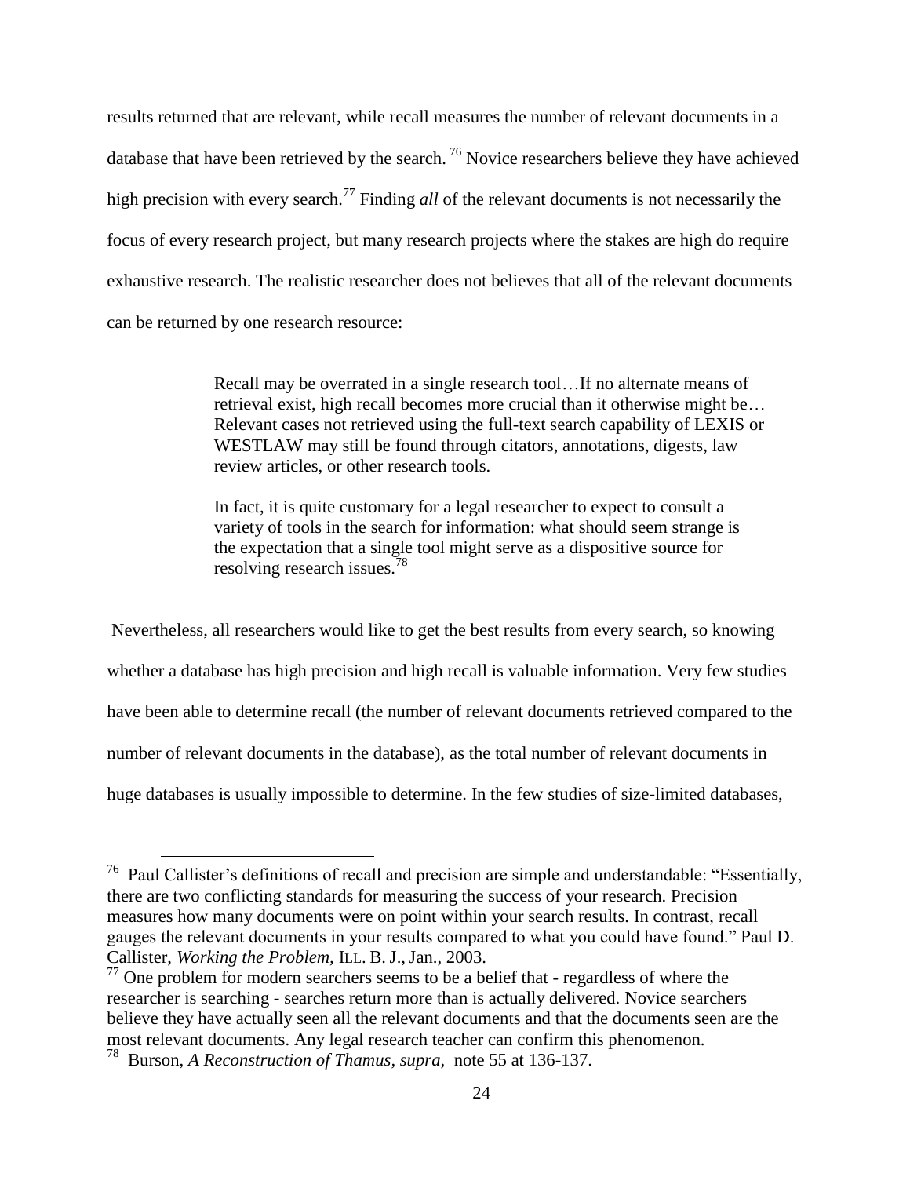results returned that are relevant, while recall measures the number of relevant documents in a database that have been retrieved by the search. [76] Novice researchers believe they have achieved high precision with every search.[77] Finding *all* of the relevant documents is not necessarily the focus of every research project, but many research projects where the stakes are high do require exhaustive research. The realistic researcher does not believes that all of the relevant documents can be returned by one research resource:

> Recall may be overrated in a single research tool…If no alternate means of retrieval exist, high recall becomes more crucial than it otherwise might be… Relevant cases not retrieved using the full-text search capability of LEXIS or WESTLAW may still be found through citators, annotations, digests, law review articles, or other research tools.
>
> In fact, it is quite customary for a legal researcher to expect to consult a variety of tools in the search for information: what should seem strange is the expectation that a single tool might serve as a dispositive source for resolving research issues.[78]

Nevertheless, all researchers would like to get the best results from every search, so knowing whether a database has high precision and high recall is valuable information. Very few studies have been able to determine recall (the number of relevant documents retrieved compared to the number of relevant documents in the database), as the total number of relevant documents in huge databases is usually impossible to determine. In the few studies of size-limited databases,

---

[76] Paul Callister's definitions of recall and precision are simple and understandable: "Essentially, there are two conflicting standards for measuring the success of your research. Precision measures how many documents were on point within your search results. In contrast, recall gauges the relevant documents in your results compared to what you could have found." Paul D. Callister, *Working the Problem,* ILL. B. J., Jan., 2003.

[77] One problem for modern searchers seems to be a belief that - regardless of where the researcher is searching - searches return more than is actually delivered. Novice searchers believe they have actually seen all the relevant documents and that the documents seen are the most relevant documents. Any legal research teacher can confirm this phenomenon.

[78] Burson, *A Reconstruction of Thamus, supra,* note 55 at 136-137.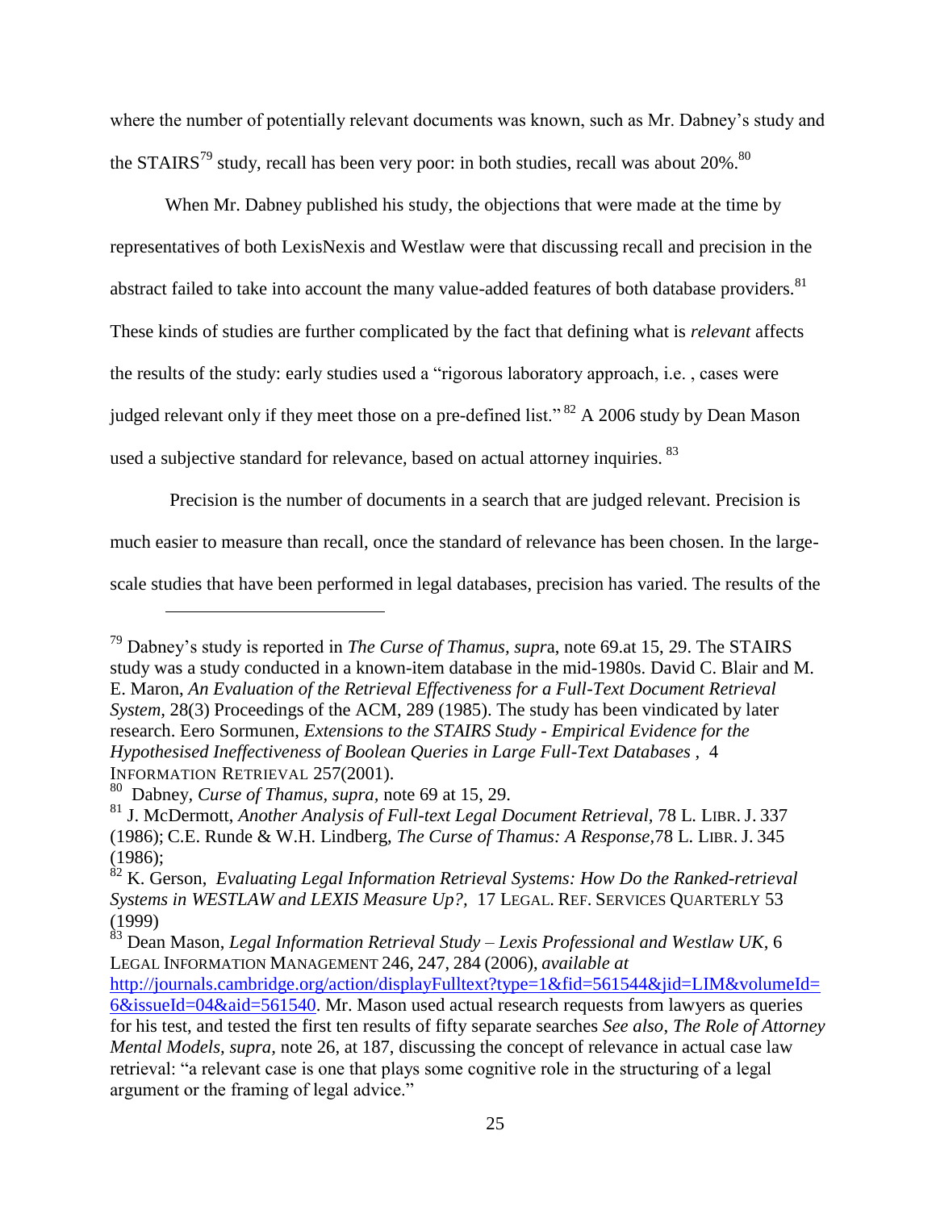where the number of potentially relevant documents was known, such as Mr. Dabney's study and the STAIRS[79] study, recall has been very poor: in both studies, recall was about 20%.[80]

When Mr. Dabney published his study, the objections that were made at the time by representatives of both LexisNexis and Westlaw were that discussing recall and precision in the abstract failed to take into account the many value-added features of both database providers.[81] These kinds of studies are further complicated by the fact that defining what is *relevant* affects the results of the study: early studies used a "rigorous laboratory approach, i.e. , cases were judged relevant only if they meet those on a pre-defined list." [82] A 2006 study by Dean Mason used a subjective standard for relevance, based on actual attorney inquiries. [83]

Precision is the number of documents in a search that are judged relevant. Precision is much easier to measure than recall, once the standard of relevance has been chosen. In the large-scale studies that have been performed in legal databases, precision has varied. The results of the

---

[79] Dabney's study is reported in *The Curse of Thamus, supr*a, note 69.at 15, 29. The STAIRS study was a study conducted in a known-item database in the mid-1980s. David C. Blair and M. E. Maron, *An Evaluation of the Retrieval Effectiveness for a Full-Text Document Retrieval System,* 28(3) Proceedings of the ACM, 289 (1985). The study has been vindicated by later research. Eero Sormunen, *Extensions to the STAIRS Study - Empirical Evidence for the Hypothesised Ineffectiveness of Boolean Queries in Large Full-Text Databases* , 4 INFORMATION RETRIEVAL 257(2001).

[80] Dabney, *Curse of Thamus, supra,* note 69 at 15, 29.

[81] J. McDermott, *Another Analysis of Full-text Legal Document Retrieval,* 78 L. LIBR. J. 337 (1986); C.E. Runde & W.H. Lindberg, *The Curse of Thamus: A Response,*78 L. LIBR. J. 345 (1986);

[82] K. Gerson, *Evaluating Legal Information Retrieval Systems: How Do the Ranked-retrieval Systems in WESTLAW and LEXIS Measure Up?,* 17 LEGAL. REF. SERVICES QUARTERLY 53 (1999)

[83] Dean Mason, *Legal Information Retrieval Study – Lexis Professional and Westlaw UK*, 6 LEGAL INFORMATION MANAGEMENT 246, 247, 284 (2006), *available at* http://journals.cambridge.org/action/displayFulltext?type=1&fid=561544&jid=LIM&volumeId=6&issueId=04&aid=561540. Mr. Mason used actual research requests from lawyers as queries for his test, and tested the first ten results of fifty separate searches *See also, The Role of Attorney Mental Models, supra,* note 26, at 187, discussing the concept of relevance in actual case law retrieval: "a relevant case is one that plays some cognitive role in the structuring of a legal argument or the framing of legal advice."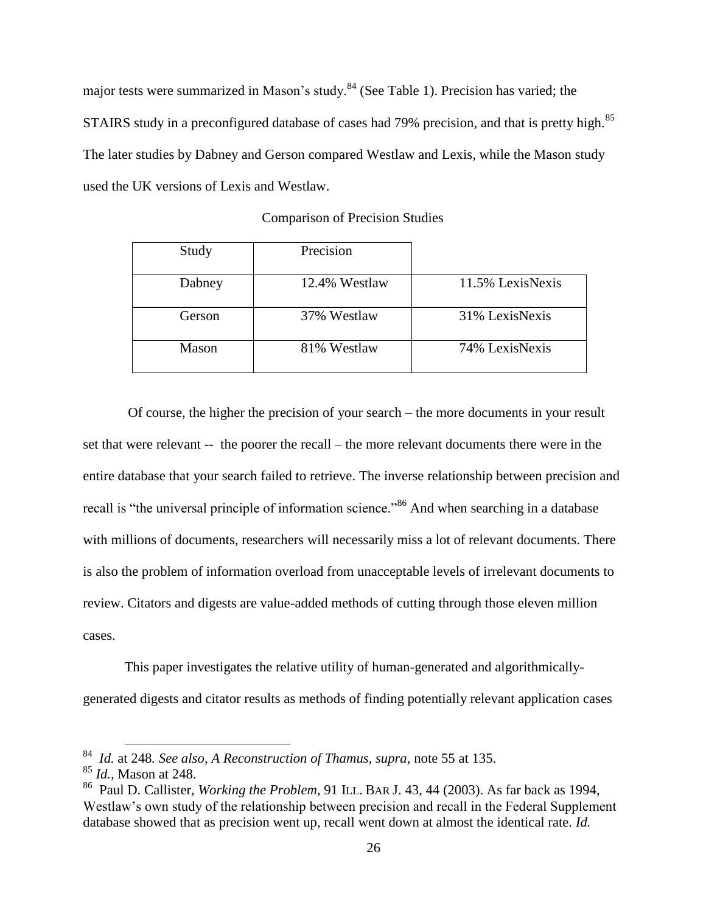major tests were summarized in Mason's study.[84] (See Table 1). Precision has varied; the STAIRS study in a preconfigured database of cases had 79% precision, and that is pretty high.[85] The later studies by Dabney and Gerson compared Westlaw and Lexis, while the Mason study used the UK versions of Lexis and Westlaw.

Comparison of Precision Studies

| Study | Precision | |
|---|---|---|
| Dabney | 12.4% Westlaw | 11.5% LexisNexis |
| Gerson | 37% Westlaw | 31% LexisNexis |
| Mason | 81% Westlaw | 74% LexisNexis |

Of course, the higher the precision of your search – the more documents in your result set that were relevant -- the poorer the recall – the more relevant documents there were in the entire database that your search failed to retrieve. The inverse relationship between precision and recall is "the universal principle of information science."[86] And when searching in a database with millions of documents, researchers will necessarily miss a lot of relevant documents. There is also the problem of information overload from unacceptable levels of irrelevant documents to review. Citators and digests are value-added methods of cutting through those eleven million cases.

This paper investigates the relative utility of human-generated and algorithmically-generated digests and citator results as methods of finding potentially relevant application cases

---

[84] *Id.* at 248. *See also, A Reconstruction of Thamus, supra,* note 55 at 135.

[85] *Id.*, Mason at 248.

[86] Paul D. Callister, *Working the Problem*, 91 ILL. BAR J. 43, 44 (2003). As far back as 1994, Westlaw's own study of the relationship between precision and recall in the Federal Supplement database showed that as precision went up, recall went down at almost the identical rate. *Id.*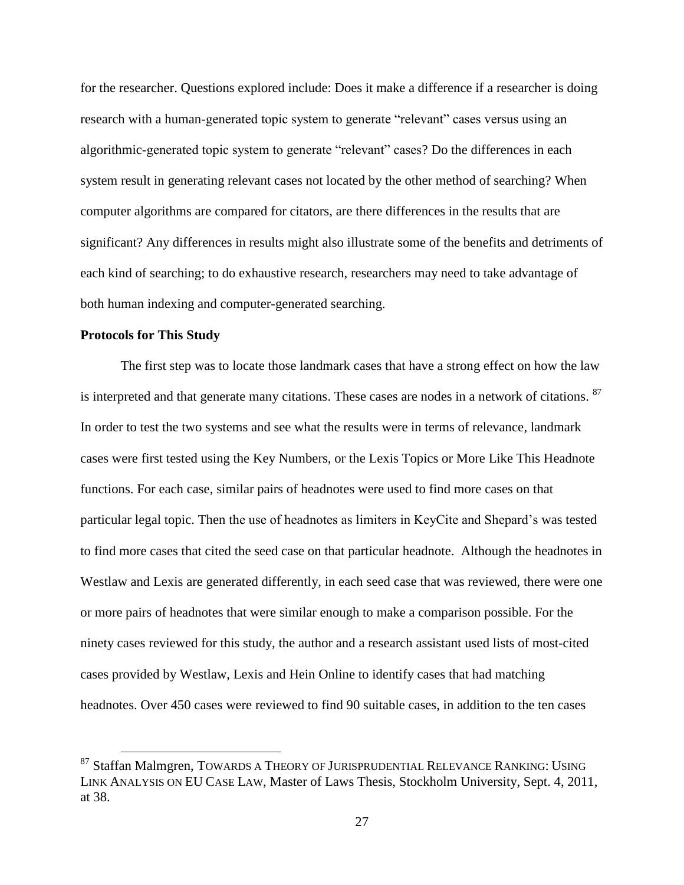for the researcher. Questions explored include: Does it make a difference if a researcher is doing research with a human-generated topic system to generate "relevant" cases versus using an algorithmic-generated topic system to generate "relevant" cases? Do the differences in each system result in generating relevant cases not located by the other method of searching? When computer algorithms are compared for citators, are there differences in the results that are significant? Any differences in results might also illustrate some of the benefits and detriments of each kind of searching; to do exhaustive research, researchers may need to take advantage of both human indexing and computer-generated searching.

**Protocols for This Study**

The first step was to locate those landmark cases that have a strong effect on how the law is interpreted and that generate many citations. These cases are nodes in a network of citations. [87] In order to test the two systems and see what the results were in terms of relevance, landmark cases were first tested using the Key Numbers, or the Lexis Topics or More Like This Headnote functions. For each case, similar pairs of headnotes were used to find more cases on that particular legal topic. Then the use of headnotes as limiters in KeyCite and Shepard's was tested to find more cases that cited the seed case on that particular headnote. Although the headnotes in Westlaw and Lexis are generated differently, in each seed case that was reviewed, there were one or more pairs of headnotes that were similar enough to make a comparison possible. For the ninety cases reviewed for this study, the author and a research assistant used lists of most-cited cases provided by Westlaw, Lexis and Hein Online to identify cases that had matching headnotes. Over 450 cases were reviewed to find 90 suitable cases, in addition to the ten cases

---

[87] Staffan Malmgren, TOWARDS A THEORY OF JURISPRUDENTIAL RELEVANCE RANKING: USING LINK ANALYSIS ON EU CASE LAW, Master of Laws Thesis, Stockholm University, Sept. 4, 2011, at 38.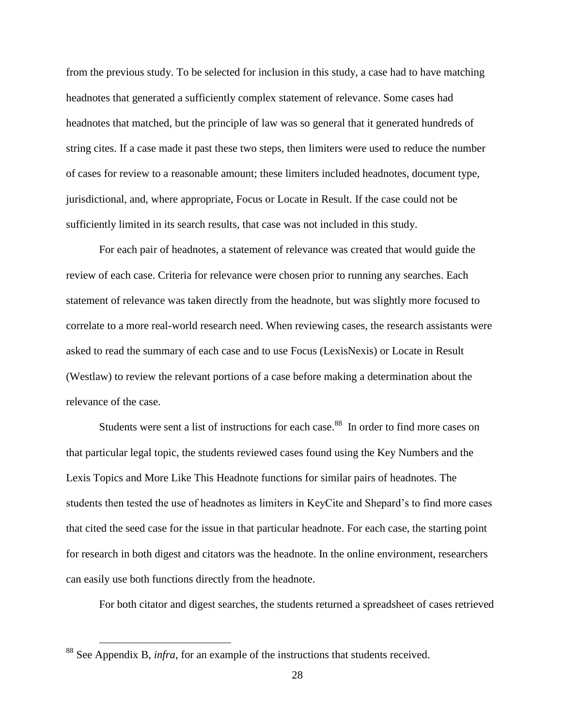from the previous study. To be selected for inclusion in this study, a case had to have matching headnotes that generated a sufficiently complex statement of relevance. Some cases had headnotes that matched, but the principle of law was so general that it generated hundreds of string cites. If a case made it past these two steps, then limiters were used to reduce the number of cases for review to a reasonable amount; these limiters included headnotes, document type, jurisdictional, and, where appropriate, Focus or Locate in Result. If the case could not be sufficiently limited in its search results, that case was not included in this study.

For each pair of headnotes, a statement of relevance was created that would guide the review of each case. Criteria for relevance were chosen prior to running any searches. Each statement of relevance was taken directly from the headnote, but was slightly more focused to correlate to a more real-world research need. When reviewing cases, the research assistants were asked to read the summary of each case and to use Focus (LexisNexis) or Locate in Result (Westlaw) to review the relevant portions of a case before making a determination about the relevance of the case.

Students were sent a list of instructions for each case.[88] In order to find more cases on that particular legal topic, the students reviewed cases found using the Key Numbers and the Lexis Topics and More Like This Headnote functions for similar pairs of headnotes. The students then tested the use of headnotes as limiters in KeyCite and Shepard's to find more cases that cited the seed case for the issue in that particular headnote. For each case, the starting point for research in both digest and citators was the headnote. In the online environment, researchers can easily use both functions directly from the headnote.

For both citator and digest searches, the students returned a spreadsheet of cases retrieved

[88] See Appendix B, *infra*, for an example of the instructions that students received.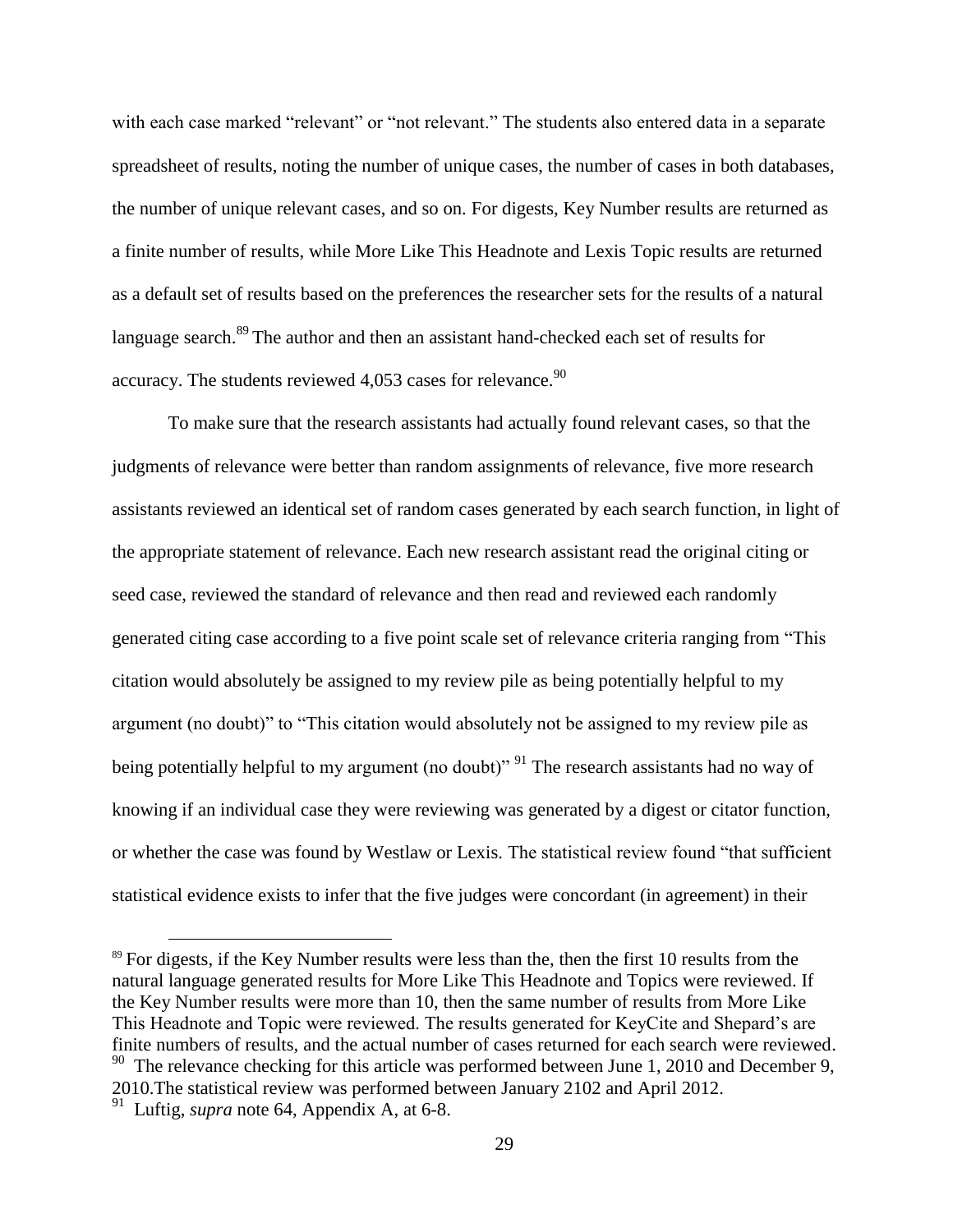with each case marked "relevant" or "not relevant." The students also entered data in a separate spreadsheet of results, noting the number of unique cases, the number of cases in both databases, the number of unique relevant cases, and so on. For digests, Key Number results are returned as a finite number of results, while More Like This Headnote and Lexis Topic results are returned as a default set of results based on the preferences the researcher sets for the results of a natural language search.[89] The author and then an assistant hand-checked each set of results for accuracy. The students reviewed 4,053 cases for relevance.[90]

To make sure that the research assistants had actually found relevant cases, so that the judgments of relevance were better than random assignments of relevance, five more research assistants reviewed an identical set of random cases generated by each search function, in light of the appropriate statement of relevance. Each new research assistant read the original citing or seed case, reviewed the standard of relevance and then read and reviewed each randomly generated citing case according to a five point scale set of relevance criteria ranging from "This citation would absolutely be assigned to my review pile as being potentially helpful to my argument (no doubt)" to "This citation would absolutely not be assigned to my review pile as being potentially helpful to my argument (no doubt)" [91] The research assistants had no way of knowing if an individual case they were reviewing was generated by a digest or citator function, or whether the case was found by Westlaw or Lexis. The statistical review found "that sufficient statistical evidence exists to infer that the five judges were concordant (in agreement) in their

---

[89] For digests, if the Key Number results were less than the, then the first 10 results from the natural language generated results for More Like This Headnote and Topics were reviewed. If the Key Number results were more than 10, then the same number of results from More Like This Headnote and Topic were reviewed. The results generated for KeyCite and Shepard's are finite numbers of results, and the actual number of cases returned for each search were reviewed.

[90] The relevance checking for this article was performed between June 1, 2010 and December 9, 2010.The statistical review was performed between January 2102 and April 2012.

[91] Luftig, *supra* note 64, Appendix A, at 6-8.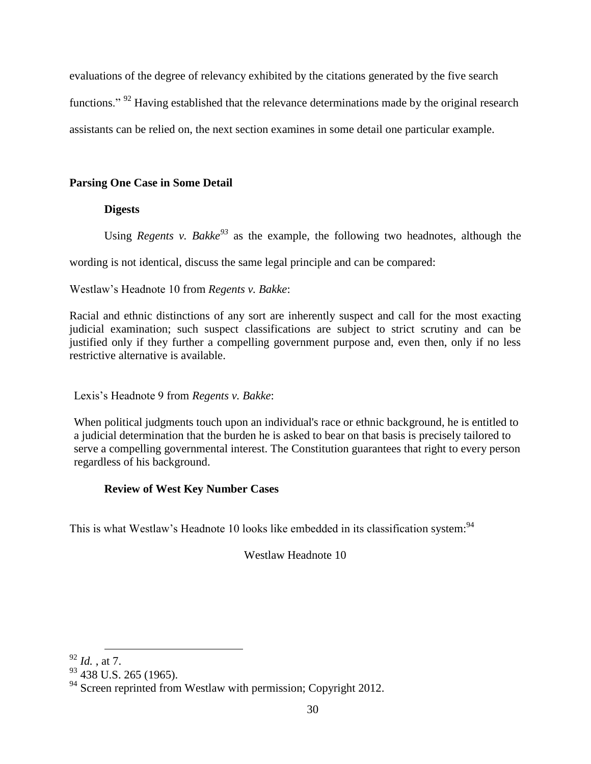evaluations of the degree of relevancy exhibited by the citations generated by the five search functions." [92] Having established that the relevance determinations made by the original research assistants can be relied on, the next section examines in some detail one particular example.

## Parsing One Case in Some Detail

### Digests

Using *Regents v. Bakke*[93] as the example, the following two headnotes, although the wording is not identical, discuss the same legal principle and can be compared:

Westlaw's Headnote 10 from *Regents v. Bakke*:

Racial and ethnic distinctions of any sort are inherently suspect and call for the most exacting judicial examination; such suspect classifications are subject to strict scrutiny and can be justified only if they further a compelling government purpose and, even then, only if no less restrictive alternative is available.

Lexis's Headnote 9 from *Regents v. Bakke*:

When political judgments touch upon an individual's race or ethnic background, he is entitled to a judicial determination that the burden he is asked to bear on that basis is precisely tailored to serve a compelling governmental interest. The Constitution guarantees that right to every person regardless of his background.

### Review of West Key Number Cases

This is what Westlaw's Headnote 10 looks like embedded in its classification system:[94]

Westlaw Headnote 10

---

[92] *Id.* , at 7.

[93] 438 U.S. 265 (1965).

[94] Screen reprinted from Westlaw with permission; Copyright 2012.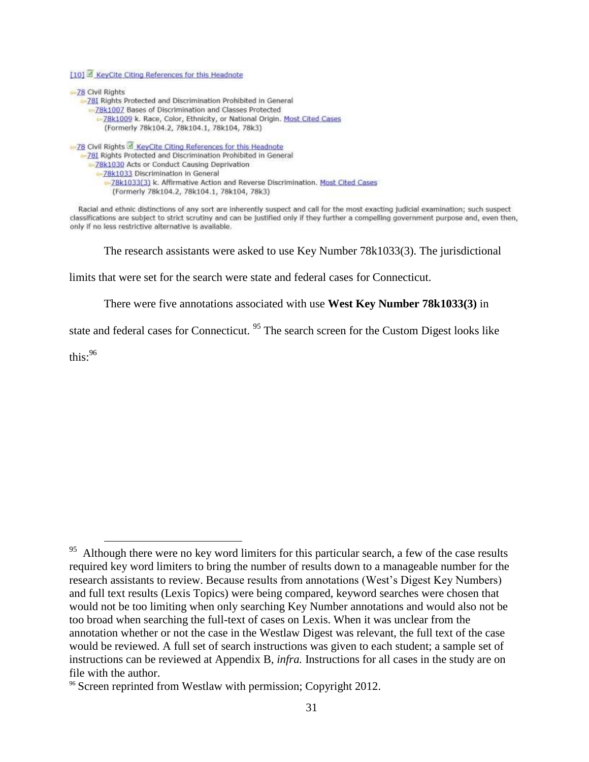[10] KeyCite Citing References for this Headnote

- 78 Civil Rights
  - 78I Rights Protected and Discrimination Prohibited in General
    - 78k1007 Bases of Discrimination and Classes Protected
      - 78k1009 k. Race, Color, Ethnicity, or National Origin. Most Cited Cases
        (Formerly 78k104.2, 78k104.1, 78k104, 78k3)

- 78 Civil Rights KeyCite Citing References for this Headnote
  - 78I Rights Protected and Discrimination Prohibited in General
    - 78k1030 Acts or Conduct Causing Deprivation
      - 78k1033 Discrimination in General
        - 78k1033(3) k. Affirmative Action and Reverse Discrimination. Most Cited Cases
          (Formerly 78k104.2, 78k104.1, 78k104, 78k3)

Racial and ethnic distinctions of any sort are inherently suspect and call for the most exacting judicial examination; such suspect classifications are subject to strict scrutiny and can be justified only if they further a compelling government purpose and, even then, only if no less restrictive alternative is available.

The research assistants were asked to use Key Number 78k1033(3). The jurisdictional limits that were set for the search were state and federal cases for Connecticut.

There were five annotations associated with use **West Key Number 78k1033(3)** in state and federal cases for Connecticut. [95] The search screen for the Custom Digest looks like this:[96]

---

[95] Although there were no key word limiters for this particular search, a few of the case results required key word limiters to bring the number of results down to a manageable number for the research assistants to review. Because results from annotations (West's Digest Key Numbers) and full text results (Lexis Topics) were being compared, keyword searches were chosen that would not be too limiting when only searching Key Number annotations and would also not be too broad when searching the full-text of cases on Lexis. When it was unclear from the annotation whether or not the case in the Westlaw Digest was relevant, the full text of the case would be reviewed. A full set of search instructions was given to each student; a sample set of instructions can be reviewed at Appendix B, *infra.* Instructions for all cases in the study are on file with the author.

[96] Screen reprinted from Westlaw with permission; Copyright 2012.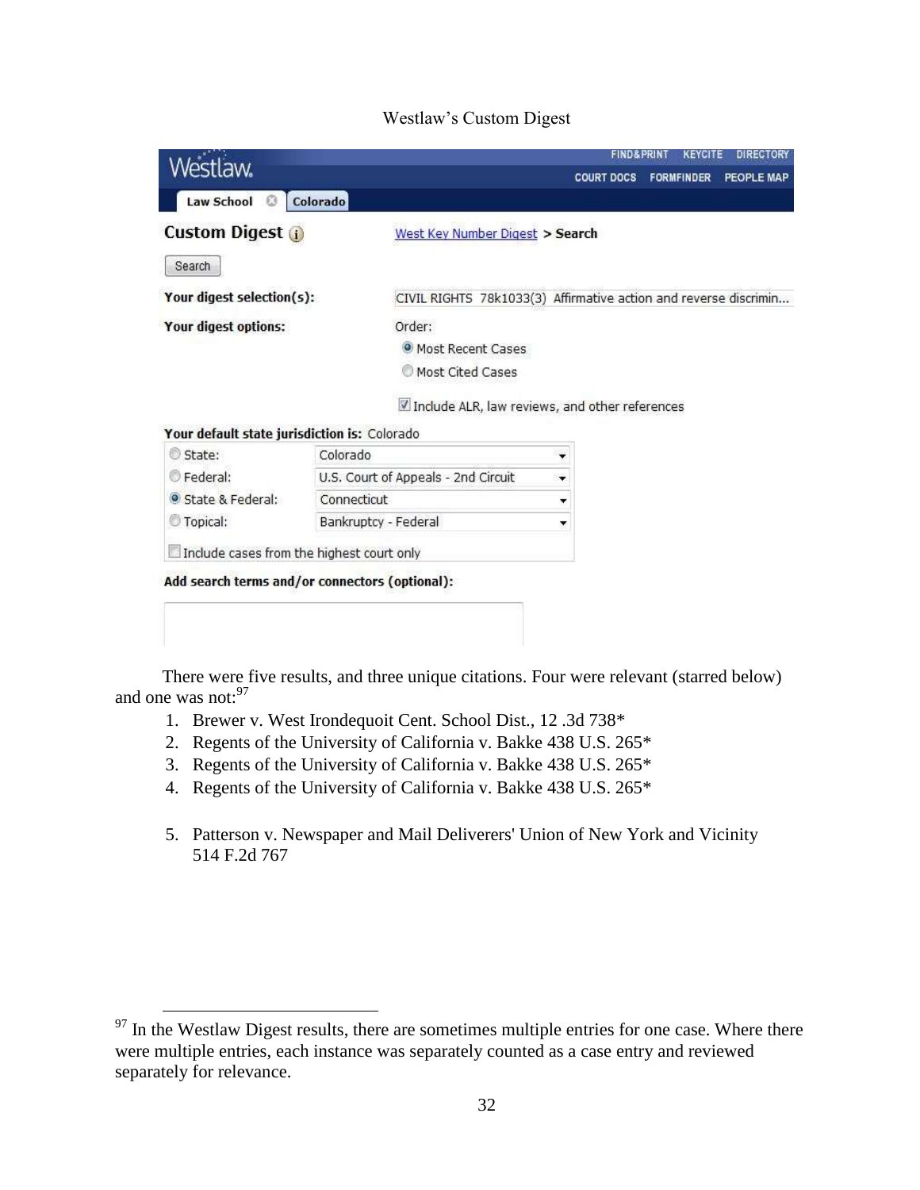Westlaw's Custom Digest

Westlaw.

FIND&PRINT KEYCITE DIRECTORY

COURT DOCS FORMFINDER PEOPLE MAP

Law School | Colorado

**Custom Digest**

West Key Number Digest > **Search**

Search

**Your digest selection(s):** CIVIL RIGHTS 78k1033(3) Affirmative action and reverse discrimin...

**Your digest options:** Order:

- Most Recent Cases (selected)
- Most Cited Cases

☑ Include ALR, law reviews, and other references

**Your default state jurisdiction is:** Colorado

| | |
|---|---|
| State: | Colorado |
| Federal: | U.S. Court of Appeals - 2nd Circuit |
| State & Federal: (selected) | Connecticut |
| Topical: | Bankruptcy - Federal |

☐ Include cases from the highest court only

**Add search terms and/or connectors (optional):**

There were five results, and three unique citations. Four were relevant (starred below) and one was not:[97]

1. Brewer v. West Irondequoit Cent. School Dist., 12 .3d 738*
2. Regents of the University of California v. Bakke 438 U.S. 265*
3. Regents of the University of California v. Bakke 438 U.S. 265*
4. Regents of the University of California v. Bakke 438 U.S. 265*

5. Patterson v. Newspaper and Mail Deliverers' Union of New York and Vicinity 514 F.2d 767

---

[97] In the Westlaw Digest results, there are sometimes multiple entries for one case. Where there were multiple entries, each instance was separately counted as a case entry and reviewed separately for relevance.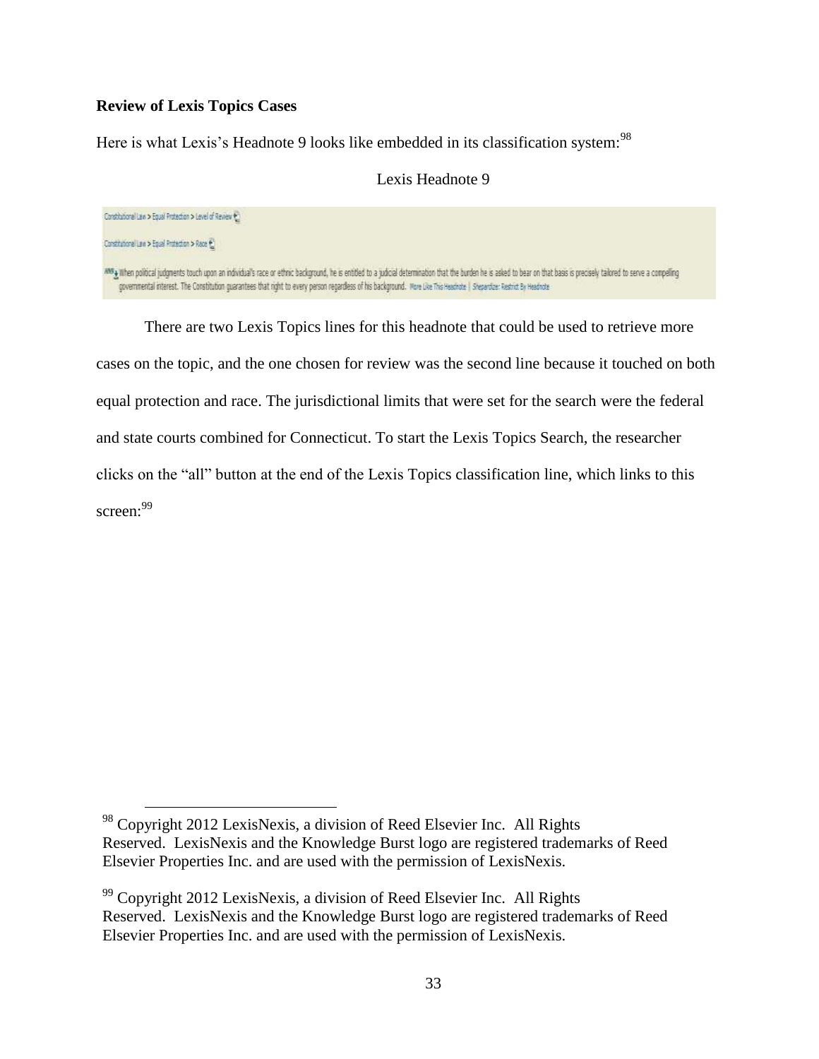**Review of Lexis Topics Cases**

Here is what Lexis's Headnote 9 looks like embedded in its classification system:[98]

Lexis Headnote 9

Constitutional Law > Equal Protection > Level of Review

Constitutional Law > Equal Protection > Race

HN9 When political judgments touch upon an individual's race or ethnic background, he is entitled to a judicial determination that the burden he is asked to bear on that basis is precisely tailored to serve a compelling governmental interest. The Constitution guarantees that right to every person regardless of his background. More Like This Headnote | Shepardize: Restrict By Headnote

There are two Lexis Topics lines for this headnote that could be used to retrieve more cases on the topic, and the one chosen for review was the second line because it touched on both equal protection and race. The jurisdictional limits that were set for the search were the federal and state courts combined for Connecticut. To start the Lexis Topics Search, the researcher clicks on the "all" button at the end of the Lexis Topics classification line, which links to this screen:[99]

[98] Copyright 2012 LexisNexis, a division of Reed Elsevier Inc. All Rights Reserved. LexisNexis and the Knowledge Burst logo are registered trademarks of Reed Elsevier Properties Inc. and are used with the permission of LexisNexis.

[99] Copyright 2012 LexisNexis, a division of Reed Elsevier Inc. All Rights Reserved. LexisNexis and the Knowledge Burst logo are registered trademarks of Reed Elsevier Properties Inc. and are used with the permission of LexisNexis.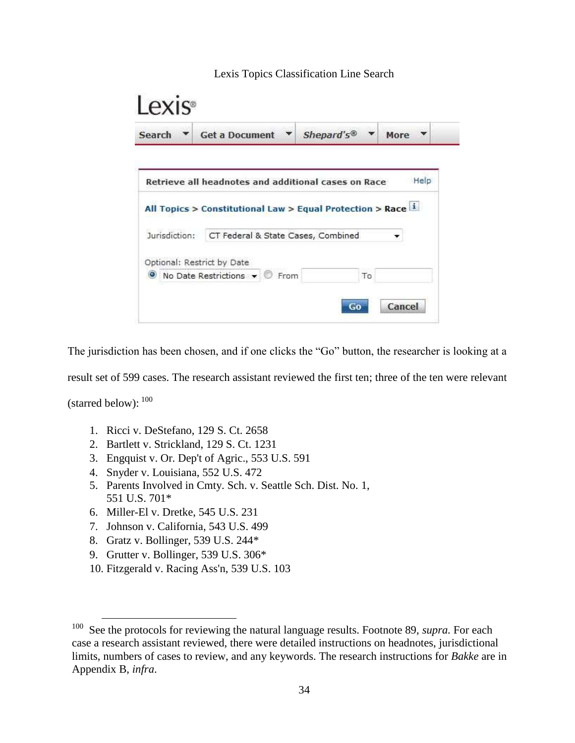Lexis Topics Classification Line Search

Lexis®

Search | Get a Document | *Shepard's®* | More

Retrieve all headnotes and additional cases on Race — Help

All Topics > Constitutional Law > Equal Protection > **Race**

Jurisdiction: CT Federal & State Cases, Combined

Optional: Restrict by Date
No Date Restrictions — From — To

Go — Cancel

The jurisdiction has been chosen, and if one clicks the "Go" button, the researcher is looking at a result set of 599 cases. The research assistant reviewed the first ten; three of the ten were relevant (starred below): [100]

1. Ricci v. DeStefano, 129 S. Ct. 2658
2. Bartlett v. Strickland, 129 S. Ct. 1231
3. Engquist v. Or. Dep't of Agric., 553 U.S. 591
4. Snyder v. Louisiana, 552 U.S. 472
5. Parents Involved in Cmty. Sch. v. Seattle Sch. Dist. No. 1, 551 U.S. 701*
6. Miller-El v. Dretke, 545 U.S. 231
7. Johnson v. California, 543 U.S. 499
8. Gratz v. Bollinger, 539 U.S. 244*
9. Grutter v. Bollinger, 539 U.S. 306*
10. Fitzgerald v. Racing Ass'n, 539 U.S. 103

---

[100] See the protocols for reviewing the natural language results. Footnote 89, *supra*. For each case a research assistant reviewed, there were detailed instructions on headnotes, jurisdictional limits, numbers of cases to review, and any keywords. The research instructions for *Bakke* are in Appendix B, *infra*.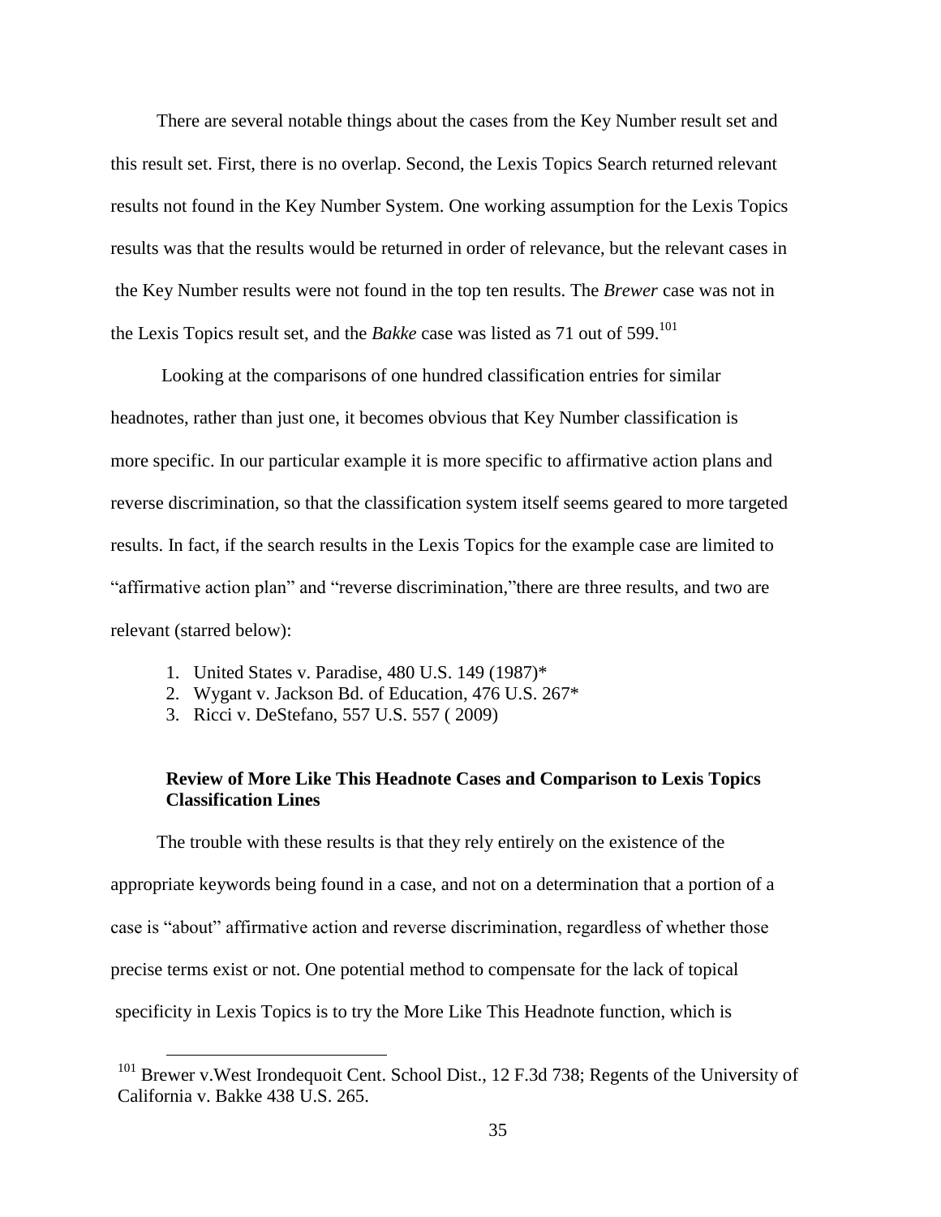There are several notable things about the cases from the Key Number result set and this result set. First, there is no overlap. Second, the Lexis Topics Search returned relevant results not found in the Key Number System. One working assumption for the Lexis Topics results was that the results would be returned in order of relevance, but the relevant cases in the Key Number results were not found in the top ten results. The *Brewer* case was not in the Lexis Topics result set, and the *Bakke* case was listed as 71 out of 599.[101]

Looking at the comparisons of one hundred classification entries for similar headnotes, rather than just one, it becomes obvious that Key Number classification is more specific. In our particular example it is more specific to affirmative action plans and reverse discrimination, so that the classification system itself seems geared to more targeted results. In fact, if the search results in the Lexis Topics for the example case are limited to "affirmative action plan" and "reverse discrimination,"there are three results, and two are relevant (starred below):

1. United States v. Paradise, 480 U.S. 149 (1987)*
2. Wygant v. Jackson Bd. of Education, 476 U.S. 267*
3. Ricci v. DeStefano, 557 U.S. 557 ( 2009)

**Review of More Like This Headnote Cases and Comparison to Lexis Topics Classification Lines**

The trouble with these results is that they rely entirely on the existence of the appropriate keywords being found in a case, and not on a determination that a portion of a case is "about" affirmative action and reverse discrimination, regardless of whether those precise terms exist or not. One potential method to compensate for the lack of topical specificity in Lexis Topics is to try the More Like This Headnote function, which is

[101] Brewer v.West Irondequoit Cent. School Dist., 12 F.3d 738; Regents of the University of California v. Bakke 438 U.S. 265.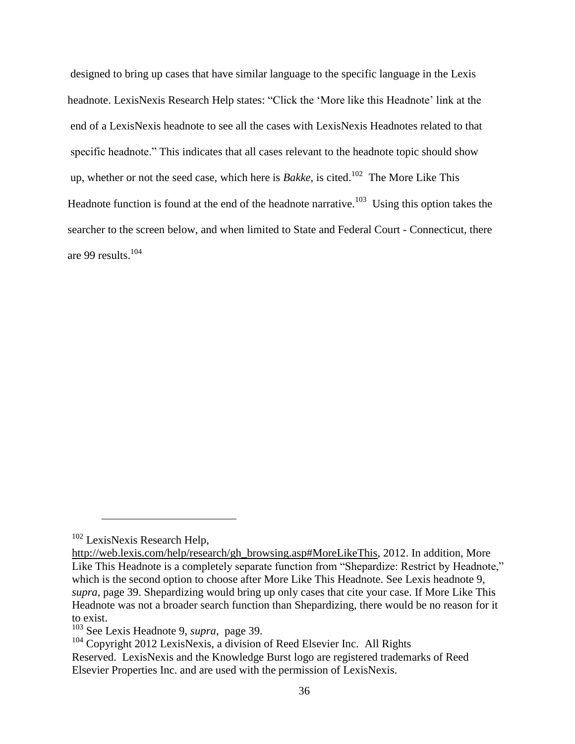designed to bring up cases that have similar language to the specific language in the Lexis headnote. LexisNexis Research Help states: "Click the 'More like this Headnote' link at the end of a LexisNexis headnote to see all the cases with LexisNexis Headnotes related to that specific headnote." This indicates that all cases relevant to the headnote topic should show up, whether or not the seed case, which here is *Bakke*, is cited.[102] The More Like This Headnote function is found at the end of the headnote narrative.[103] Using this option takes the searcher to the screen below, and when limited to State and Federal Court - Connecticut, there are 99 results.[104]

---

[102] LexisNexis Research Help, http://web.lexis.com/help/research/gh_browsing.asp#MoreLikeThis, 2012. In addition, More Like This Headnote is a completely separate function from "Shepardize: Restrict by Headnote," which is the second option to choose after More Like This Headnote. See Lexis headnote 9, *supra*, page 39. Shepardizing would bring up only cases that cite your case. If More Like This Headnote was not a broader search function than Shepardizing, there would be no reason for it to exist.

[103] See Lexis Headnote 9, *supra*, page 39.

[104] Copyright 2012 LexisNexis, a division of Reed Elsevier Inc. All Rights Reserved. LexisNexis and the Knowledge Burst logo are registered trademarks of Reed Elsevier Properties Inc. and are used with the permission of LexisNexis.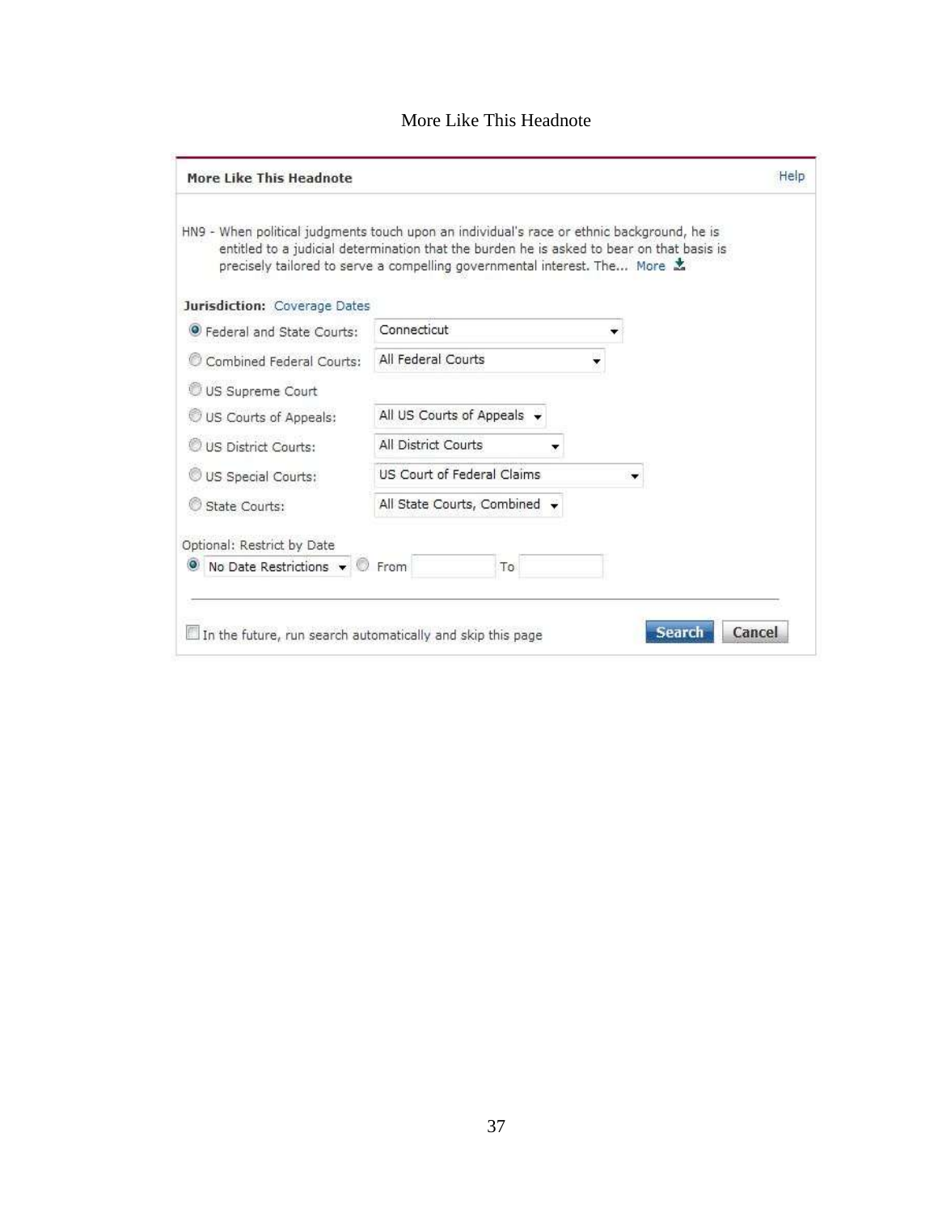More Like This Headnote

**More Like This Headnote** Help

HN9 - When political judgments touch upon an individual's race or ethnic background, he is entitled to a judicial determination that the burden he is asked to bear on that basis is precisely tailored to serve a compelling governmental interest. The... More

**Jurisdiction:** Coverage Dates

- (●) Federal and State Courts: Connecticut
- ( ) Combined Federal Courts: All Federal Courts
- ( ) US Supreme Court
- ( ) US Courts of Appeals: All US Courts of Appeals
- ( ) US District Courts: All District Courts
- ( ) US Special Courts: US Court of Federal Claims
- ( ) State Courts: All State Courts, Combined

Optional: Restrict by Date

(●) No Date Restrictions ( ) From ____ To ____

[ ] In the future, run search automatically and skip this page

Search Cancel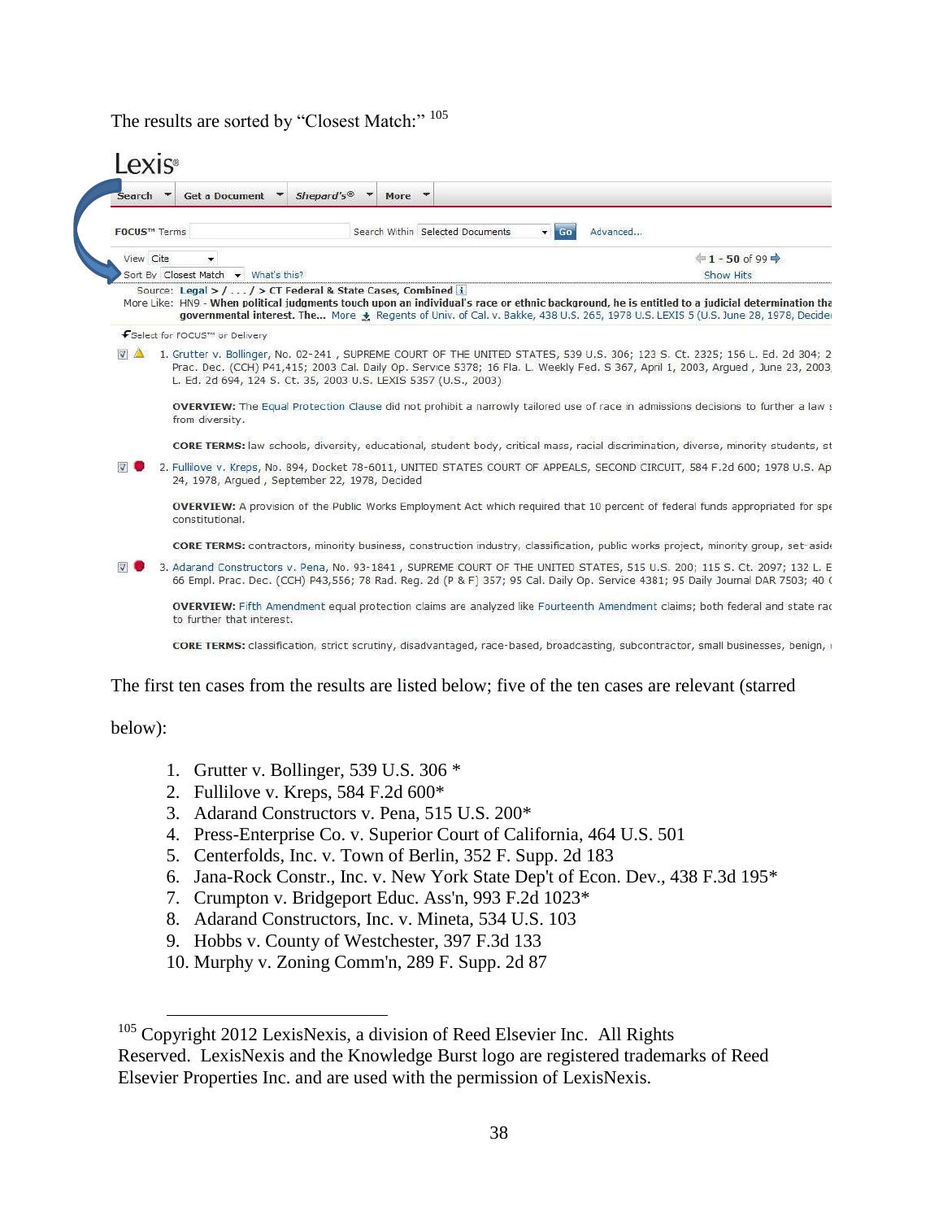The results are sorted by "Closest Match:" [105]

The first ten cases from the results are listed below; five of the ten cases are relevant (starred below):

1. Grutter v. Bollinger, 539 U.S. 306 *
2. Fullilove v. Kreps, 584 F.2d 600*
3. Adarand Constructors v. Pena, 515 U.S. 200*
4. Press-Enterprise Co. v. Superior Court of California, 464 U.S. 501
5. Centerfolds, Inc. v. Town of Berlin, 352 F. Supp. 2d 183
6. Jana-Rock Constr., Inc. v. New York State Dep't of Econ. Dev., 438 F.3d 195*
7. Crumpton v. Bridgeport Educ. Ass'n, 993 F.2d 1023*
8. Adarand Constructors, Inc. v. Mineta, 534 U.S. 103
9. Hobbs v. County of Westchester, 397 F.3d 133
10. Murphy v. Zoning Comm'n, 289 F. Supp. 2d 87

---

[105] Copyright 2012 LexisNexis, a division of Reed Elsevier Inc. All Rights Reserved. LexisNexis and the Knowledge Burst logo are registered trademarks of Reed Elsevier Properties Inc. and are used with the permission of LexisNexis.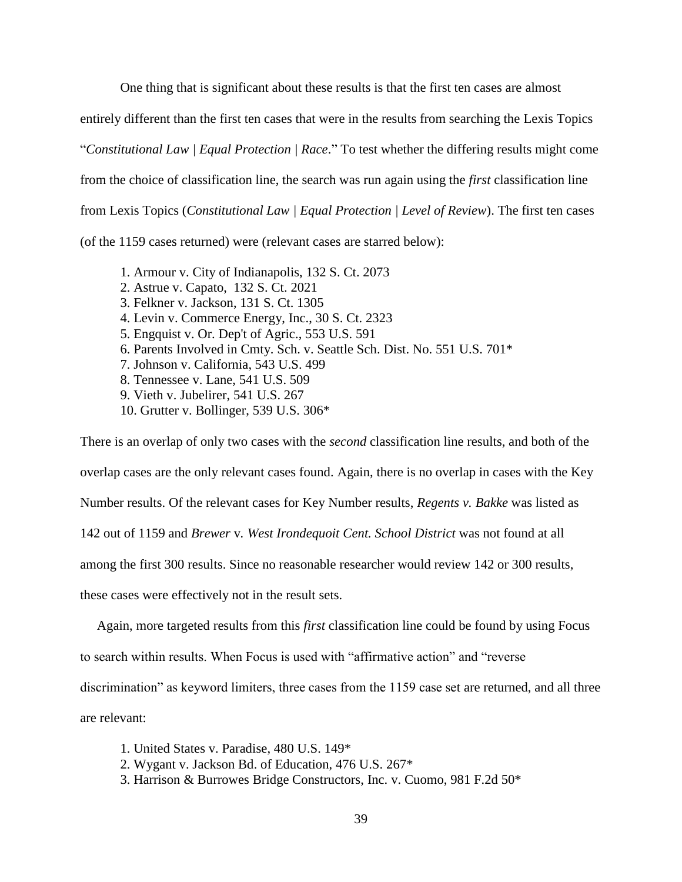One thing that is significant about these results is that the first ten cases are almost entirely different than the first ten cases that were in the results from searching the Lexis Topics "*Constitutional Law | Equal Protection | Race*." To test whether the differing results might come from the choice of classification line, the search was run again using the *first* classification line from Lexis Topics (*Constitutional Law | Equal Protection | Level of Review*). The first ten cases (of the 1159 cases returned) were (relevant cases are starred below):

1. Armour v. City of Indianapolis, 132 S. Ct. 2073
2. Astrue v. Capato, 132 S. Ct. 2021
3. Felkner v. Jackson, 131 S. Ct. 1305
4. Levin v. Commerce Energy, Inc., 30 S. Ct. 2323
5. Engquist v. Or. Dep't of Agric., 553 U.S. 591
6. Parents Involved in Cmty. Sch. v. Seattle Sch. Dist. No. 551 U.S. 701*
7. Johnson v. California, 543 U.S. 499
8. Tennessee v. Lane, 541 U.S. 509
9. Vieth v. Jubelirer, 541 U.S. 267
10. Grutter v. Bollinger, 539 U.S. 306*

There is an overlap of only two cases with the *second* classification line results, and both of the overlap cases are the only relevant cases found. Again, there is no overlap in cases with the Key Number results. Of the relevant cases for Key Number results, *Regents v. Bakke* was listed as 142 out of 1159 and *Brewer* v. *West Irondequoit Cent. School District* was not found at all among the first 300 results. Since no reasonable researcher would review 142 or 300 results, these cases were effectively not in the result sets.

Again, more targeted results from this *first* classification line could be found by using Focus to search within results. When Focus is used with "affirmative action" and "reverse discrimination" as keyword limiters, three cases from the 1159 case set are returned, and all three are relevant:

1. United States v. Paradise, 480 U.S. 149*
2. Wygant v. Jackson Bd. of Education, 476 U.S. 267*
3. Harrison & Burrowes Bridge Constructors, Inc. v. Cuomo, 981 F.2d 50*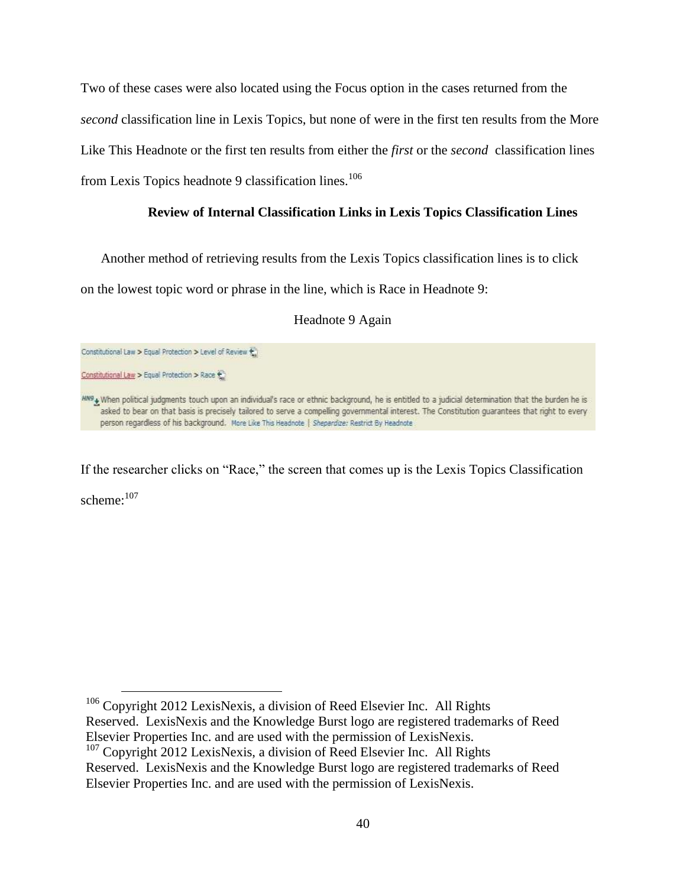Two of these cases were also located using the Focus option in the cases returned from the *second* classification line in Lexis Topics, but none of were in the first ten results from the More Like This Headnote or the first ten results from either the *first* or the *second* classification lines from Lexis Topics headnote 9 classification lines.[106]

**Review of Internal Classification Links in Lexis Topics Classification Lines**

Another method of retrieving results from the Lexis Topics classification lines is to click on the lowest topic word or phrase in the line, which is Race in Headnote 9:

Headnote 9 Again

Constitutional Law > Equal Protection > Level of Review

Constitutional Law > Equal Protection > Race

HN9 When political judgments touch upon an individual's race or ethnic background, he is entitled to a judicial determination that the burden he is asked to bear on that basis is precisely tailored to serve a compelling governmental interest. The Constitution guarantees that right to every person regardless of his background. More Like This Headnote | Shepardize: Restrict By Headnote

If the researcher clicks on "Race," the screen that comes up is the Lexis Topics Classification scheme:[107]

---

[106] Copyright 2012 LexisNexis, a division of Reed Elsevier Inc. All Rights Reserved. LexisNexis and the Knowledge Burst logo are registered trademarks of Reed Elsevier Properties Inc. and are used with the permission of LexisNexis.

[107] Copyright 2012 LexisNexis, a division of Reed Elsevier Inc. All Rights Reserved. LexisNexis and the Knowledge Burst logo are registered trademarks of Reed Elsevier Properties Inc. and are used with the permission of LexisNexis.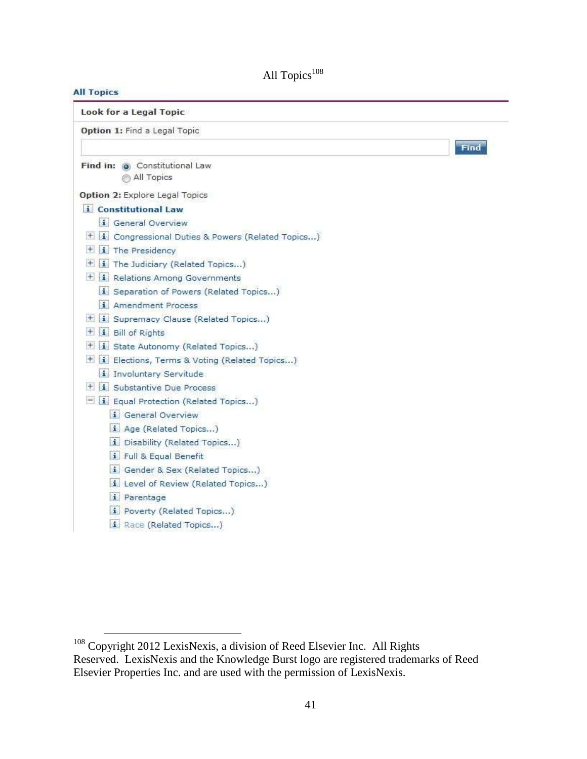All Topics[108]

**All Topics**

**Look for a Legal Topic**

**Option 1:** Find a Legal Topic

Find

**Find in:** Constitutional Law
All Topics

**Option 2:** Explore Legal Topics

- **Constitutional Law**
  - General Overview
  - Congressional Duties & Powers (Related Topics...)
  - The Presidency
  - The Judiciary (Related Topics...)
  - Relations Among Governments
  - Separation of Powers (Related Topics...)
  - Amendment Process
  - Supremacy Clause (Related Topics...)
  - Bill of Rights
  - State Autonomy (Related Topics...)
  - Elections, Terms & Voting (Related Topics...)
  - Involuntary Servitude
  - Substantive Due Process
  - Equal Protection (Related Topics...)
    - General Overview
    - Age (Related Topics...)
    - Disability (Related Topics...)
    - Full & Equal Benefit
    - Gender & Sex (Related Topics...)
    - Level of Review (Related Topics...)
    - Parentage
    - Poverty (Related Topics...)
    - Race (Related Topics...)

---

[108] Copyright 2012 LexisNexis, a division of Reed Elsevier Inc. All Rights Reserved. LexisNexis and the Knowledge Burst logo are registered trademarks of Reed Elsevier Properties Inc. and are used with the permission of LexisNexis.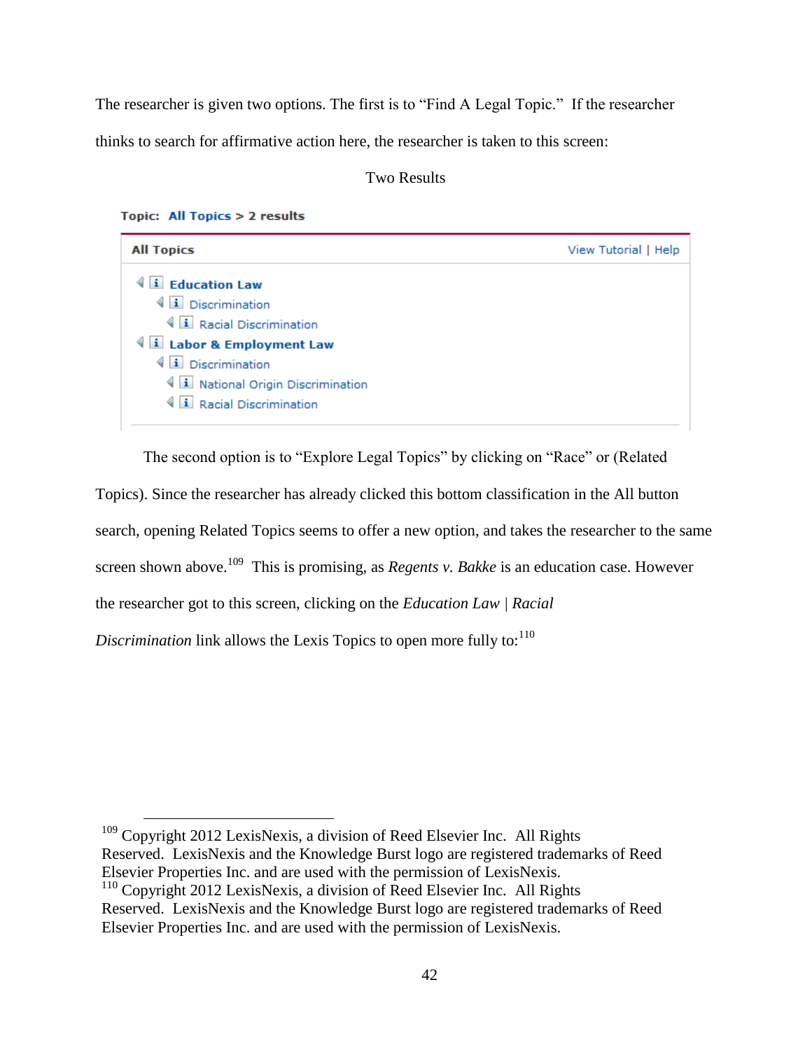The researcher is given two options. The first is to "Find A Legal Topic." If the researcher thinks to search for affirmative action here, the researcher is taken to this screen:

Two Results

**Topic: All Topics > 2 results**

**All Topics** — View Tutorial | Help

- **Education Law**
  - Discrimination
    - Racial Discrimination
- **Labor & Employment Law**
  - Discrimination
    - National Origin Discrimination
    - Racial Discrimination

The second option is to "Explore Legal Topics" by clicking on "Race" or (Related Topics). Since the researcher has already clicked this bottom classification in the All button search, opening Related Topics seems to offer a new option, and takes the researcher to the same screen shown above.[109] This is promising, as *Regents v. Bakke* is an education case. However the researcher got to this screen, clicking on the *Education Law* | *Racial Discrimination* link allows the Lexis Topics to open more fully to:[110]

---

[109] Copyright 2012 LexisNexis, a division of Reed Elsevier Inc. All Rights Reserved. LexisNexis and the Knowledge Burst logo are registered trademarks of Reed Elsevier Properties Inc. and are used with the permission of LexisNexis.

[110] Copyright 2012 LexisNexis, a division of Reed Elsevier Inc. All Rights Reserved. LexisNexis and the Knowledge Burst logo are registered trademarks of Reed Elsevier Properties Inc. and are used with the permission of LexisNexis.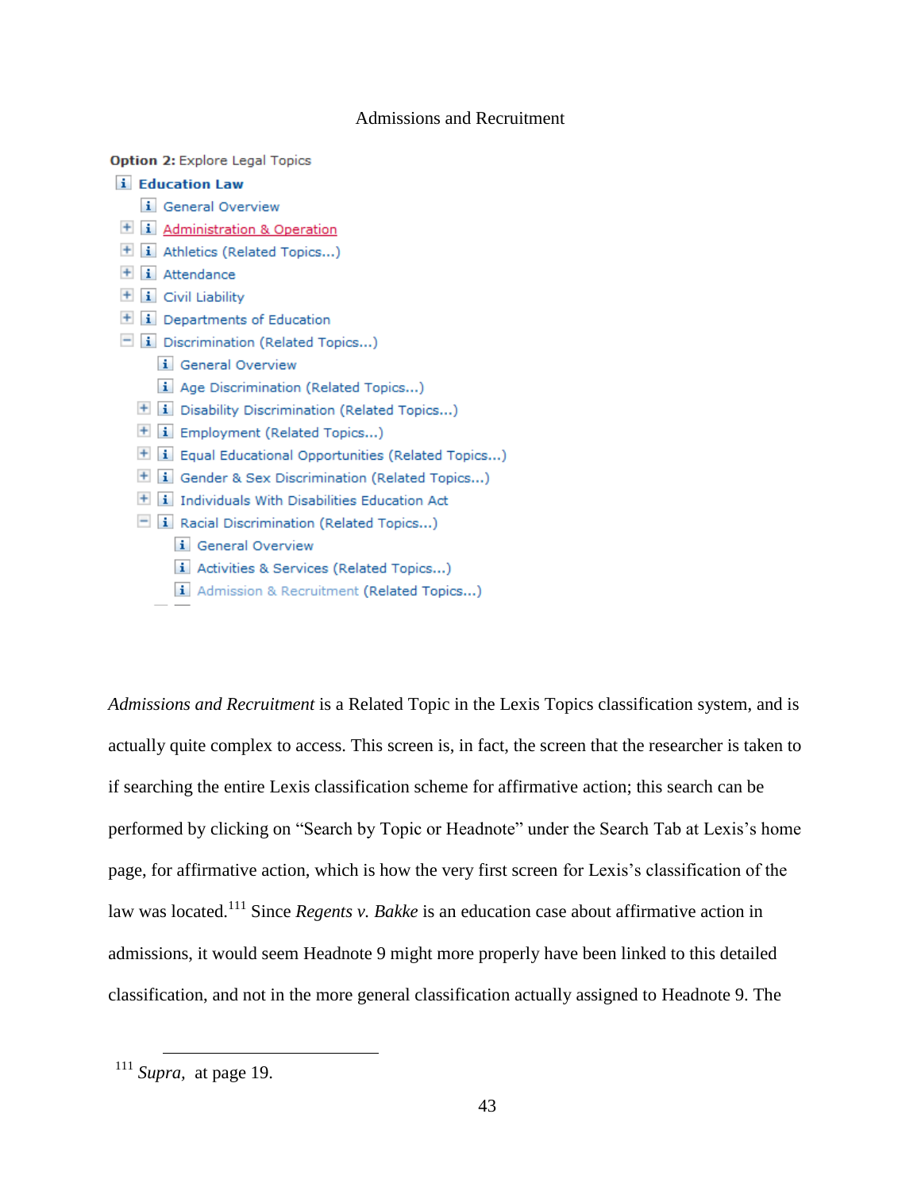Admissions and Recruitment

**Option 2:** Explore Legal Topics

- **Education Law**
  - General Overview
  - Administration & Operation
  - Athletics (Related Topics...)
  - Attendance
  - Civil Liability
  - Departments of Education
  - Discrimination (Related Topics...)
    - General Overview
    - Age Discrimination (Related Topics...)
    - Disability Discrimination (Related Topics...)
    - Employment (Related Topics...)
    - Equal Educational Opportunities (Related Topics...)
    - Gender & Sex Discrimination (Related Topics...)
    - Individuals With Disabilities Education Act
    - Racial Discrimination (Related Topics...)
      - General Overview
      - Activities & Services (Related Topics...)
      - Admission & Recruitment (Related Topics...)

*Admissions and Recruitment* is a Related Topic in the Lexis Topics classification system, and is actually quite complex to access. This screen is, in fact, the screen that the researcher is taken to if searching the entire Lexis classification scheme for affirmative action; this search can be performed by clicking on "Search by Topic or Headnote" under the Search Tab at Lexis's home page, for affirmative action, which is how the very first screen for Lexis's classification of the law was located.[111] Since *Regents v. Bakke* is an education case about affirmative action in admissions, it would seem Headnote 9 might more properly have been linked to this detailed classification, and not in the more general classification actually assigned to Headnote 9. The

[111] *Supra,* at page 19.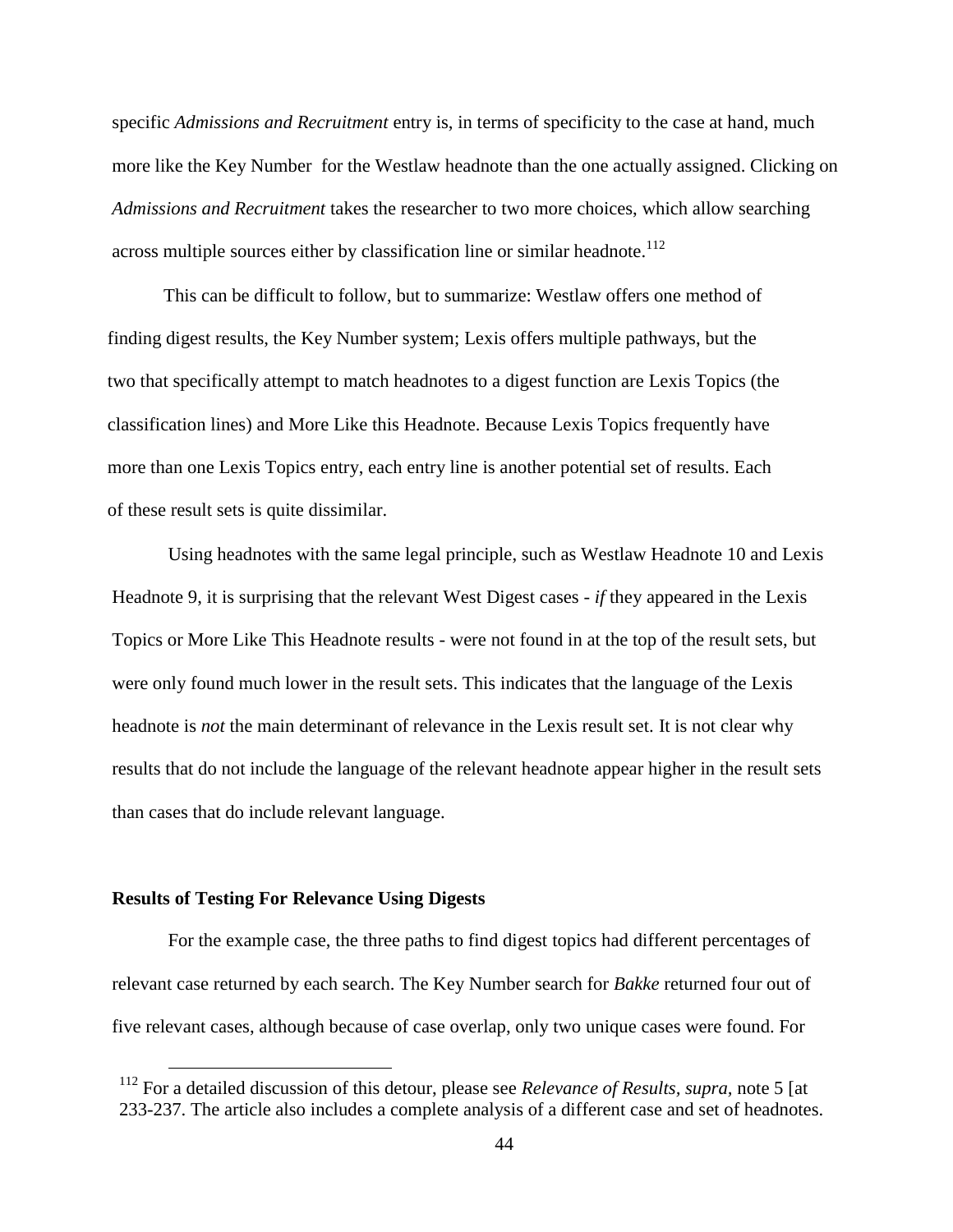specific *Admissions and Recruitment* entry is, in terms of specificity to the case at hand, much more like the Key Number for the Westlaw headnote than the one actually assigned. Clicking on *Admissions and Recruitment* takes the researcher to two more choices, which allow searching across multiple sources either by classification line or similar headnote.[112]

This can be difficult to follow, but to summarize: Westlaw offers one method of finding digest results, the Key Number system; Lexis offers multiple pathways, but the two that specifically attempt to match headnotes to a digest function are Lexis Topics (the classification lines) and More Like this Headnote. Because Lexis Topics frequently have more than one Lexis Topics entry, each entry line is another potential set of results. Each of these result sets is quite dissimilar.

Using headnotes with the same legal principle, such as Westlaw Headnote 10 and Lexis Headnote 9, it is surprising that the relevant West Digest cases - *if* they appeared in the Lexis Topics or More Like This Headnote results - were not found in at the top of the result sets, but were only found much lower in the result sets. This indicates that the language of the Lexis headnote is *not* the main determinant of relevance in the Lexis result set. It is not clear why results that do not include the language of the relevant headnote appear higher in the result sets than cases that do include relevant language.

**Results of Testing For Relevance Using Digests**

For the example case, the three paths to find digest topics had different percentages of relevant case returned by each search. The Key Number search for *Bakke* returned four out of five relevant cases, although because of case overlap, only two unique cases were found. For

[112] For a detailed discussion of this detour, please see *Relevance of Results*, *supra,* note 5 [at 233-237. The article also includes a complete analysis of a different case and set of headnotes.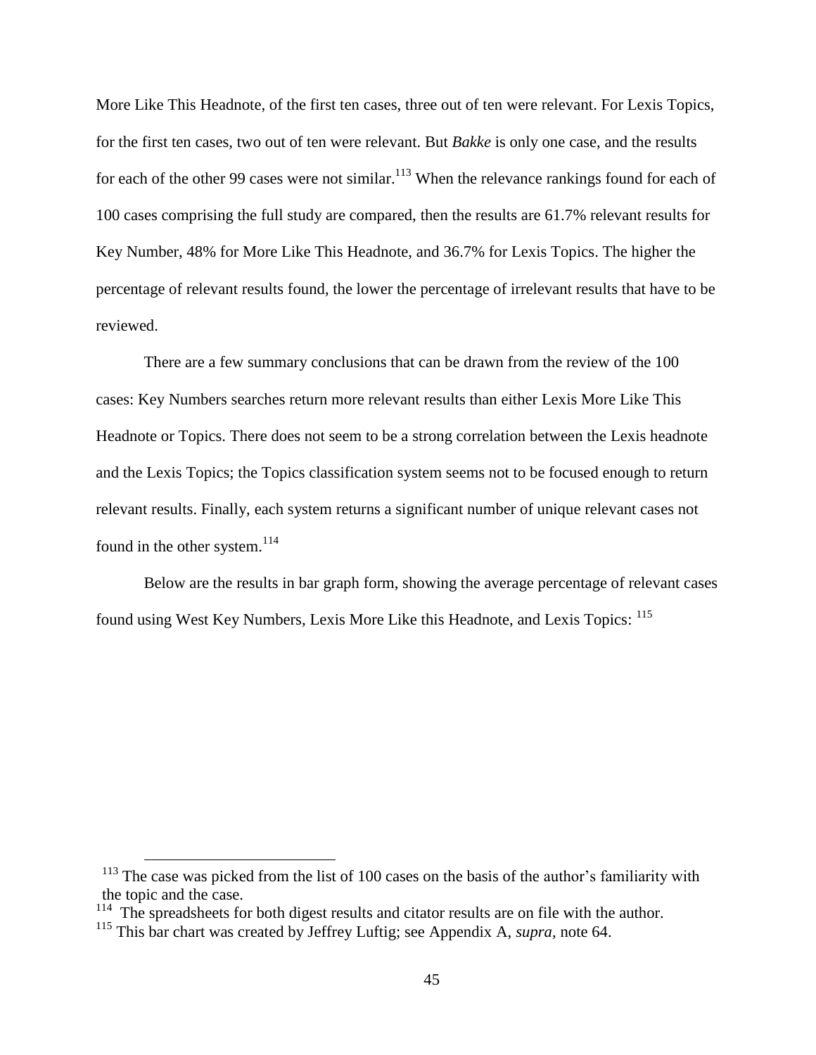More Like This Headnote, of the first ten cases, three out of ten were relevant. For Lexis Topics, for the first ten cases, two out of ten were relevant. But *Bakke* is only one case, and the results for each of the other 99 cases were not similar.[113] When the relevance rankings found for each of 100 cases comprising the full study are compared, then the results are 61.7% relevant results for Key Number, 48% for More Like This Headnote, and 36.7% for Lexis Topics. The higher the percentage of relevant results found, the lower the percentage of irrelevant results that have to be reviewed.

There are a few summary conclusions that can be drawn from the review of the 100 cases: Key Numbers searches return more relevant results than either Lexis More Like This Headnote or Topics. There does not seem to be a strong correlation between the Lexis headnote and the Lexis Topics; the Topics classification system seems not to be focused enough to return relevant results. Finally, each system returns a significant number of unique relevant cases not found in the other system.[114]

Below are the results in bar graph form, showing the average percentage of relevant cases found using West Key Numbers, Lexis More Like this Headnote, and Lexis Topics: [115]

---

[113] The case was picked from the list of 100 cases on the basis of the author's familiarity with the topic and the case.

[114] The spreadsheets for both digest results and citator results are on file with the author.

[115] This bar chart was created by Jeffrey Luftig; see Appendix A, *supra*, note 64.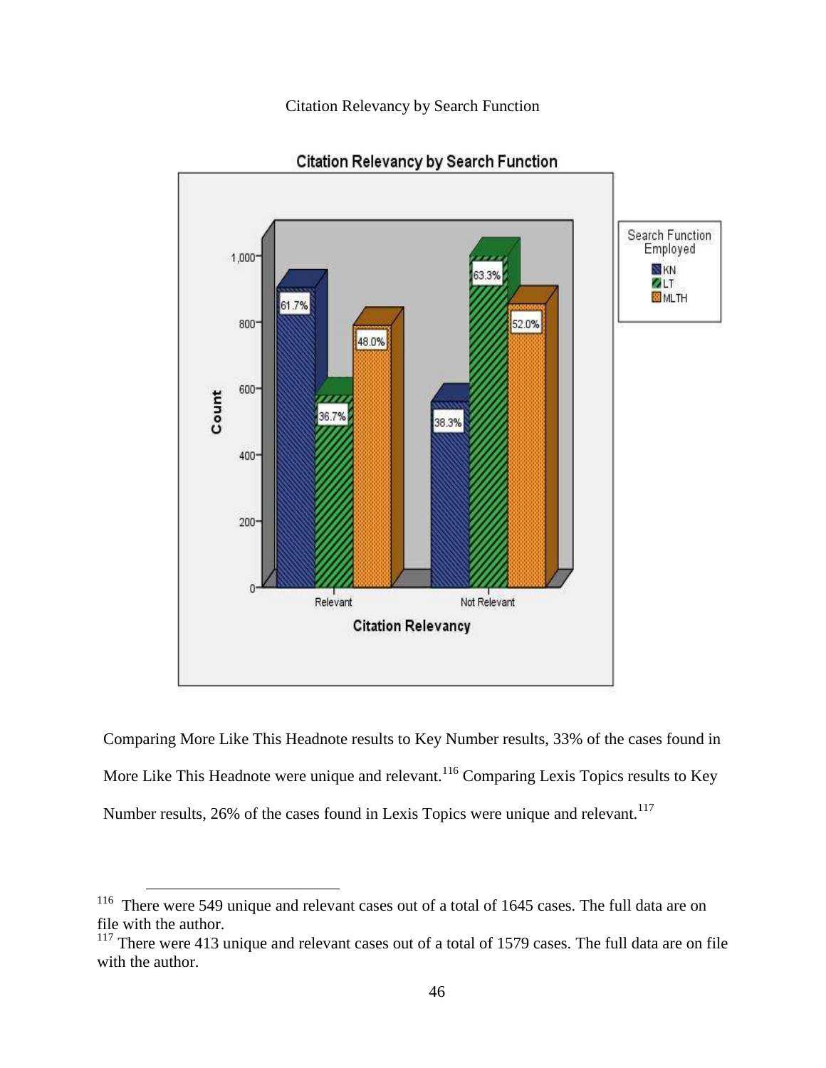Citation Relevancy by Search Function

Comparing More Like This Headnote results to Key Number results, 33% of the cases found in More Like This Headnote were unique and relevant.[116] Comparing Lexis Topics results to Key Number results, 26% of the cases found in Lexis Topics were unique and relevant.[117]

---

[116] There were 549 unique and relevant cases out of a total of 1645 cases. The full data are on file with the author.

[117] There were 413 unique and relevant cases out of a total of 1579 cases. The full data are on file with the author.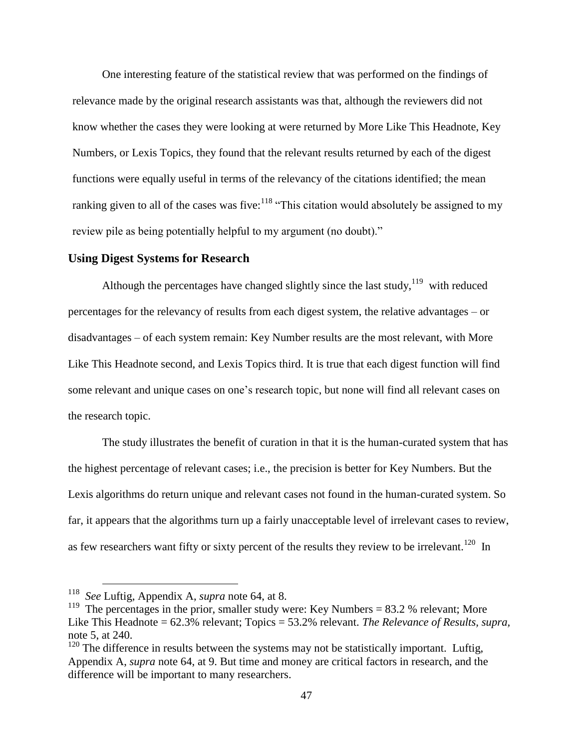One interesting feature of the statistical review that was performed on the findings of relevance made by the original research assistants was that, although the reviewers did not know whether the cases they were looking at were returned by More Like This Headnote, Key Numbers, or Lexis Topics, they found that the relevant results returned by each of the digest functions were equally useful in terms of the relevancy of the citations identified; the mean ranking given to all of the cases was five:[118] "This citation would absolutely be assigned to my review pile as being potentially helpful to my argument (no doubt)."

## Using Digest Systems for Research

Although the percentages have changed slightly since the last study,[119] with reduced percentages for the relevancy of results from each digest system, the relative advantages – or disadvantages – of each system remain: Key Number results are the most relevant, with More Like This Headnote second, and Lexis Topics third. It is true that each digest function will find some relevant and unique cases on one's research topic, but none will find all relevant cases on the research topic.

The study illustrates the benefit of curation in that it is the human-curated system that has the highest percentage of relevant cases; i.e., the precision is better for Key Numbers. But the Lexis algorithms do return unique and relevant cases not found in the human-curated system. So far, it appears that the algorithms turn up a fairly unacceptable level of irrelevant cases to review, as few researchers want fifty or sixty percent of the results they review to be irrelevant.[120] In

---

[118] *See* Luftig, Appendix A, *supra* note 64, at 8.

[119] The percentages in the prior, smaller study were: Key Numbers = 83.2 % relevant; More Like This Headnote = 62.3% relevant; Topics = 53.2% relevant. *The Relevance of Results, supra,* note 5, at 240.

[120] The difference in results between the systems may not be statistically important. Luftig, Appendix A, *supra* note 64, at 9. But time and money are critical factors in research, and the difference will be important to many researchers.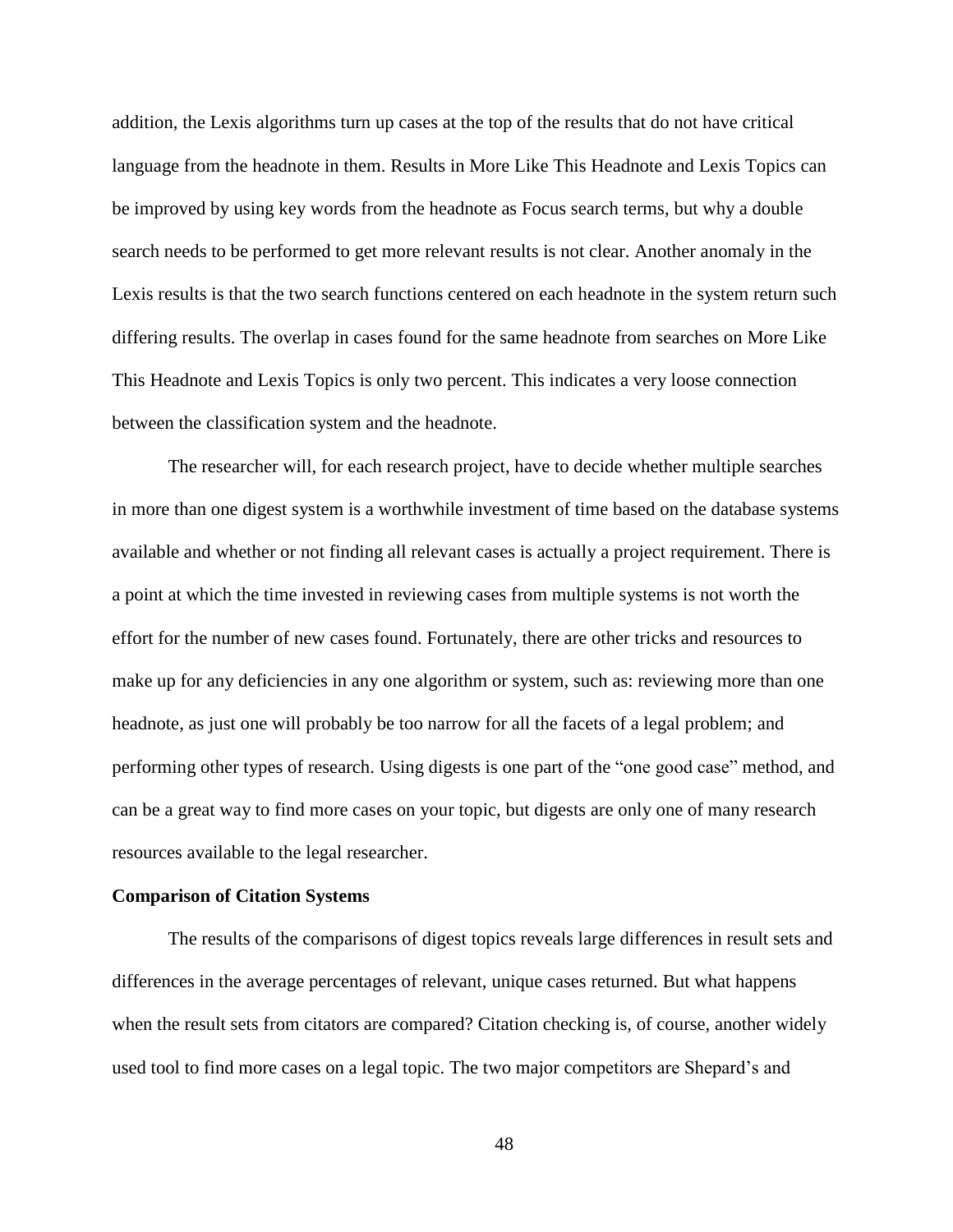addition, the Lexis algorithms turn up cases at the top of the results that do not have critical language from the headnote in them. Results in More Like This Headnote and Lexis Topics can be improved by using key words from the headnote as Focus search terms, but why a double search needs to be performed to get more relevant results is not clear. Another anomaly in the Lexis results is that the two search functions centered on each headnote in the system return such differing results. The overlap in cases found for the same headnote from searches on More Like This Headnote and Lexis Topics is only two percent. This indicates a very loose connection between the classification system and the headnote.

The researcher will, for each research project, have to decide whether multiple searches in more than one digest system is a worthwhile investment of time based on the database systems available and whether or not finding all relevant cases is actually a project requirement. There is a point at which the time invested in reviewing cases from multiple systems is not worth the effort for the number of new cases found. Fortunately, there are other tricks and resources to make up for any deficiencies in any one algorithm or system, such as: reviewing more than one headnote, as just one will probably be too narrow for all the facets of a legal problem; and performing other types of research. Using digests is one part of the "one good case" method, and can be a great way to find more cases on your topic, but digests are only one of many research resources available to the legal researcher.

**Comparison of Citation Systems**

The results of the comparisons of digest topics reveals large differences in result sets and differences in the average percentages of relevant, unique cases returned. But what happens when the result sets from citators are compared? Citation checking is, of course, another widely used tool to find more cases on a legal topic. The two major competitors are Shepard's and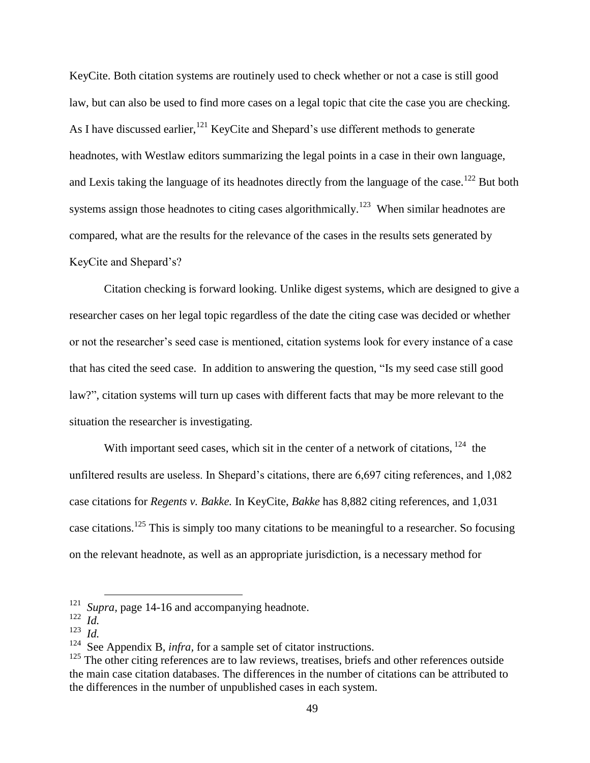KeyCite. Both citation systems are routinely used to check whether or not a case is still good law, but can also be used to find more cases on a legal topic that cite the case you are checking. As I have discussed earlier,[121] KeyCite and Shepard's use different methods to generate headnotes, with Westlaw editors summarizing the legal points in a case in their own language, and Lexis taking the language of its headnotes directly from the language of the case.[122] But both systems assign those headnotes to citing cases algorithmically.[123] When similar headnotes are compared, what are the results for the relevance of the cases in the results sets generated by KeyCite and Shepard's?

Citation checking is forward looking. Unlike digest systems, which are designed to give a researcher cases on her legal topic regardless of the date the citing case was decided or whether or not the researcher's seed case is mentioned, citation systems look for every instance of a case that has cited the seed case. In addition to answering the question, "Is my seed case still good law?", citation systems will turn up cases with different facts that may be more relevant to the situation the researcher is investigating.

With important seed cases, which sit in the center of a network of citations, [124] the unfiltered results are useless. In Shepard's citations, there are 6,697 citing references, and 1,082 case citations for *Regents v. Bakke.* In KeyCite, *Bakke* has 8,882 citing references, and 1,031 case citations.[125] This is simply too many citations to be meaningful to a researcher. So focusing on the relevant headnote, as well as an appropriate jurisdiction, is a necessary method for

---

[121] *Supra*, page 14-16 and accompanying headnote.

[122] *Id.*

[123] *Id.*

[124] See Appendix B, *infra*, for a sample set of citator instructions.

[125] The other citing references are to law reviews, treatises, briefs and other references outside the main case citation databases. The differences in the number of citations can be attributed to the differences in the number of unpublished cases in each system.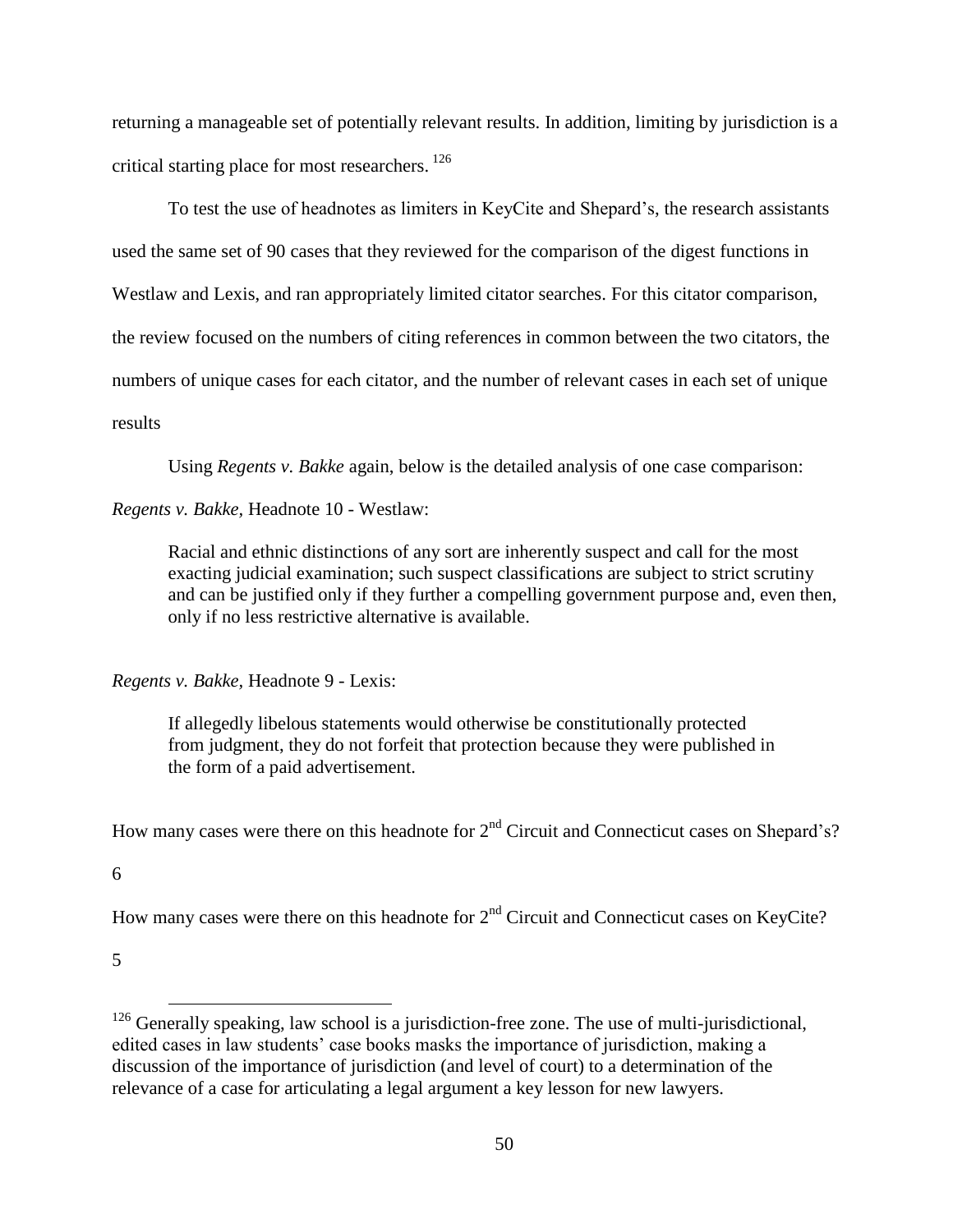returning a manageable set of potentially relevant results. In addition, limiting by jurisdiction is a critical starting place for most researchers. [126]

To test the use of headnotes as limiters in KeyCite and Shepard's, the research assistants used the same set of 90 cases that they reviewed for the comparison of the digest functions in Westlaw and Lexis, and ran appropriately limited citator searches. For this citator comparison, the review focused on the numbers of citing references in common between the two citators, the numbers of unique cases for each citator, and the number of relevant cases in each set of unique results

Using *Regents v. Bakke* again, below is the detailed analysis of one case comparison:

*Regents v. Bakke*, Headnote 10 - Westlaw:

> Racial and ethnic distinctions of any sort are inherently suspect and call for the most exacting judicial examination; such suspect classifications are subject to strict scrutiny and can be justified only if they further a compelling government purpose and, even then, only if no less restrictive alternative is available.

*Regents v. Bakke*, Headnote 9 - Lexis:

> If allegedly libelous statements would otherwise be constitutionally protected from judgment, they do not forfeit that protection because they were published in the form of a paid advertisement.

How many cases were there on this headnote for 2nd Circuit and Connecticut cases on Shepard's?

6

How many cases were there on this headnote for 2nd Circuit and Connecticut cases on KeyCite?

5

---

[126] Generally speaking, law school is a jurisdiction-free zone. The use of multi-jurisdictional, edited cases in law students' case books masks the importance of jurisdiction, making a discussion of the importance of jurisdiction (and level of court) to a determination of the relevance of a case for articulating a legal argument a key lesson for new lawyers.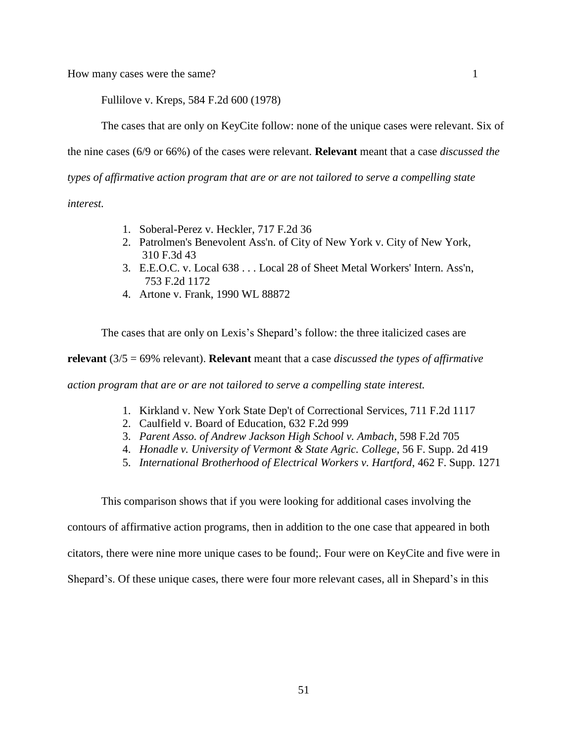How many cases were the same? 1

Fullilove v. Kreps, 584 F.2d 600 (1978)

The cases that are only on KeyCite follow: none of the unique cases were relevant. Six of the nine cases (6/9 or 66%) of the cases were relevant. **Relevant** meant that a case *discussed the types of affirmative action program that are or are not tailored to serve a compelling state interest.*

1. Soberal-Perez v. Heckler, 717 F.2d 36
2. Patrolmen's Benevolent Ass'n. of City of New York v. City of New York, 310 F.3d 43
3. E.E.O.C. v. Local 638 . . . Local 28 of Sheet Metal Workers' Intern. Ass'n, 753 F.2d 1172
4. Artone v. Frank, 1990 WL 88872

The cases that are only on Lexis's Shepard's follow: the three italicized cases are **relevant** (3/5 = 69% relevant). **Relevant** meant that a case *discussed the types of affirmative action program that are or are not tailored to serve a compelling state interest.*

1. Kirkland v. New York State Dep't of Correctional Services, 711 F.2d 1117
2. Caulfield v. Board of Education, 632 F.2d 999
3. *Parent Asso. of Andrew Jackson High School v. Ambach*, 598 F.2d 705
4. *Honadle v. University of Vermont & State Agric. College*, 56 F. Supp. 2d 419
5. *International Brotherhood of Electrical Workers v. Hartford*, 462 F. Supp. 1271

This comparison shows that if you were looking for additional cases involving the contours of affirmative action programs, then in addition to the one case that appeared in both citators, there were nine more unique cases to be found;. Four were on KeyCite and five were in Shepard's. Of these unique cases, there were four more relevant cases, all in Shepard's in this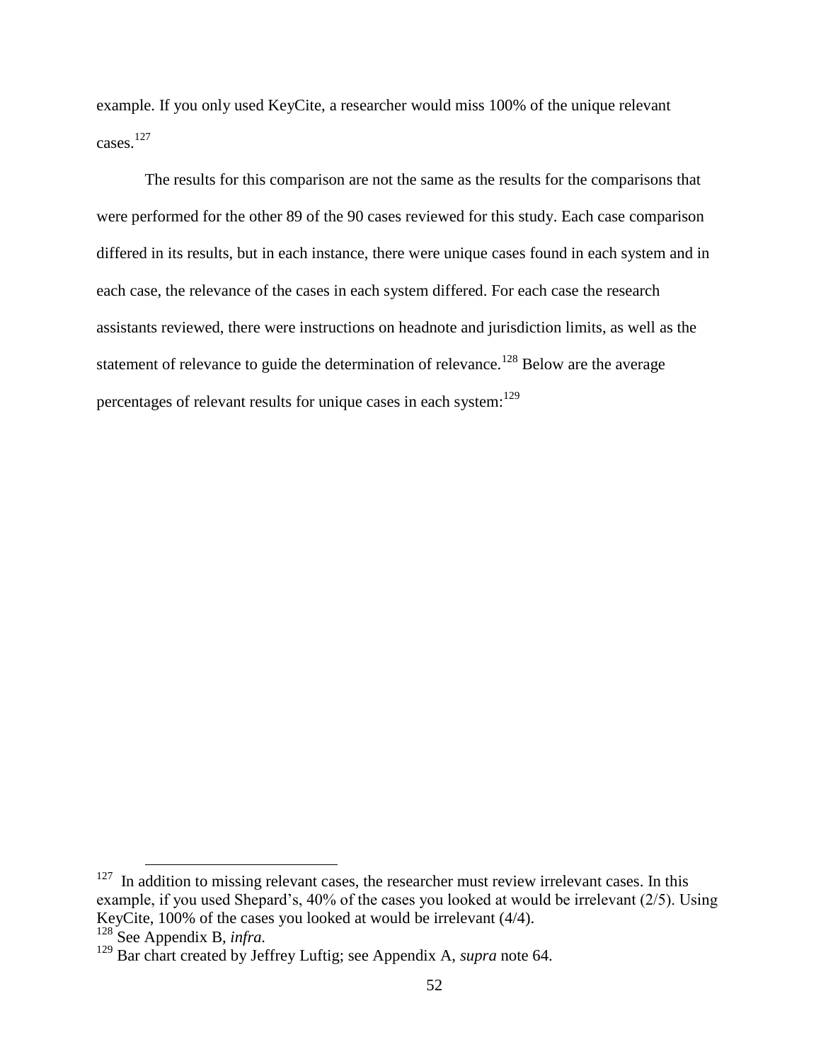example. If you only used KeyCite, a researcher would miss 100% of the unique relevant cases.[127]

The results for this comparison are not the same as the results for the comparisons that were performed for the other 89 of the 90 cases reviewed for this study. Each case comparison differed in its results, but in each instance, there were unique cases found in each system and in each case, the relevance of the cases in each system differed. For each case the research assistants reviewed, there were instructions on headnote and jurisdiction limits, as well as the statement of relevance to guide the determination of relevance.[128] Below are the average percentages of relevant results for unique cases in each system:[129]

---

[127] In addition to missing relevant cases, the researcher must review irrelevant cases. In this example, if you used Shepard's, 40% of the cases you looked at would be irrelevant (2/5). Using KeyCite, 100% of the cases you looked at would be irrelevant (4/4).

[128] See Appendix B, *infra.*

[129] Bar chart created by Jeffrey Luftig; see Appendix A, *supra* note 64.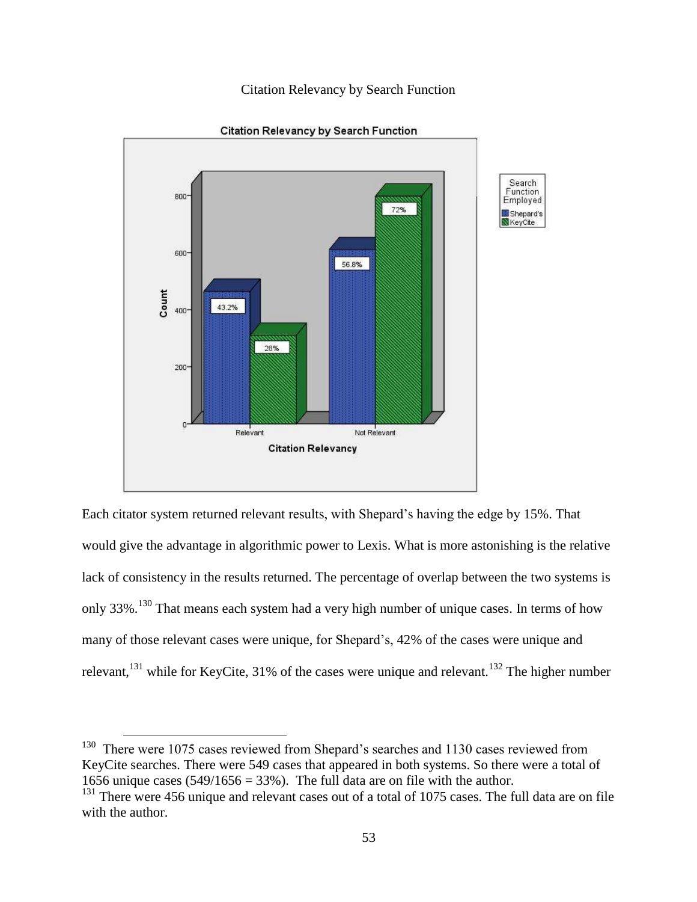Citation Relevancy by Search Function

Each citator system returned relevant results, with Shepard's having the edge by 15%. That would give the advantage in algorithmic power to Lexis. What is more astonishing is the relative lack of consistency in the results returned. The percentage of overlap between the two systems is only 33%.[130] That means each system had a very high number of unique cases. In terms of how many of those relevant cases were unique, for Shepard's, 42% of the cases were unique and relevant,[131] while for KeyCite, 31% of the cases were unique and relevant.[132] The higher number

---

[130] There were 1075 cases reviewed from Shepard's searches and 1130 cases reviewed from KeyCite searches. There were 549 cases that appeared in both systems. So there were a total of 1656 unique cases (549/1656 = 33%). The full data are on file with the author.

[131] There were 456 unique and relevant cases out of a total of 1075 cases. The full data are on file with the author.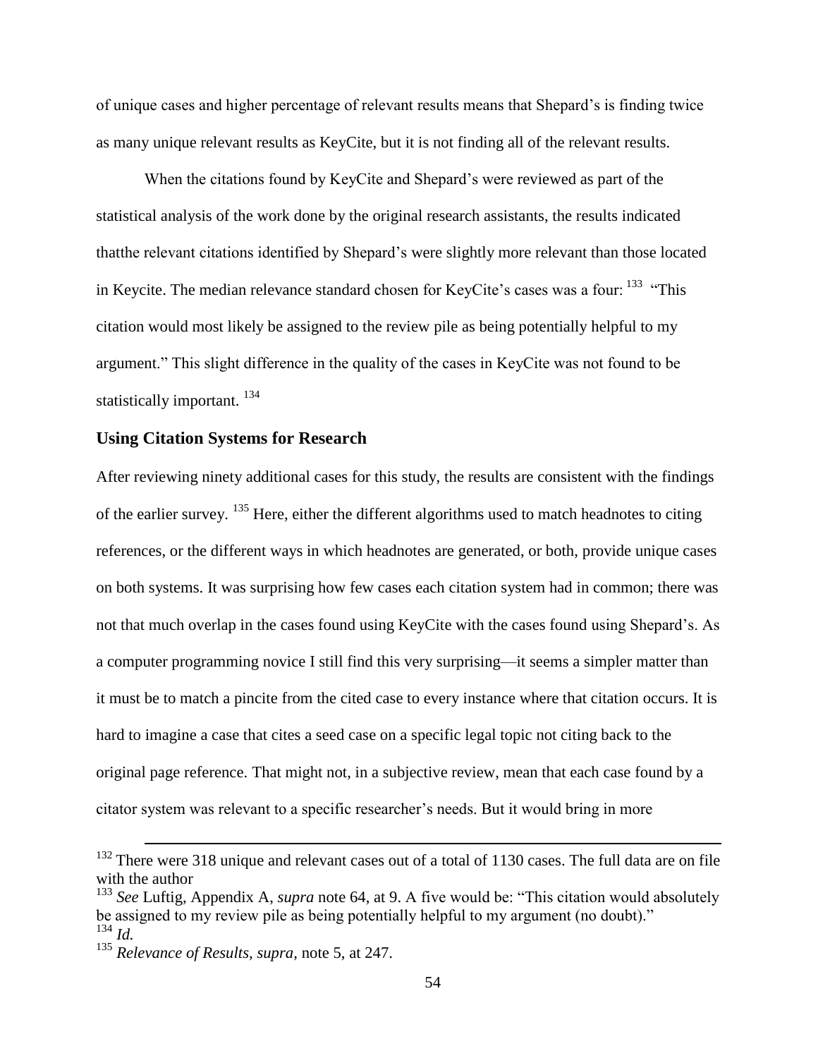of unique cases and higher percentage of relevant results means that Shepard's is finding twice as many unique relevant results as KeyCite, but it is not finding all of the relevant results.

When the citations found by KeyCite and Shepard's were reviewed as part of the statistical analysis of the work done by the original research assistants, the results indicated thatthe relevant citations identified by Shepard's were slightly more relevant than those located in Keycite. The median relevance standard chosen for KeyCite's cases was a four: [133] "This citation would most likely be assigned to the review pile as being potentially helpful to my argument." This slight difference in the quality of the cases in KeyCite was not found to be statistically important. [134]

### Using Citation Systems for Research

After reviewing ninety additional cases for this study, the results are consistent with the findings of the earlier survey. [135] Here, either the different algorithms used to match headnotes to citing references, or the different ways in which headnotes are generated, or both, provide unique cases on both systems. It was surprising how few cases each citation system had in common; there was not that much overlap in the cases found using KeyCite with the cases found using Shepard's. As a computer programming novice I still find this very surprising—it seems a simpler matter than it must be to match a pincite from the cited case to every instance where that citation occurs. It is hard to imagine a case that cites a seed case on a specific legal topic not citing back to the original page reference. That might not, in a subjective review, mean that each case found by a citator system was relevant to a specific researcher's needs. But it would bring in more

---

[132] There were 318 unique and relevant cases out of a total of 1130 cases. The full data are on file with the author

[133] *See* Luftig, Appendix A, *supra* note 64, at 9. A five would be: "This citation would absolutely be assigned to my review pile as being potentially helpful to my argument (no doubt)."

[134] *Id.*

[135] *Relevance of Results, supra*, note 5, at 247.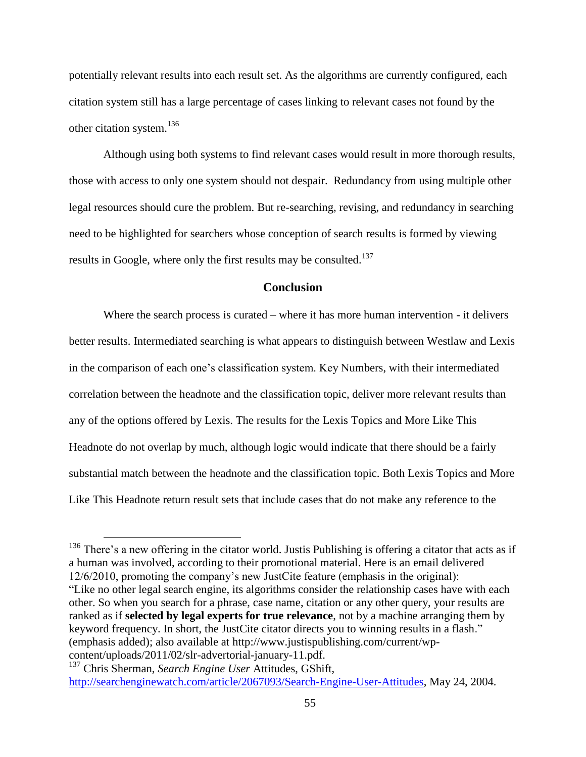potentially relevant results into each result set. As the algorithms are currently configured, each citation system still has a large percentage of cases linking to relevant cases not found by the other citation system.[136]

Although using both systems to find relevant cases would result in more thorough results, those with access to only one system should not despair. Redundancy from using multiple other legal resources should cure the problem. But re-searching, revising, and redundancy in searching need to be highlighted for searchers whose conception of search results is formed by viewing results in Google, where only the first results may be consulted.[137]

## Conclusion

Where the search process is curated – where it has more human intervention - it delivers better results. Intermediated searching is what appears to distinguish between Westlaw and Lexis in the comparison of each one's classification system. Key Numbers, with their intermediated correlation between the headnote and the classification topic, deliver more relevant results than any of the options offered by Lexis. The results for the Lexis Topics and More Like This Headnote do not overlap by much, although logic would indicate that there should be a fairly substantial match between the headnote and the classification topic. Both Lexis Topics and More Like This Headnote return result sets that include cases that do not make any reference to the

---

[136] There's a new offering in the citator world. Justis Publishing is offering a citator that acts as if a human was involved, according to their promotional material. Here is an email delivered 12/6/2010, promoting the company's new JustCite feature (emphasis in the original): "Like no other legal search engine, its algorithms consider the relationship cases have with each other. So when you search for a phrase, case name, citation or any other query, your results are ranked as if **selected by legal experts for true relevance**, not by a machine arranging them by keyword frequency. In short, the JustCite citator directs you to winning results in a flash." (emphasis added); also available at http://www.justispublishing.com/current/wp-content/uploads/2011/02/slr-advertorial-january-11.pdf.

[137] Chris Sherman, *Search Engine User* Attitudes, GShift, http://searchenginewatch.com/article/2067093/Search-Engine-User-Attitudes, May 24, 2004.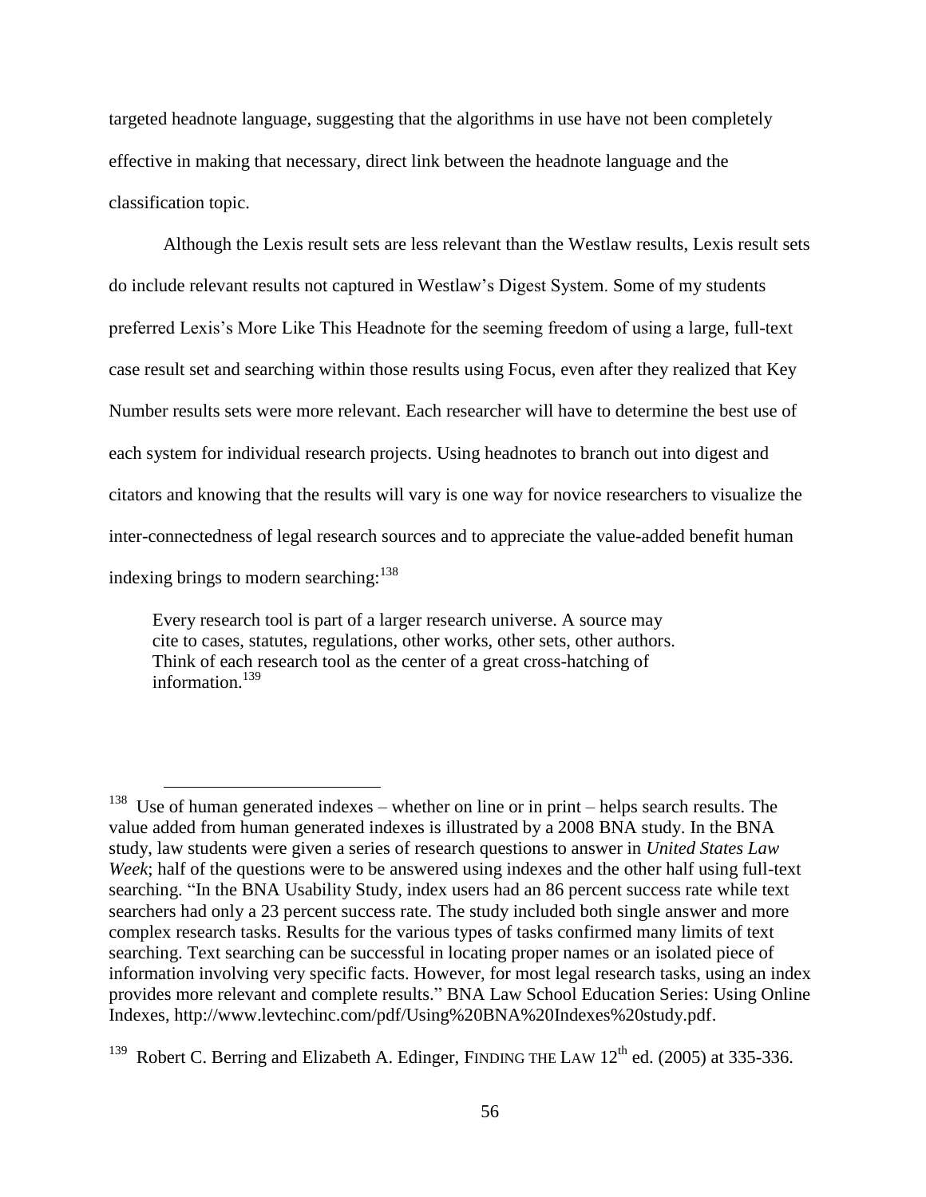targeted headnote language, suggesting that the algorithms in use have not been completely effective in making that necessary, direct link between the headnote language and the classification topic.

Although the Lexis result sets are less relevant than the Westlaw results, Lexis result sets do include relevant results not captured in Westlaw's Digest System. Some of my students preferred Lexis's More Like This Headnote for the seeming freedom of using a large, full-text case result set and searching within those results using Focus, even after they realized that Key Number results sets were more relevant. Each researcher will have to determine the best use of each system for individual research projects. Using headnotes to branch out into digest and citators and knowing that the results will vary is one way for novice researchers to visualize the inter-connectedness of legal research sources and to appreciate the value-added benefit human indexing brings to modern searching:[138]

> Every research tool is part of a larger research universe. A source may cite to cases, statutes, regulations, other works, other sets, other authors. Think of each research tool as the center of a great cross-hatching of information.[139]

---

[138] Use of human generated indexes – whether on line or in print – helps search results. The value added from human generated indexes is illustrated by a 2008 BNA study. In the BNA study, law students were given a series of research questions to answer in *United States Law Week*; half of the questions were to be answered using indexes and the other half using full-text searching. "In the BNA Usability Study, index users had an 86 percent success rate while text searchers had only a 23 percent success rate. The study included both single answer and more complex research tasks. Results for the various types of tasks confirmed many limits of text searching. Text searching can be successful in locating proper names or an isolated piece of information involving very specific facts. However, for most legal research tasks, using an index provides more relevant and complete results." BNA Law School Education Series: Using Online Indexes, http://www.levtechinc.com/pdf/Using%20BNA%20Indexes%20study.pdf.

[139] Robert C. Berring and Elizabeth A. Edinger, FINDING THE LAW 12th ed. (2005) at 335-336.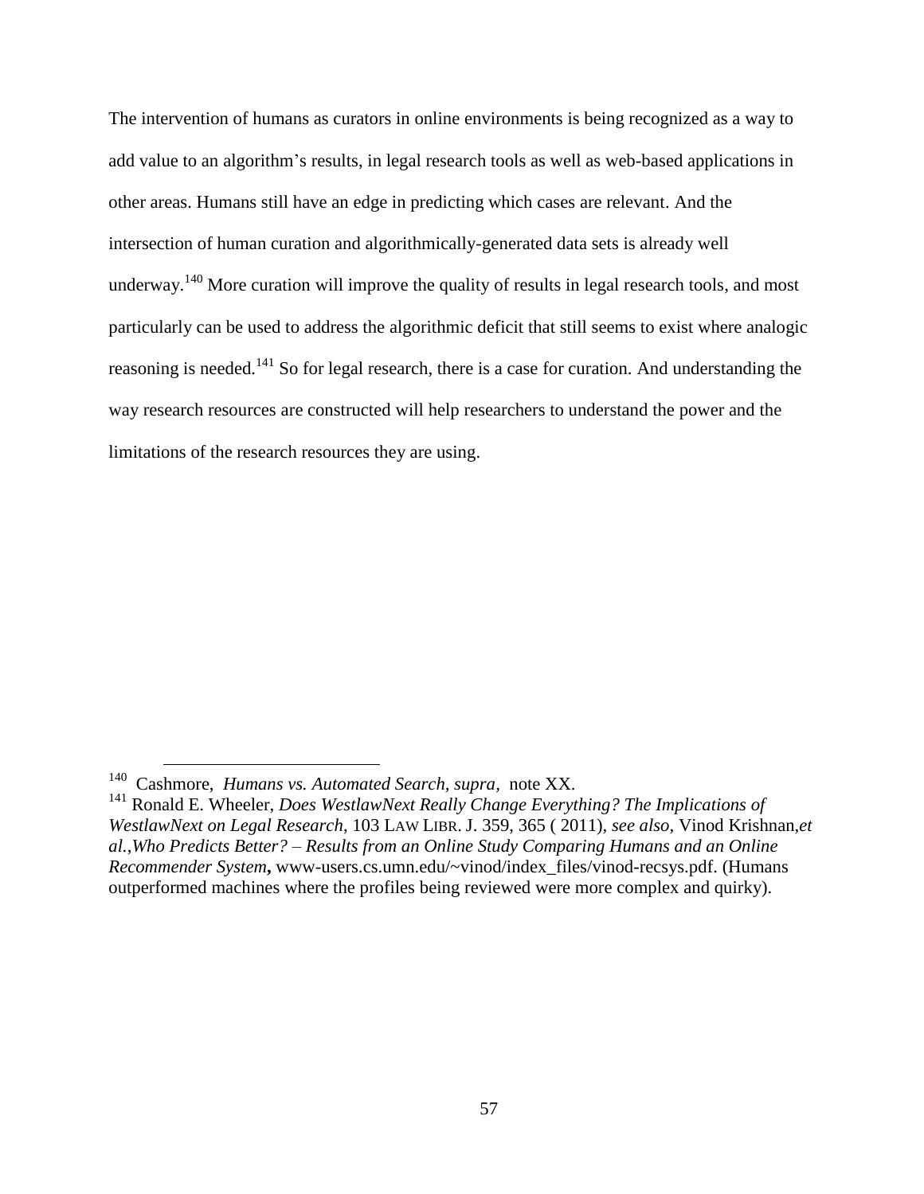The intervention of humans as curators in online environments is being recognized as a way to add value to an algorithm's results, in legal research tools as well as web-based applications in other areas. Humans still have an edge in predicting which cases are relevant. And the intersection of human curation and algorithmically-generated data sets is already well underway.[140] More curation will improve the quality of results in legal research tools, and most particularly can be used to address the algorithmic deficit that still seems to exist where analogic reasoning is needed.[141] So for legal research, there is a case for curation. And understanding the way research resources are constructed will help researchers to understand the power and the limitations of the research resources they are using.

---

[140] Cashmore, *Humans vs. Automated Search*, *supra*, note XX.

[141] Ronald E. Wheeler, *Does WestlawNext Really Change Everything? The Implications of WestlawNext on Legal Research*, 103 LAW LIBR. J. 359, 365 ( 2011), *see also*, Vinod Krishnan,*et al.*,*Who Predicts Better? – Results from an Online Study Comparing Humans and an Online Recommender System***,** www-users.cs.umn.edu/~vinod/index_files/vinod-recsys.pdf. (Humans outperformed machines where the profiles being reviewed were more complex and quirky).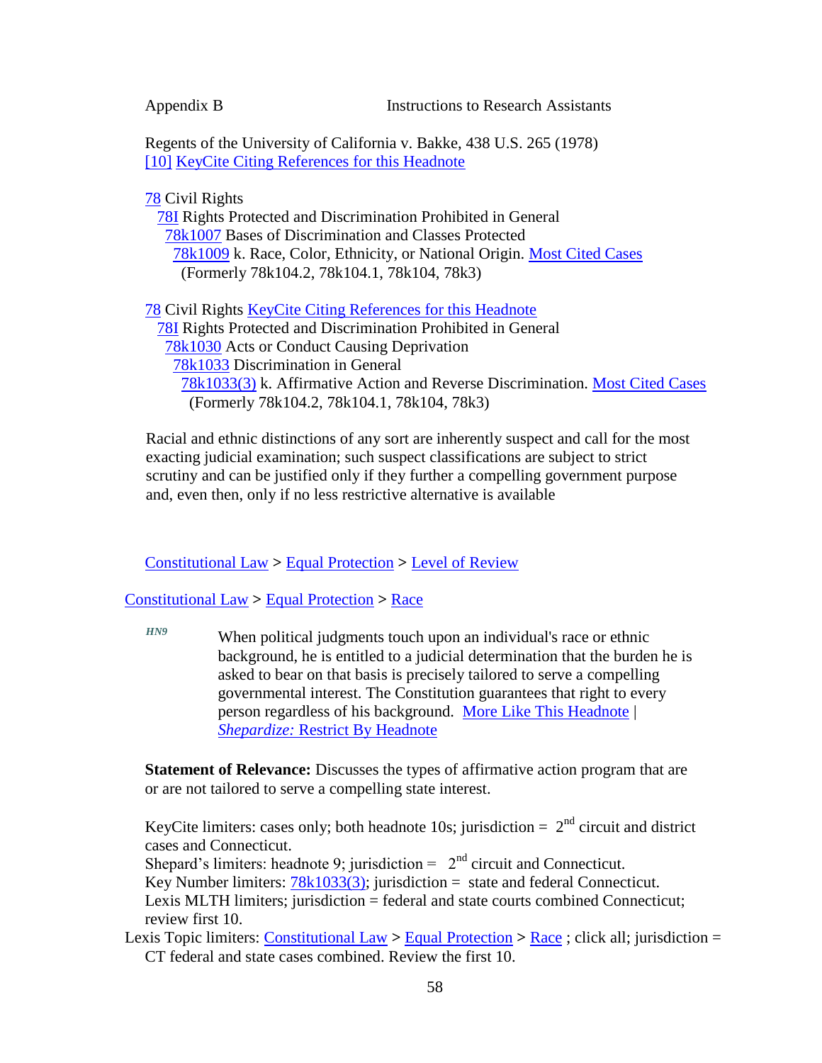Appendix B Instructions to Research Assistants

Regents of the University of California v. Bakke, 438 U.S. 265 (1978)
[10] KeyCite Citing References for this Headnote

78 Civil Rights
  78I Rights Protected and Discrimination Prohibited in General
    78k1007 Bases of Discrimination and Classes Protected
      78k1009 k. Race, Color, Ethnicity, or National Origin. Most Cited Cases
        (Formerly 78k104.2, 78k104.1, 78k104, 78k3)

78 Civil Rights KeyCite Citing References for this Headnote
  78I Rights Protected and Discrimination Prohibited in General
    78k1030 Acts or Conduct Causing Deprivation
      78k1033 Discrimination in General
        78k1033(3) k. Affirmative Action and Reverse Discrimination. Most Cited Cases
          (Formerly 78k104.2, 78k104.1, 78k104, 78k3)

Racial and ethnic distinctions of any sort are inherently suspect and call for the most exacting judicial examination; such suspect classifications are subject to strict scrutiny and can be justified only if they further a compelling government purpose and, even then, only if no less restrictive alternative is available

Constitutional Law > Equal Protection > Level of Review

Constitutional Law > Equal Protection > Race

*HN9* When political judgments touch upon an individual's race or ethnic background, he is entitled to a judicial determination that the burden he is asked to bear on that basis is precisely tailored to serve a compelling governmental interest. The Constitution guarantees that right to every person regardless of his background. More Like This Headnote | *Shepardize:* Restrict By Headnote

**Statement of Relevance:** Discusses the types of affirmative action program that are or are not tailored to serve a compelling state interest.

KeyCite limiters: cases only; both headnote 10s; jurisdiction = 2nd circuit and district cases and Connecticut.
Shepard's limiters: headnote 9; jurisdiction = 2nd circuit and Connecticut.
Key Number limiters: 78k1033(3); jurisdiction = state and federal Connecticut.
Lexis MLTH limiters; jurisdiction = federal and state courts combined Connecticut; review first 10.
Lexis Topic limiters: Constitutional Law > Equal Protection > Race ; click all; jurisdiction = CT federal and state cases combined. Review the first 10.